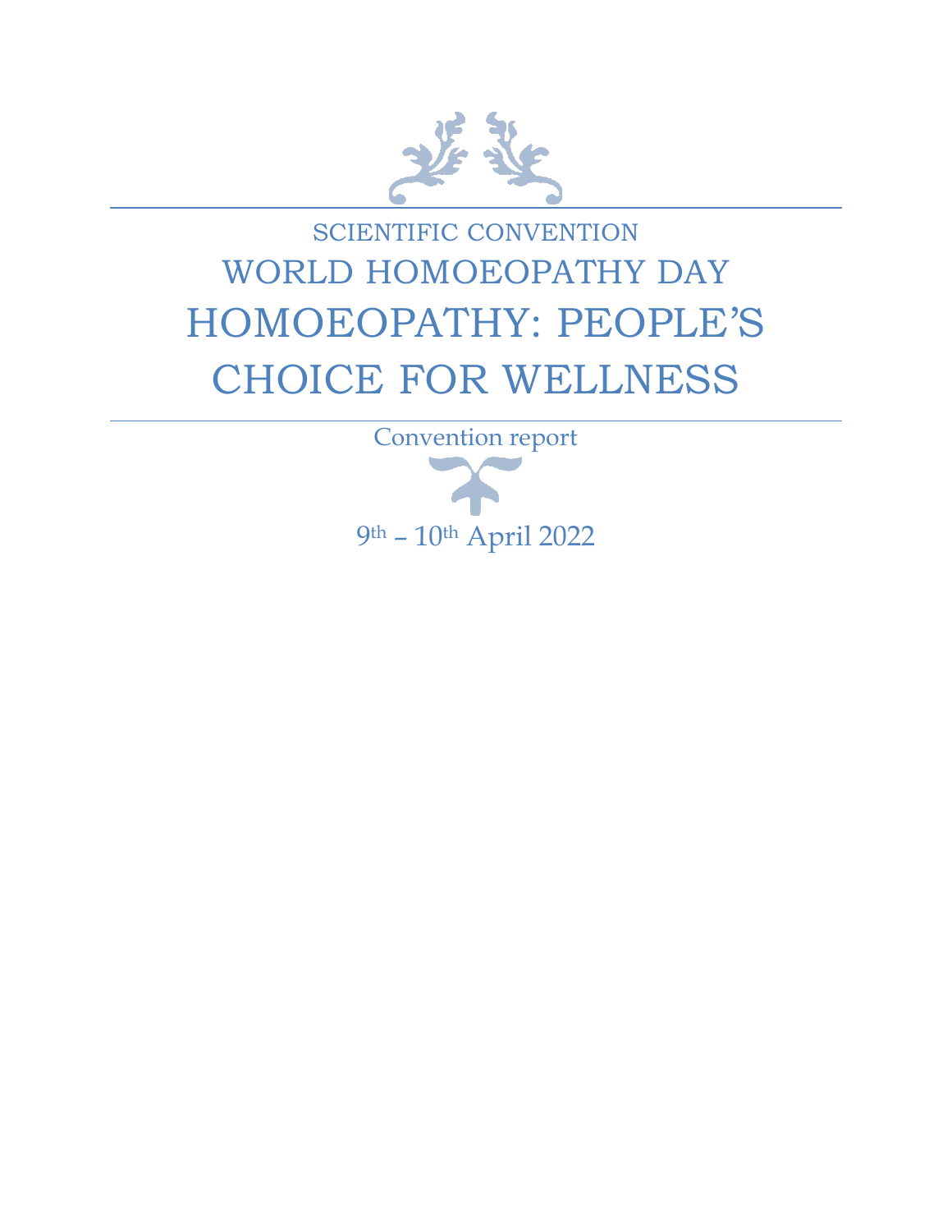SCIENTIFIC CONVENTION

# WORLD HOMOEOPATHY DAY

# HOMOEOPATHY: PEOPLE'S CHOICE FOR WELLNESS

Convention report

9th – 10th April 2022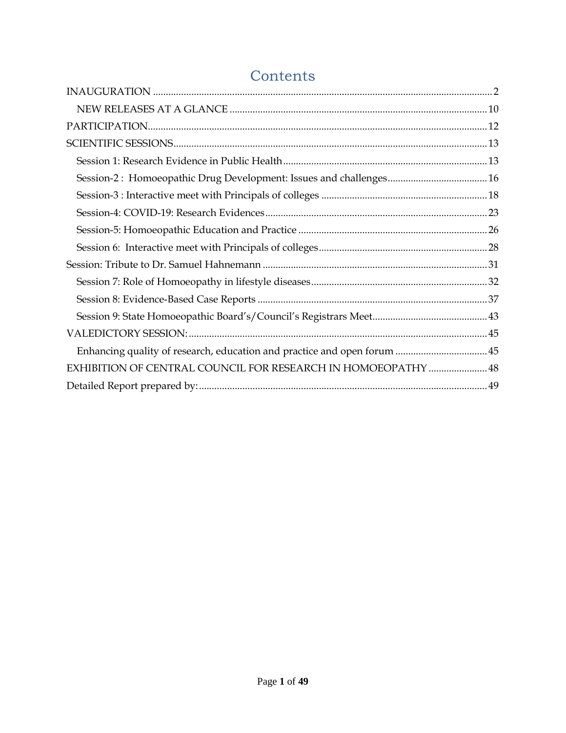# Contents

INAUGURATION .......... 2

- NEW RELEASES AT A GLANCE .......... 10

PARTICIPATION .......... 12

SCIENTIFIC SESSIONS .......... 13

- Session 1: Research Evidence in Public Health .......... 13
- Session-2 : Homoeopathic Drug Development: Issues and challenges .......... 16
- Session-3 : Interactive meet with Principals of colleges .......... 18
- Session-4: COVID-19: Research Evidences .......... 23
- Session-5: Homoeopathic Education and Practice .......... 26
- Session 6: Interactive meet with Principals of colleges .......... 28

Session: Tribute to Dr. Samuel Hahnemann .......... 31

- Session 7: Role of Homoeopathy in lifestyle diseases .......... 32
- Session 8: Evidence-Based Case Reports .......... 37
- Session 9: State Homoeopathic Board's/Council's Registrars Meet .......... 43

VALEDICTORY SESSION: .......... 45

- Enhancing quality of research, education and practice and open forum .......... 45

EXHIBITION OF CENTRAL COUNCIL FOR RESEARCH IN HOMOEOPATHY .......... 48

Detailed Report prepared by: .......... 49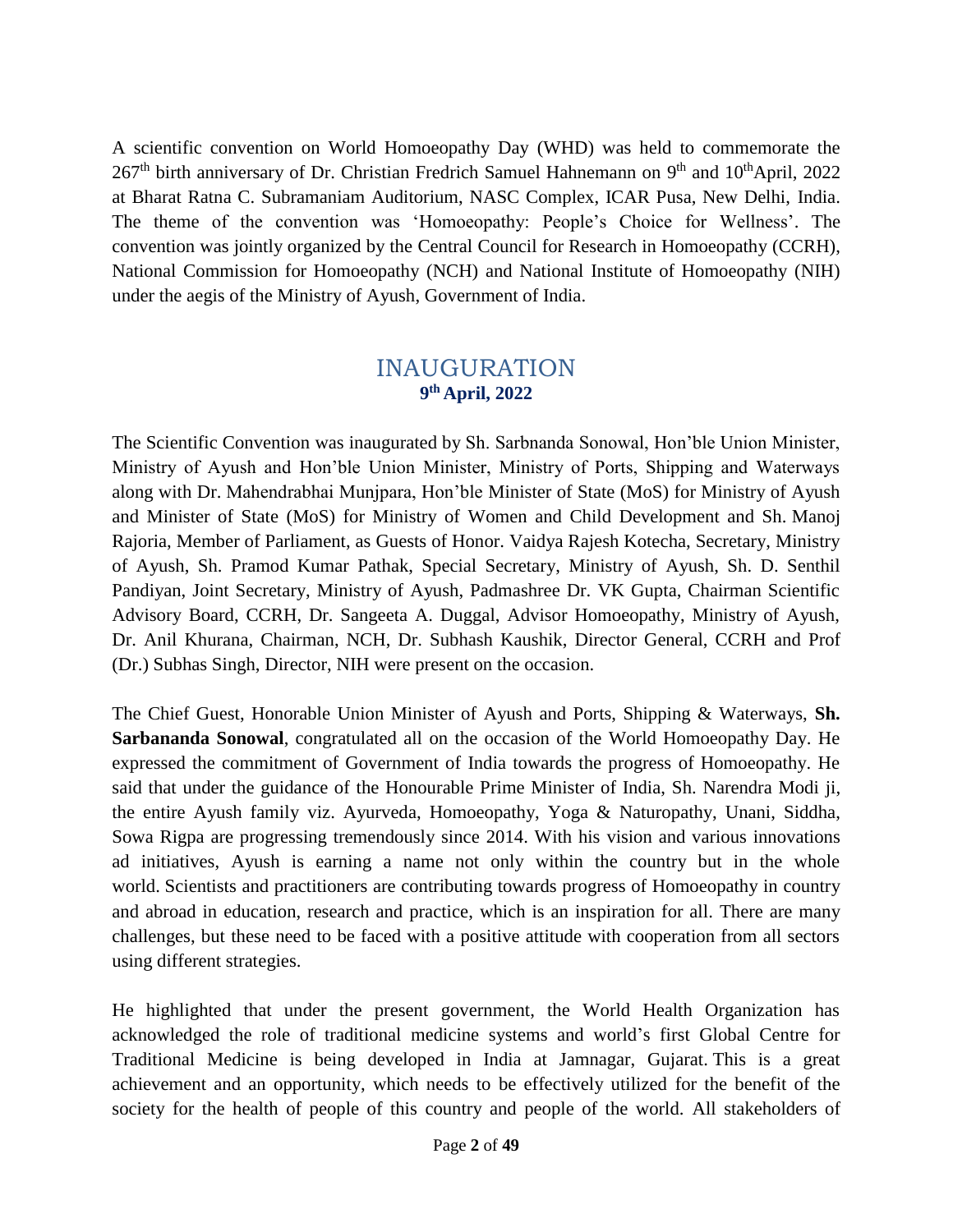A scientific convention on World Homoeopathy Day (WHD) was held to commemorate the 267th birth anniversary of Dr. Christian Fredrich Samuel Hahnemann on 9th and 10th April, 2022 at Bharat Ratna C. Subramaniam Auditorium, NASC Complex, ICAR Pusa, New Delhi, India. The theme of the convention was 'Homoeopathy: People's Choice for Wellness'. The convention was jointly organized by the Central Council for Research in Homoeopathy (CCRH), National Commission for Homoeopathy (NCH) and National Institute of Homoeopathy (NIH) under the aegis of the Ministry of Ayush, Government of India.

## INAUGURATION

**9th April, 2022**

The Scientific Convention was inaugurated by Sh. Sarbnanda Sonowal, Hon'ble Union Minister, Ministry of Ayush and Hon'ble Union Minister, Ministry of Ports, Shipping and Waterways along with Dr. Mahendrabhai Munjpara, Hon'ble Minister of State (MoS) for Ministry of Ayush and Minister of State (MoS) for Ministry of Women and Child Development and Sh. Manoj Rajoria, Member of Parliament, as Guests of Honor. Vaidya Rajesh Kotecha, Secretary, Ministry of Ayush, Sh. Pramod Kumar Pathak, Special Secretary, Ministry of Ayush, Sh. D. Senthil Pandiyan, Joint Secretary, Ministry of Ayush, Padmashree Dr. VK Gupta, Chairman Scientific Advisory Board, CCRH, Dr. Sangeeta A. Duggal, Advisor Homoeopathy, Ministry of Ayush, Dr. Anil Khurana, Chairman, NCH, Dr. Subhash Kaushik, Director General, CCRH and Prof (Dr.) Subhas Singh, Director, NIH were present on the occasion.

The Chief Guest, Honorable Union Minister of Ayush and Ports, Shipping & Waterways, **Sh. Sarbananda Sonowal**, congratulated all on the occasion of the World Homoeopathy Day. He expressed the commitment of Government of India towards the progress of Homoeopathy. He said that under the guidance of the Honourable Prime Minister of India, Sh. Narendra Modi ji, the entire Ayush family viz. Ayurveda, Homoeopathy, Yoga & Naturopathy, Unani, Siddha, Sowa Rigpa are progressing tremendously since 2014. With his vision and various innovations ad initiatives, Ayush is earning a name not only within the country but in the whole world. Scientists and practitioners are contributing towards progress of Homoeopathy in country and abroad in education, research and practice, which is an inspiration for all. There are many challenges, but these need to be faced with a positive attitude with cooperation from all sectors using different strategies.

He highlighted that under the present government, the World Health Organization has acknowledged the role of traditional medicine systems and world's first Global Centre for Traditional Medicine is being developed in India at Jamnagar, Gujarat. This is a great achievement and an opportunity, which needs to be effectively utilized for the benefit of the society for the health of people of this country and people of the world. All stakeholders of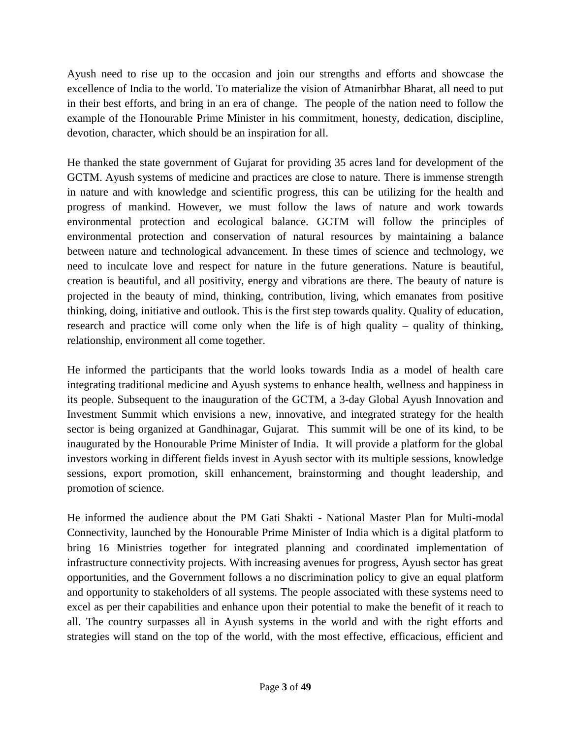Ayush need to rise up to the occasion and join our strengths and efforts and showcase the excellence of India to the world. To materialize the vision of Atmanirbhar Bharat, all need to put in their best efforts, and bring in an era of change. The people of the nation need to follow the example of the Honourable Prime Minister in his commitment, honesty, dedication, discipline, devotion, character, which should be an inspiration for all.

He thanked the state government of Gujarat for providing 35 acres land for development of the GCTM. Ayush systems of medicine and practices are close to nature. There is immense strength in nature and with knowledge and scientific progress, this can be utilizing for the health and progress of mankind. However, we must follow the laws of nature and work towards environmental protection and ecological balance. GCTM will follow the principles of environmental protection and conservation of natural resources by maintaining a balance between nature and technological advancement. In these times of science and technology, we need to inculcate love and respect for nature in the future generations. Nature is beautiful, creation is beautiful, and all positivity, energy and vibrations are there. The beauty of nature is projected in the beauty of mind, thinking, contribution, living, which emanates from positive thinking, doing, initiative and outlook. This is the first step towards quality. Quality of education, research and practice will come only when the life is of high quality – quality of thinking, relationship, environment all come together.

He informed the participants that the world looks towards India as a model of health care integrating traditional medicine and Ayush systems to enhance health, wellness and happiness in its people. Subsequent to the inauguration of the GCTM, a 3-day Global Ayush Innovation and Investment Summit which envisions a new, innovative, and integrated strategy for the health sector is being organized at Gandhinagar, Gujarat. This summit will be one of its kind, to be inaugurated by the Honourable Prime Minister of India. It will provide a platform for the global investors working in different fields invest in Ayush sector with its multiple sessions, knowledge sessions, export promotion, skill enhancement, brainstorming and thought leadership, and promotion of science.

He informed the audience about the PM Gati Shakti - National Master Plan for Multi-modal Connectivity, launched by the Honourable Prime Minister of India which is a digital platform to bring 16 Ministries together for integrated planning and coordinated implementation of infrastructure connectivity projects. With increasing avenues for progress, Ayush sector has great opportunities, and the Government follows a no discrimination policy to give an equal platform and opportunity to stakeholders of all systems. The people associated with these systems need to excel as per their capabilities and enhance upon their potential to make the benefit of it reach to all. The country surpasses all in Ayush systems in the world and with the right efforts and strategies will stand on the top of the world, with the most effective, efficacious, efficient and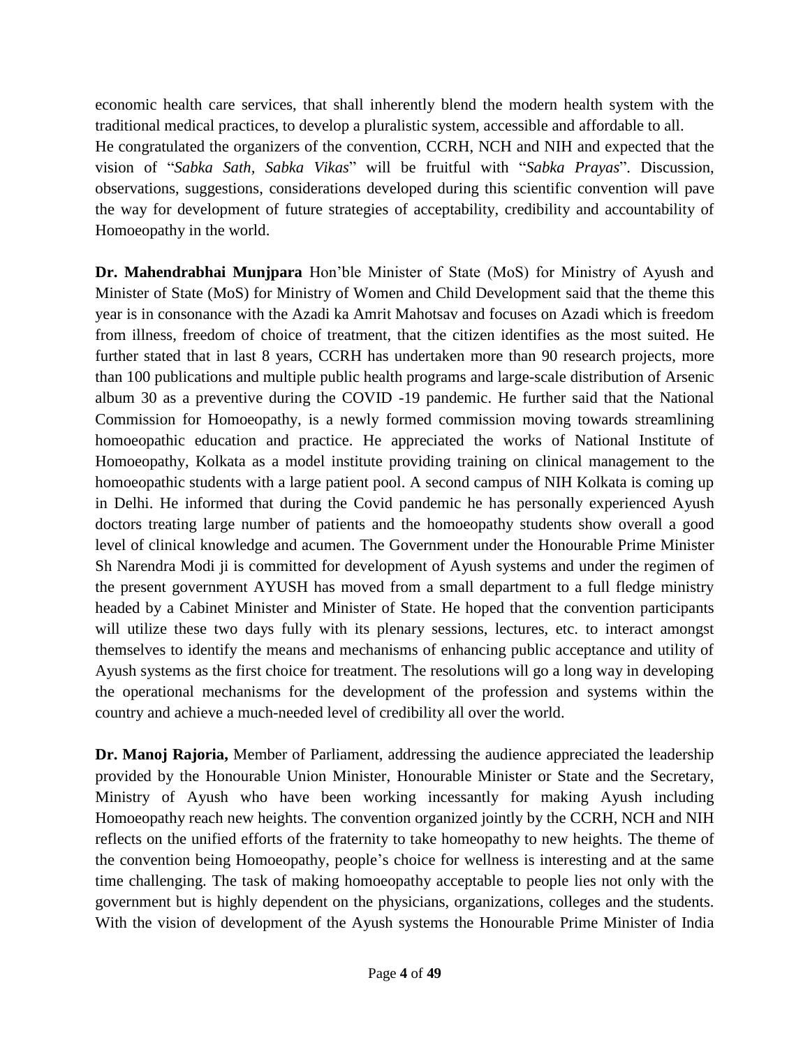economic health care services, that shall inherently blend the modern health system with the traditional medical practices, to develop a pluralistic system, accessible and affordable to all.
He congratulated the organizers of the convention, CCRH, NCH and NIH and expected that the vision of "*Sabka Sath, Sabka Vikas*" will be fruitful with "*Sabka Prayas*". Discussion, observations, suggestions, considerations developed during this scientific convention will pave the way for development of future strategies of acceptability, credibility and accountability of Homoeopathy in the world.

**Dr. Mahendrabhai Munjpara** Hon'ble Minister of State (MoS) for Ministry of Ayush and Minister of State (MoS) for Ministry of Women and Child Development said that the theme this year is in consonance with the Azadi ka Amrit Mahotsav and focuses on Azadi which is freedom from illness, freedom of choice of treatment, that the citizen identifies as the most suited. He further stated that in last 8 years, CCRH has undertaken more than 90 research projects, more than 100 publications and multiple public health programs and large-scale distribution of Arsenic album 30 as a preventive during the COVID -19 pandemic. He further said that the National Commission for Homoeopathy, is a newly formed commission moving towards streamlining homoeopathic education and practice. He appreciated the works of National Institute of Homoeopathy, Kolkata as a model institute providing training on clinical management to the homoeopathic students with a large patient pool. A second campus of NIH Kolkata is coming up in Delhi. He informed that during the Covid pandemic he has personally experienced Ayush doctors treating large number of patients and the homoeopathy students show overall a good level of clinical knowledge and acumen. The Government under the Honourable Prime Minister Sh Narendra Modi ji is committed for development of Ayush systems and under the regimen of the present government AYUSH has moved from a small department to a full fledge ministry headed by a Cabinet Minister and Minister of State. He hoped that the convention participants will utilize these two days fully with its plenary sessions, lectures, etc. to interact amongst themselves to identify the means and mechanisms of enhancing public acceptance and utility of Ayush systems as the first choice for treatment. The resolutions will go a long way in developing the operational mechanisms for the development of the profession and systems within the country and achieve a much-needed level of credibility all over the world.

**Dr. Manoj Rajoria,** Member of Parliament, addressing the audience appreciated the leadership provided by the Honourable Union Minister, Honourable Minister or State and the Secretary, Ministry of Ayush who have been working incessantly for making Ayush including Homoeopathy reach new heights. The convention organized jointly by the CCRH, NCH and NIH reflects on the unified efforts of the fraternity to take homeopathy to new heights. The theme of the convention being Homoeopathy, people's choice for wellness is interesting and at the same time challenging. The task of making homoeopathy acceptable to people lies not only with the government but is highly dependent on the physicians, organizations, colleges and the students. With the vision of development of the Ayush systems the Honourable Prime Minister of India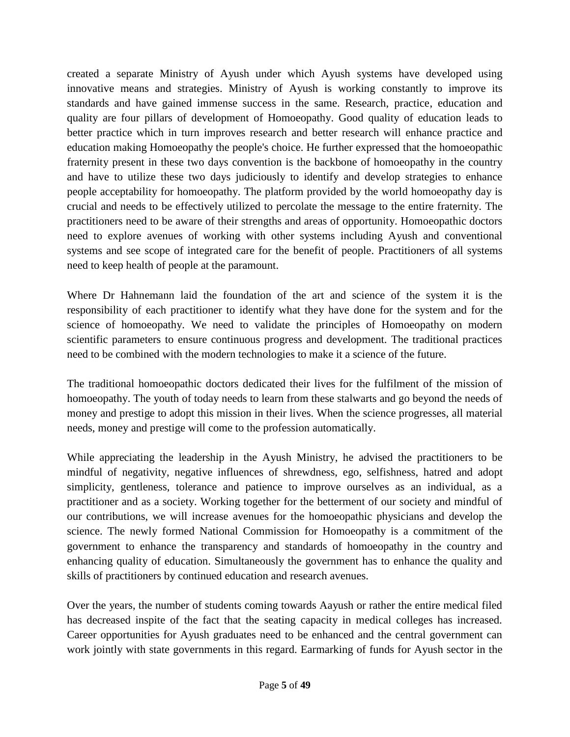created a separate Ministry of Ayush under which Ayush systems have developed using innovative means and strategies. Ministry of Ayush is working constantly to improve its standards and have gained immense success in the same. Research, practice, education and quality are four pillars of development of Homoeopathy. Good quality of education leads to better practice which in turn improves research and better research will enhance practice and education making Homoeopathy the people's choice. He further expressed that the homoeopathic fraternity present in these two days convention is the backbone of homoeopathy in the country and have to utilize these two days judiciously to identify and develop strategies to enhance people acceptability for homoeopathy. The platform provided by the world homoeopathy day is crucial and needs to be effectively utilized to percolate the message to the entire fraternity. The practitioners need to be aware of their strengths and areas of opportunity. Homoeopathic doctors need to explore avenues of working with other systems including Ayush and conventional systems and see scope of integrated care for the benefit of people. Practitioners of all systems need to keep health of people at the paramount.

Where Dr Hahnemann laid the foundation of the art and science of the system it is the responsibility of each practitioner to identify what they have done for the system and for the science of homoeopathy. We need to validate the principles of Homoeopathy on modern scientific parameters to ensure continuous progress and development. The traditional practices need to be combined with the modern technologies to make it a science of the future.

The traditional homoeopathic doctors dedicated their lives for the fulfilment of the mission of homoeopathy. The youth of today needs to learn from these stalwarts and go beyond the needs of money and prestige to adopt this mission in their lives. When the science progresses, all material needs, money and prestige will come to the profession automatically.

While appreciating the leadership in the Ayush Ministry, he advised the practitioners to be mindful of negativity, negative influences of shrewdness, ego, selfishness, hatred and adopt simplicity, gentleness, tolerance and patience to improve ourselves as an individual, as a practitioner and as a society. Working together for the betterment of our society and mindful of our contributions, we will increase avenues for the homoeopathic physicians and develop the science. The newly formed National Commission for Homoeopathy is a commitment of the government to enhance the transparency and standards of homoeopathy in the country and enhancing quality of education. Simultaneously the government has to enhance the quality and skills of practitioners by continued education and research avenues.

Over the years, the number of students coming towards Aayush or rather the entire medical filed has decreased inspite of the fact that the seating capacity in medical colleges has increased. Career opportunities for Ayush graduates need to be enhanced and the central government can work jointly with state governments in this regard. Earmarking of funds for Ayush sector in the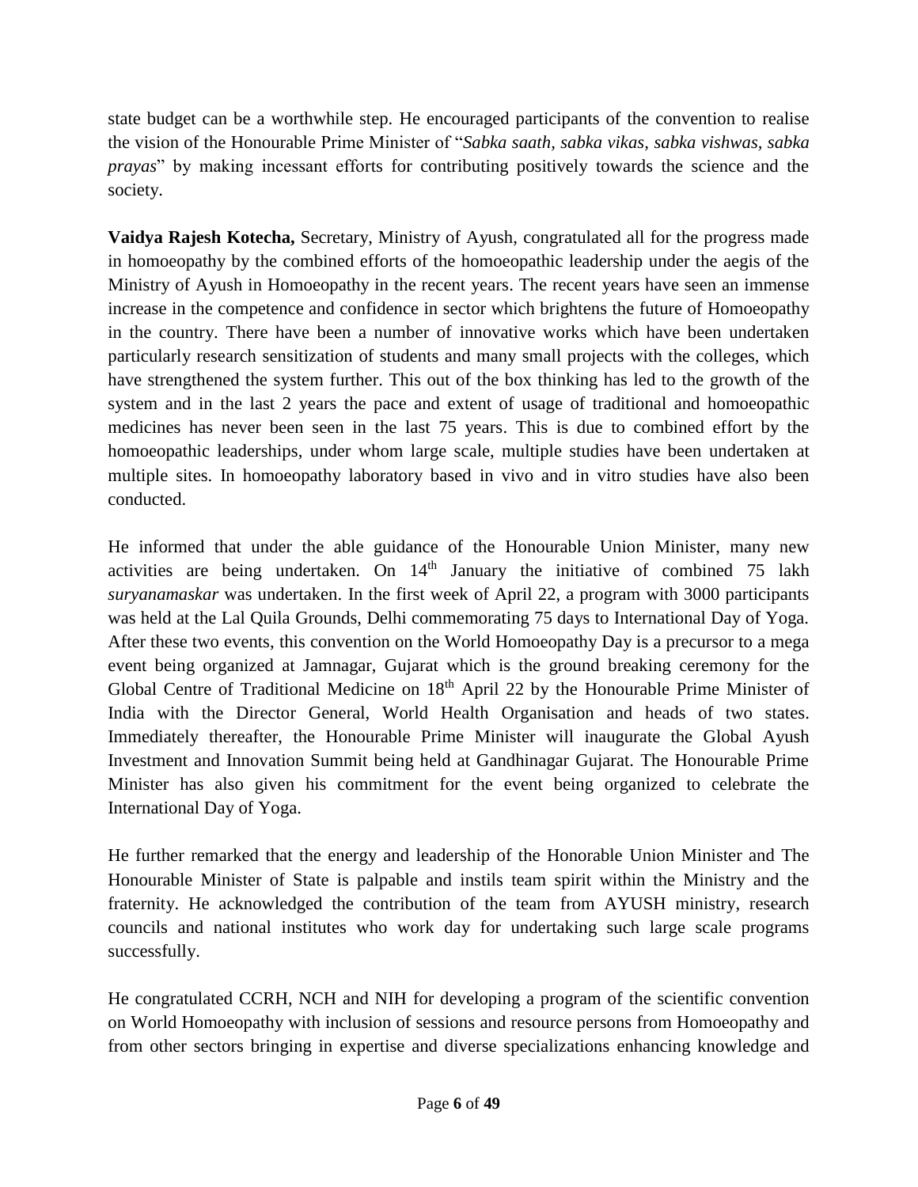state budget can be a worthwhile step. He encouraged participants of the convention to realise the vision of the Honourable Prime Minister of "*Sabka saath, sabka vikas, sabka vishwas, sabka prayas*" by making incessant efforts for contributing positively towards the science and the society.

**Vaidya Rajesh Kotecha,** Secretary, Ministry of Ayush, congratulated all for the progress made in homoeopathy by the combined efforts of the homoeopathic leadership under the aegis of the Ministry of Ayush in Homoeopathy in the recent years. The recent years have seen an immense increase in the competence and confidence in sector which brightens the future of Homoeopathy in the country. There have been a number of innovative works which have been undertaken particularly research sensitization of students and many small projects with the colleges, which have strengthened the system further. This out of the box thinking has led to the growth of the system and in the last 2 years the pace and extent of usage of traditional and homoeopathic medicines has never been seen in the last 75 years. This is due to combined effort by the homoeopathic leaderships, under whom large scale, multiple studies have been undertaken at multiple sites. In homoeopathy laboratory based in vivo and in vitro studies have also been conducted.

He informed that under the able guidance of the Honourable Union Minister, many new activities are being undertaken. On 14th January the initiative of combined 75 lakh *suryanamaskar* was undertaken. In the first week of April 22, a program with 3000 participants was held at the Lal Quila Grounds, Delhi commemorating 75 days to International Day of Yoga. After these two events, this convention on the World Homoeopathy Day is a precursor to a mega event being organized at Jamnagar, Gujarat which is the ground breaking ceremony for the Global Centre of Traditional Medicine on 18th April 22 by the Honourable Prime Minister of India with the Director General, World Health Organisation and heads of two states. Immediately thereafter, the Honourable Prime Minister will inaugurate the Global Ayush Investment and Innovation Summit being held at Gandhinagar Gujarat. The Honourable Prime Minister has also given his commitment for the event being organized to celebrate the International Day of Yoga.

He further remarked that the energy and leadership of the Honorable Union Minister and The Honourable Minister of State is palpable and instils team spirit within the Ministry and the fraternity. He acknowledged the contribution of the team from AYUSH ministry, research councils and national institutes who work day for undertaking such large scale programs successfully.

He congratulated CCRH, NCH and NIH for developing a program of the scientific convention on World Homoeopathy with inclusion of sessions and resource persons from Homoeopathy and from other sectors bringing in expertise and diverse specializations enhancing knowledge and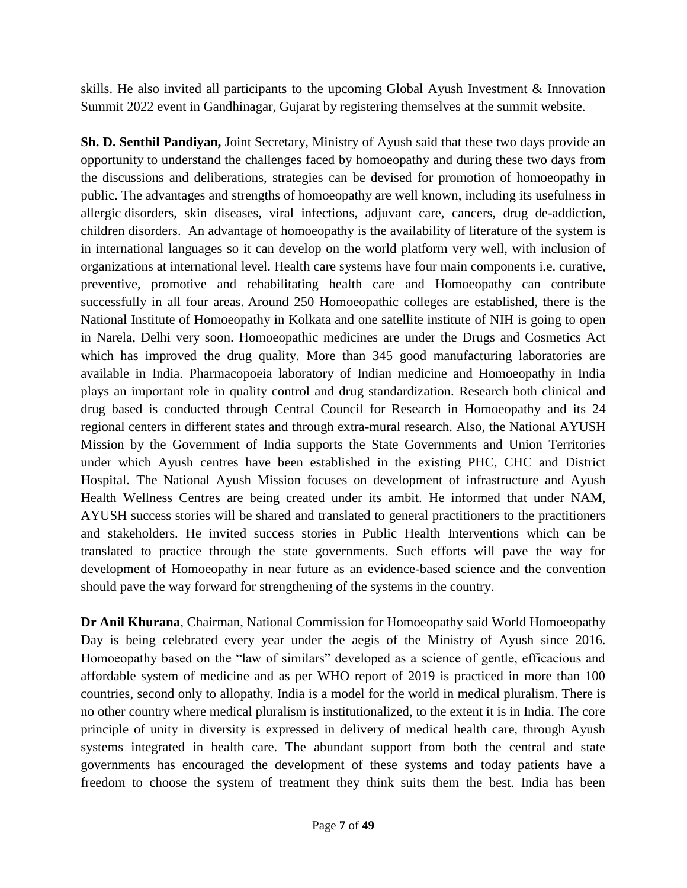skills. He also invited all participants to the upcoming Global Ayush Investment & Innovation Summit 2022 event in Gandhinagar, Gujarat by registering themselves at the summit website.

**Sh. D. Senthil Pandiyan,** Joint Secretary, Ministry of Ayush said that these two days provide an opportunity to understand the challenges faced by homoeopathy and during these two days from the discussions and deliberations, strategies can be devised for promotion of homoeopathy in public. The advantages and strengths of homoeopathy are well known, including its usefulness in allergic disorders, skin diseases, viral infections, adjuvant care, cancers, drug de-addiction, children disorders. An advantage of homoeopathy is the availability of literature of the system is in international languages so it can develop on the world platform very well, with inclusion of organizations at international level. Health care systems have four main components i.e. curative, preventive, promotive and rehabilitating health care and Homoeopathy can contribute successfully in all four areas. Around 250 Homoeopathic colleges are established, there is the National Institute of Homoeopathy in Kolkata and one satellite institute of NIH is going to open in Narela, Delhi very soon. Homoeopathic medicines are under the Drugs and Cosmetics Act which has improved the drug quality. More than 345 good manufacturing laboratories are available in India. Pharmacopoeia laboratory of Indian medicine and Homoeopathy in India plays an important role in quality control and drug standardization. Research both clinical and drug based is conducted through Central Council for Research in Homoeopathy and its 24 regional centers in different states and through extra-mural research. Also, the National AYUSH Mission by the Government of India supports the State Governments and Union Territories under which Ayush centres have been established in the existing PHC, CHC and District Hospital. The National Ayush Mission focuses on development of infrastructure and Ayush Health Wellness Centres are being created under its ambit. He informed that under NAM, AYUSH success stories will be shared and translated to general practitioners to the practitioners and stakeholders. He invited success stories in Public Health Interventions which can be translated to practice through the state governments. Such efforts will pave the way for development of Homoeopathy in near future as an evidence-based science and the convention should pave the way forward for strengthening of the systems in the country.

**Dr Anil Khurana**, Chairman, National Commission for Homoeopathy said World Homoeopathy Day is being celebrated every year under the aegis of the Ministry of Ayush since 2016. Homoeopathy based on the "law of similars" developed as a science of gentle, efficacious and affordable system of medicine and as per WHO report of 2019 is practiced in more than 100 countries, second only to allopathy. India is a model for the world in medical pluralism. There is no other country where medical pluralism is institutionalized, to the extent it is in India. The core principle of unity in diversity is expressed in delivery of medical health care, through Ayush systems integrated in health care. The abundant support from both the central and state governments has encouraged the development of these systems and today patients have a freedom to choose the system of treatment they think suits them the best. India has been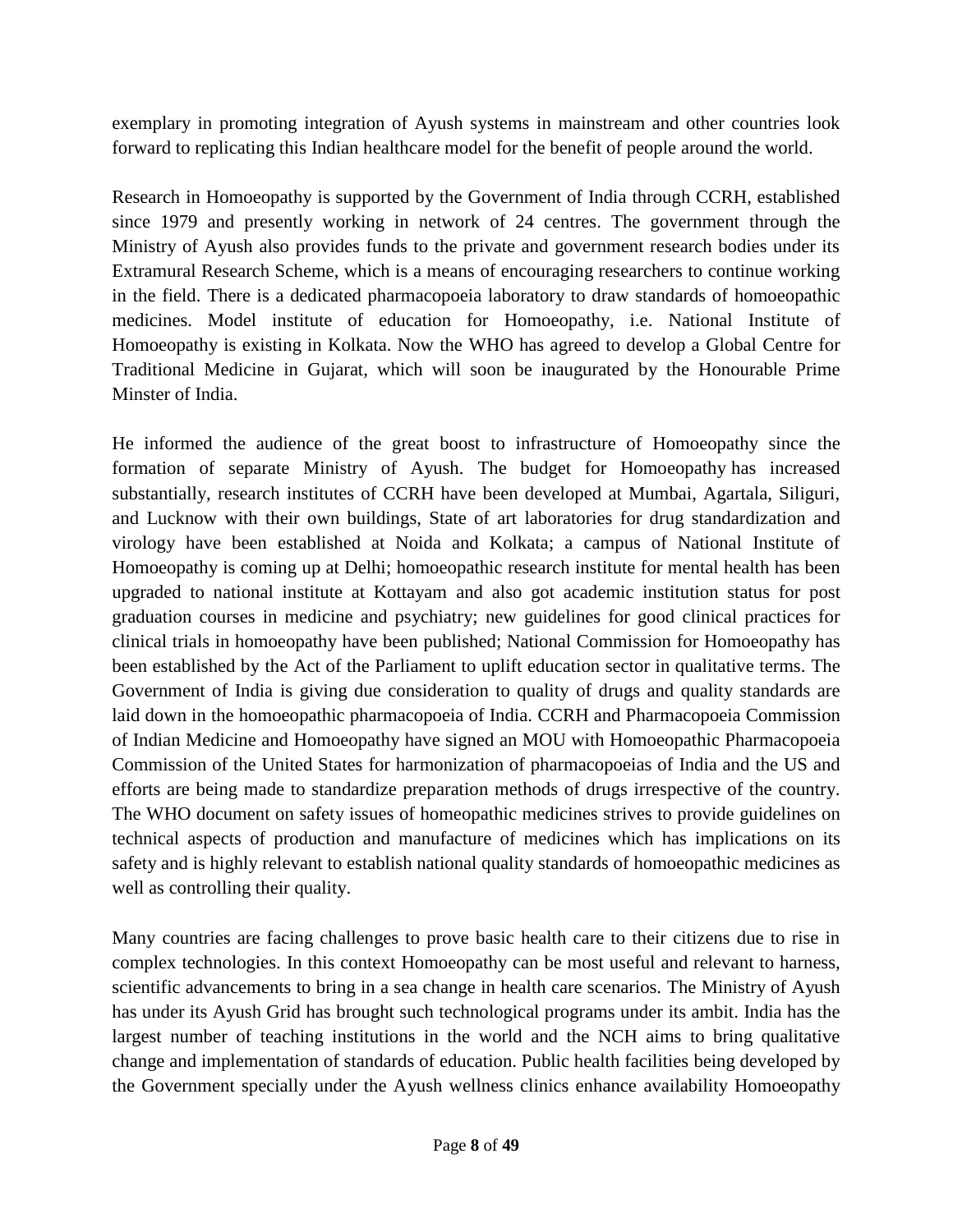exemplary in promoting integration of Ayush systems in mainstream and other countries look forward to replicating this Indian healthcare model for the benefit of people around the world.

Research in Homoeopathy is supported by the Government of India through CCRH, established since 1979 and presently working in network of 24 centres. The government through the Ministry of Ayush also provides funds to the private and government research bodies under its Extramural Research Scheme, which is a means of encouraging researchers to continue working in the field. There is a dedicated pharmacopoeia laboratory to draw standards of homoeopathic medicines. Model institute of education for Homoeopathy, i.e. National Institute of Homoeopathy is existing in Kolkata. Now the WHO has agreed to develop a Global Centre for Traditional Medicine in Gujarat, which will soon be inaugurated by the Honourable Prime Minster of India.

He informed the audience of the great boost to infrastructure of Homoeopathy since the formation of separate Ministry of Ayush. The budget for Homoeopathy has increased substantially, research institutes of CCRH have been developed at Mumbai, Agartala, Siliguri, and Lucknow with their own buildings, State of art laboratories for drug standardization and virology have been established at Noida and Kolkata; a campus of National Institute of Homoeopathy is coming up at Delhi; homoeopathic research institute for mental health has been upgraded to national institute at Kottayam and also got academic institution status for post graduation courses in medicine and psychiatry; new guidelines for good clinical practices for clinical trials in homoeopathy have been published; National Commission for Homoeopathy has been established by the Act of the Parliament to uplift education sector in qualitative terms. The Government of India is giving due consideration to quality of drugs and quality standards are laid down in the homoeopathic pharmacopoeia of India. CCRH and Pharmacopoeia Commission of Indian Medicine and Homoeopathy have signed an MOU with Homoeopathic Pharmacopoeia Commission of the United States for harmonization of pharmacopoeias of India and the US and efforts are being made to standardize preparation methods of drugs irrespective of the country. The WHO document on safety issues of homeopathic medicines strives to provide guidelines on technical aspects of production and manufacture of medicines which has implications on its safety and is highly relevant to establish national quality standards of homoeopathic medicines as well as controlling their quality.

Many countries are facing challenges to prove basic health care to their citizens due to rise in complex technologies. In this context Homoeopathy can be most useful and relevant to harness, scientific advancements to bring in a sea change in health care scenarios. The Ministry of Ayush has under its Ayush Grid has brought such technological programs under its ambit. India has the largest number of teaching institutions in the world and the NCH aims to bring qualitative change and implementation of standards of education. Public health facilities being developed by the Government specially under the Ayush wellness clinics enhance availability Homoeopathy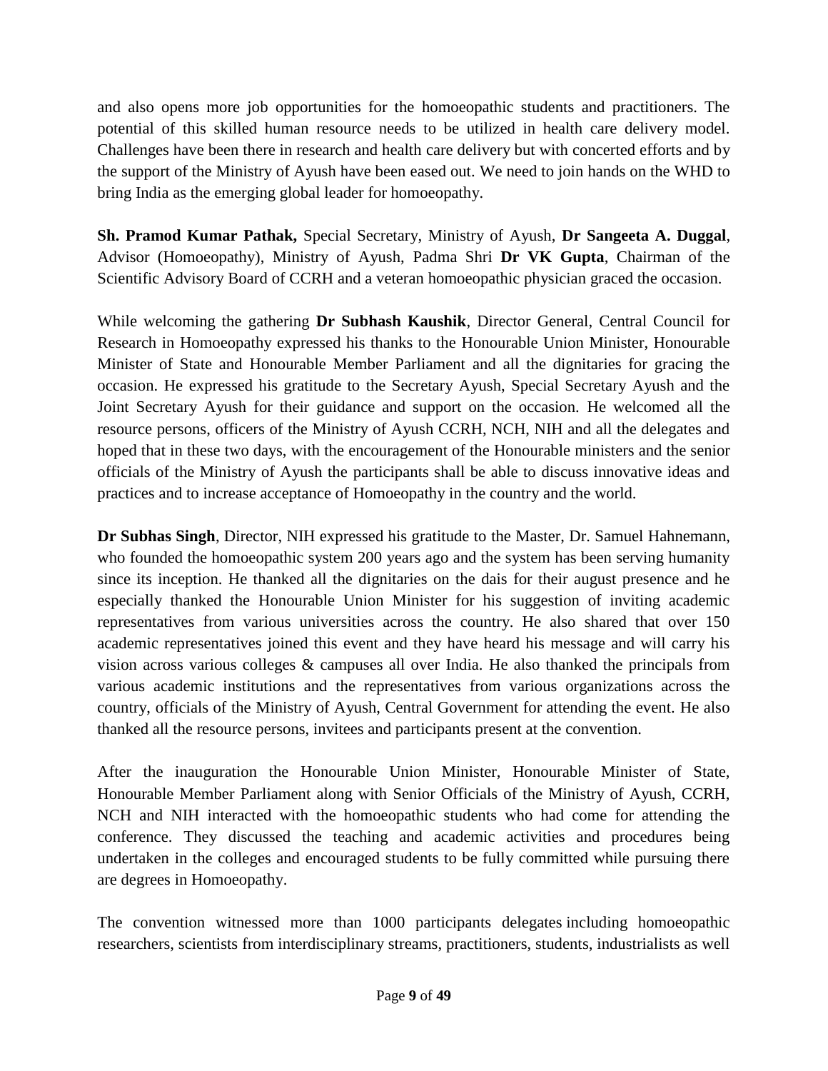and also opens more job opportunities for the homoeopathic students and practitioners. The potential of this skilled human resource needs to be utilized in health care delivery model. Challenges have been there in research and health care delivery but with concerted efforts and by the support of the Ministry of Ayush have been eased out. We need to join hands on the WHD to bring India as the emerging global leader for homoeopathy.

**Sh. Pramod Kumar Pathak,** Special Secretary, Ministry of Ayush, **Dr Sangeeta A. Duggal**, Advisor (Homoeopathy), Ministry of Ayush, Padma Shri **Dr VK Gupta**, Chairman of the Scientific Advisory Board of CCRH and a veteran homoeopathic physician graced the occasion.

While welcoming the gathering **Dr Subhash Kaushik**, Director General, Central Council for Research in Homoeopathy expressed his thanks to the Honourable Union Minister, Honourable Minister of State and Honourable Member Parliament and all the dignitaries for gracing the occasion. He expressed his gratitude to the Secretary Ayush, Special Secretary Ayush and the Joint Secretary Ayush for their guidance and support on the occasion. He welcomed all the resource persons, officers of the Ministry of Ayush CCRH, NCH, NIH and all the delegates and hoped that in these two days, with the encouragement of the Honourable ministers and the senior officials of the Ministry of Ayush the participants shall be able to discuss innovative ideas and practices and to increase acceptance of Homoeopathy in the country and the world.

**Dr Subhas Singh**, Director, NIH expressed his gratitude to the Master, Dr. Samuel Hahnemann, who founded the homoeopathic system 200 years ago and the system has been serving humanity since its inception. He thanked all the dignitaries on the dais for their august presence and he especially thanked the Honourable Union Minister for his suggestion of inviting academic representatives from various universities across the country. He also shared that over 150 academic representatives joined this event and they have heard his message and will carry his vision across various colleges & campuses all over India. He also thanked the principals from various academic institutions and the representatives from various organizations across the country, officials of the Ministry of Ayush, Central Government for attending the event. He also thanked all the resource persons, invitees and participants present at the convention.

After the inauguration the Honourable Union Minister, Honourable Minister of State, Honourable Member Parliament along with Senior Officials of the Ministry of Ayush, CCRH, NCH and NIH interacted with the homoeopathic students who had come for attending the conference. They discussed the teaching and academic activities and procedures being undertaken in the colleges and encouraged students to be fully committed while pursuing there are degrees in Homoeopathy.

The convention witnessed more than 1000 participants delegates including homoeopathic researchers, scientists from interdisciplinary streams, practitioners, students, industrialists as well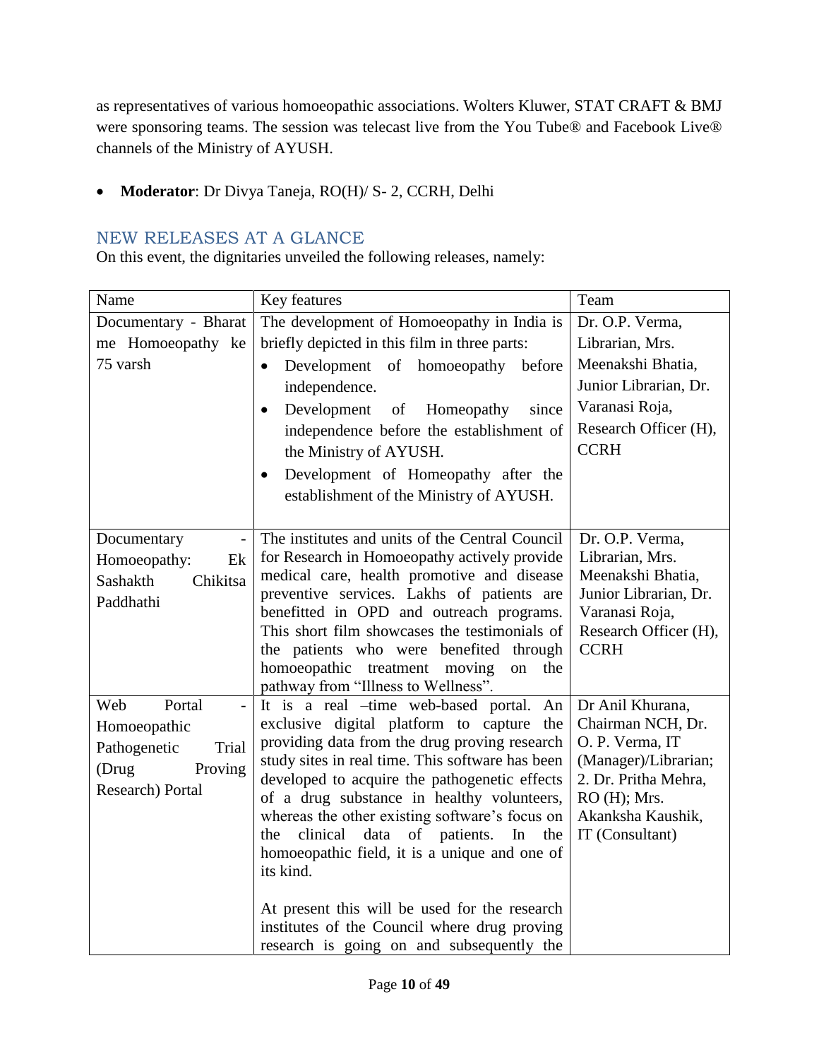as representatives of various homoeopathic associations. Wolters Kluwer, STAT CRAFT & BMJ were sponsoring teams. The session was telecast live from the You Tube® and Facebook Live® channels of the Ministry of AYUSH.

- **Moderator**: Dr Divya Taneja, RO(H)/ S- 2, CCRH, Delhi

## NEW RELEASES AT A GLANCE

On this event, the dignitaries unveiled the following releases, namely:

| Name | Key features | Team |
|---|---|---|
| Documentary - Bharat me Homoeopathy ke 75 varsh | The development of Homoeopathy in India is briefly depicted in this film in three parts:<br>• Development of homoeopathy before independence.<br>• Development of Homeopathy since independence before the establishment of the Ministry of AYUSH.<br>• Development of Homeopathy after the establishment of the Ministry of AYUSH. | Dr. O.P. Verma, Librarian, Mrs. Meenakshi Bhatia, Junior Librarian, Dr. Varanasi Roja, Research Officer (H), CCRH |
| Documentary - Homoeopathy: Ek Sashakth Chikitsa Paddhathi | The institutes and units of the Central Council for Research in Homoeopathy actively provide medical care, health promotive and disease preventive services. Lakhs of patients are benefitted in OPD and outreach programs. This short film showcases the testimonials of the patients who were benefited through homoeopathic treatment moving on the pathway from "Illness to Wellness". | Dr. O.P. Verma, Librarian, Mrs. Meenakshi Bhatia, Junior Librarian, Dr. Varanasi Roja, Research Officer (H), CCRH |
| Web Portal - Homoeopathic Pathogenetic Trial (Drug Proving Research) Portal | It is a real –time web-based portal. An exclusive digital platform to capture the providing data from the drug proving research study sites in real time. This software has been developed to acquire the pathogenetic effects of a drug substance in healthy volunteers, whereas the other existing software's focus on the clinical data of patients. In the homoeopathic field, it is a unique and one of its kind.<br><br>At present this will be used for the research institutes of the Council where drug proving research is going on and subsequently the | Dr Anil Khurana, Chairman NCH, Dr. O. P. Verma, IT (Manager)/Librarian; 2. Dr. Pritha Mehra, RO (H); Mrs. Akanksha Kaushik, IT (Consultant) |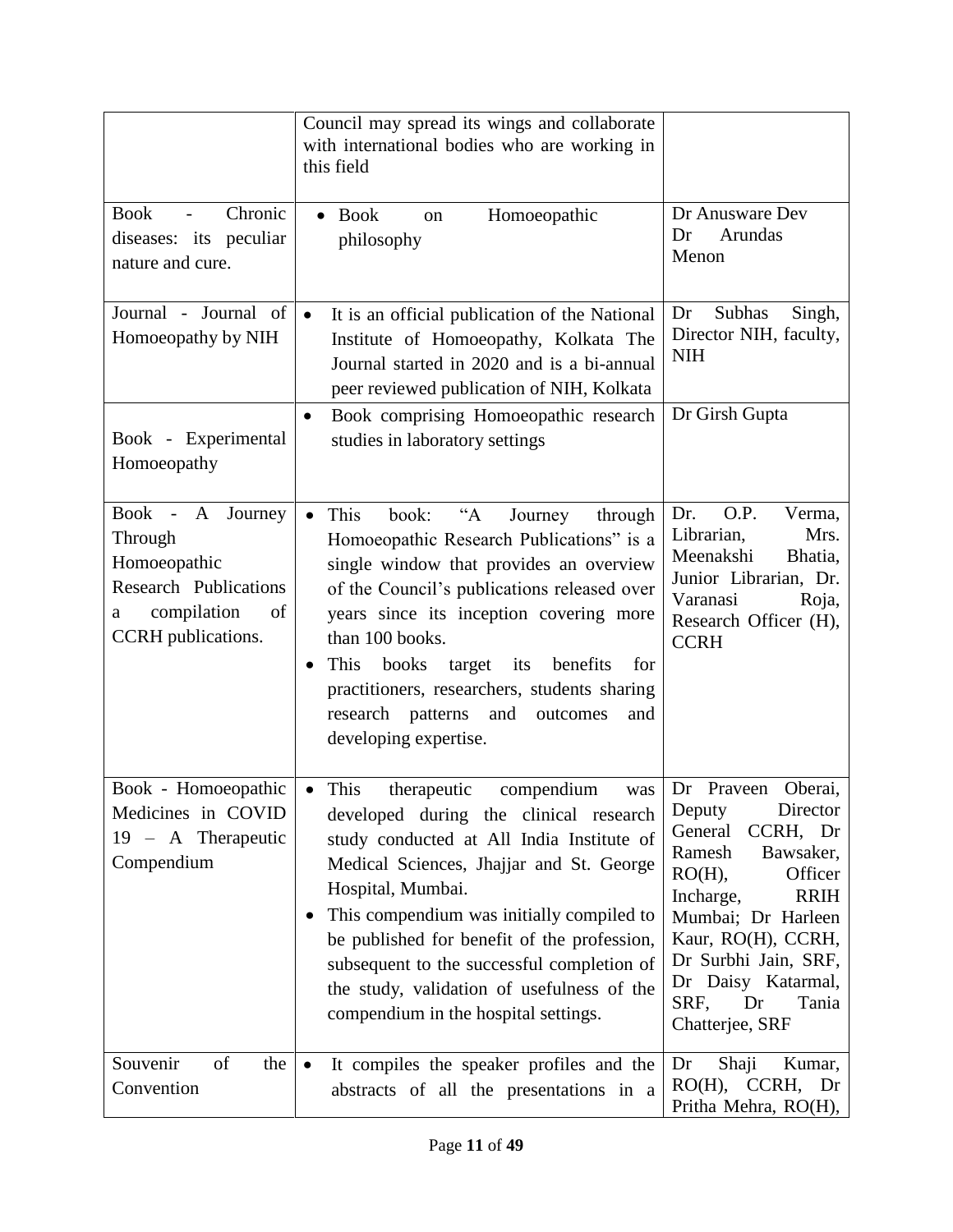| | | |
|---|---|---|
| | Council may spread its wings and collaborate with international bodies who are working in this field | |
| Book - Chronic diseases: its peculiar nature and cure. | • Book on Homoeopathic philosophy | Dr Anusware Dev<br>Dr Arundas Menon |
| Journal - Journal of Homoeopathy by NIH | • It is an official publication of the National Institute of Homoeopathy, Kolkata The Journal started in 2020 and is a bi-annual peer reviewed publication of NIH, Kolkata | Dr Subhas Singh, Director NIH, faculty, NIH |
| Book - Experimental Homoeopathy | • Book comprising Homoeopathic research studies in laboratory settings | Dr Girsh Gupta |
| Book - A Journey Through Homoeopathic Research Publications a compilation of CCRH publications. | • This book: "A Journey through Homoeopathic Research Publications" is a single window that provides an overview of the Council's publications released over years since its inception covering more than 100 books.<br>• This books target its benefits for practitioners, researchers, students sharing research patterns and outcomes and developing expertise. | Dr. O.P. Verma, Librarian, Mrs. Meenakshi Bhatia, Junior Librarian, Dr. Varanasi Roja, Research Officer (H), CCRH |
| Book - Homoeopathic Medicines in COVID 19 – A Therapeutic Compendium | • This therapeutic compendium was developed during the clinical research study conducted at All India Institute of Medical Sciences, Jhajjar and St. George Hospital, Mumbai.<br>• This compendium was initially compiled to be published for benefit of the profession, subsequent to the successful completion of the study, validation of usefulness of the compendium in the hospital settings. | Dr Praveen Oberai, Deputy Director General CCRH, Dr Ramesh Bawsaker, RO(H), Officer Incharge, RRIH Mumbai; Dr Harleen Kaur, RO(H), CCRH, Dr Surbhi Jain, SRF, Dr Daisy Katarmal, SRF, Dr Tania Chatterjee, SRF |
| Souvenir of the Convention | • It compiles the speaker profiles and the abstracts of all the presentations in a | Dr Shaji Kumar, RO(H), CCRH, Dr Pritha Mehra, RO(H), |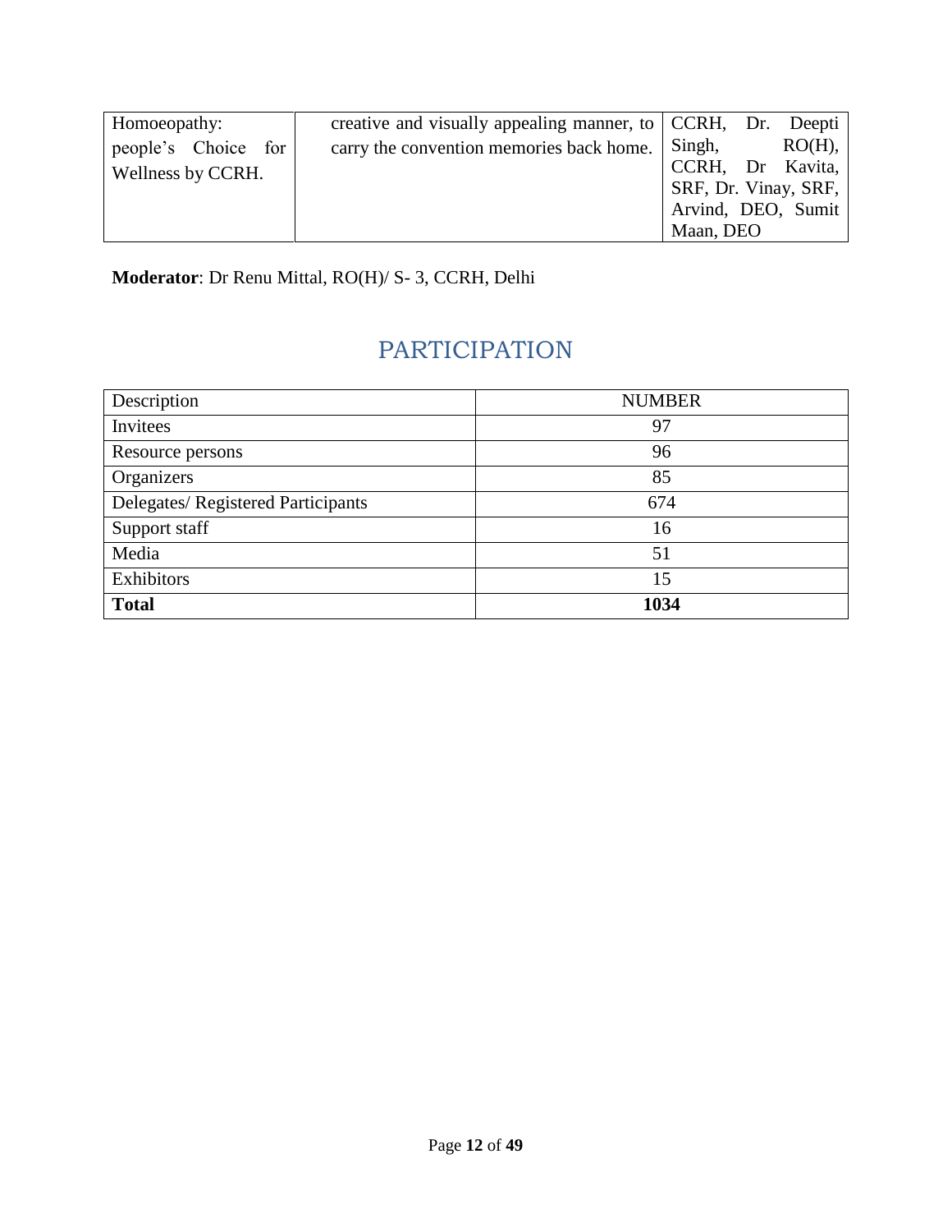| Homoeopathy: people's Choice for Wellness by CCRH. | creative and visually appealing manner, to carry the convention memories back home. | CCRH, Dr. Deepti Singh, RO(H), CCRH, Dr Kavita, SRF, Dr. Vinay, SRF, Arvind, DEO, Sumit Maan, DEO |
|---|---|---|

**Moderator**: Dr Renu Mittal, RO(H)/ S- 3, CCRH, Delhi

## PARTICIPATION

| Description | NUMBER |
|---|---|
| Invitees | 97 |
| Resource persons | 96 |
| Organizers | 85 |
| Delegates/ Registered Participants | 674 |
| Support staff | 16 |
| Media | 51 |
| Exhibitors | 15 |
| **Total** | **1034** |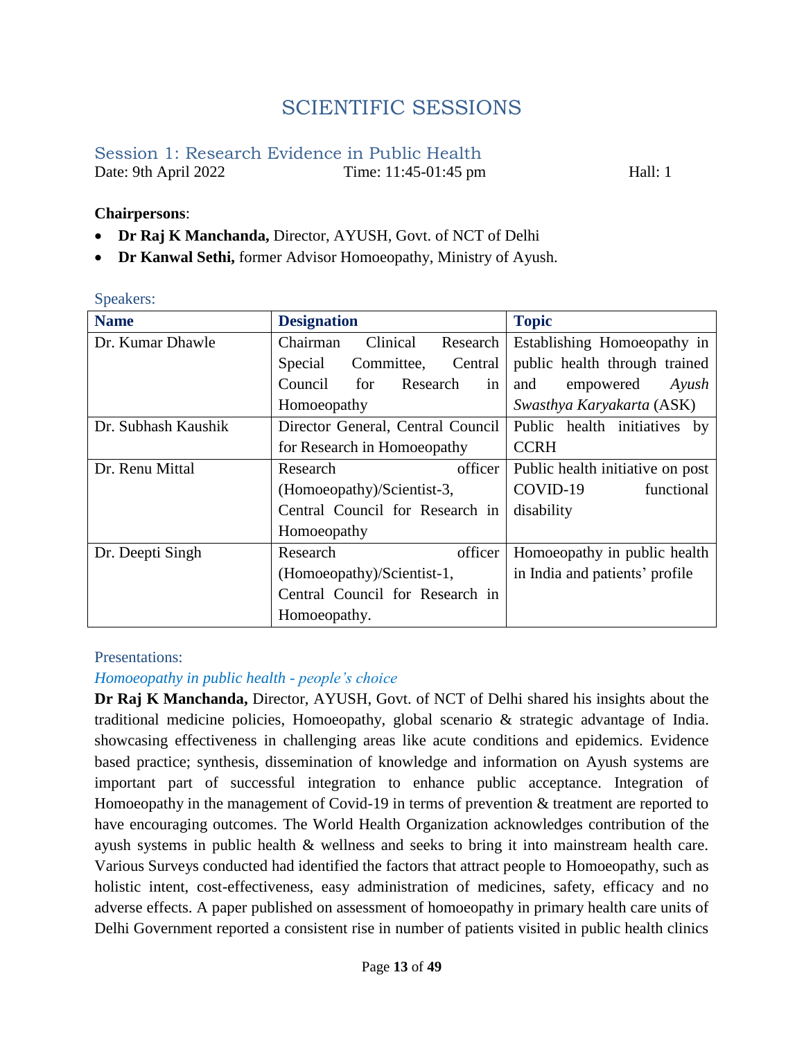# SCIENTIFIC SESSIONS

## Session 1: Research Evidence in Public Health

Date: 9th April 2022 Time: 11:45-01:45 pm Hall: 1

**Chairpersons**:

- **Dr Raj K Manchanda,** Director, AYUSH, Govt. of NCT of Delhi
- **Dr Kanwal Sethi,** former Advisor Homoeopathy, Ministry of Ayush.

Speakers:

| Name | Designation | Topic |
|---|---|---|
| Dr. Kumar Dhawle | Chairman Clinical Research Special Committee, Central Council for Research in Homoeopathy | Establishing Homoeopathy in public health through trained and empowered *Ayush Swasthya Karyakarta* (ASK) |
| Dr. Subhash Kaushik | Director General, Central Council for Research in Homoeopathy | Public health initiatives by CCRH |
| Dr. Renu Mittal | Research officer (Homoeopathy)/Scientist-3, Central Council for Research in Homoeopathy | Public health initiative on post COVID-19 functional disability |
| Dr. Deepti Singh | Research officer (Homoeopathy)/Scientist-1, Central Council for Research in Homoeopathy. | Homoeopathy in public health in India and patients' profile |

Presentations:

*Homoeopathy in public health - people's choice*

**Dr Raj K Manchanda,** Director, AYUSH, Govt. of NCT of Delhi shared his insights about the traditional medicine policies, Homoeopathy, global scenario & strategic advantage of India. showcasing effectiveness in challenging areas like acute conditions and epidemics. Evidence based practice; synthesis, dissemination of knowledge and information on Ayush systems are important part of successful integration to enhance public acceptance. Integration of Homoeopathy in the management of Covid-19 in terms of prevention & treatment are reported to have encouraging outcomes. The World Health Organization acknowledges contribution of the ayush systems in public health & wellness and seeks to bring it into mainstream health care. Various Surveys conducted had identified the factors that attract people to Homoeopathy, such as holistic intent, cost-effectiveness, easy administration of medicines, safety, efficacy and no adverse effects. A paper published on assessment of homoeopathy in primary health care units of Delhi Government reported a consistent rise in number of patients visited in public health clinics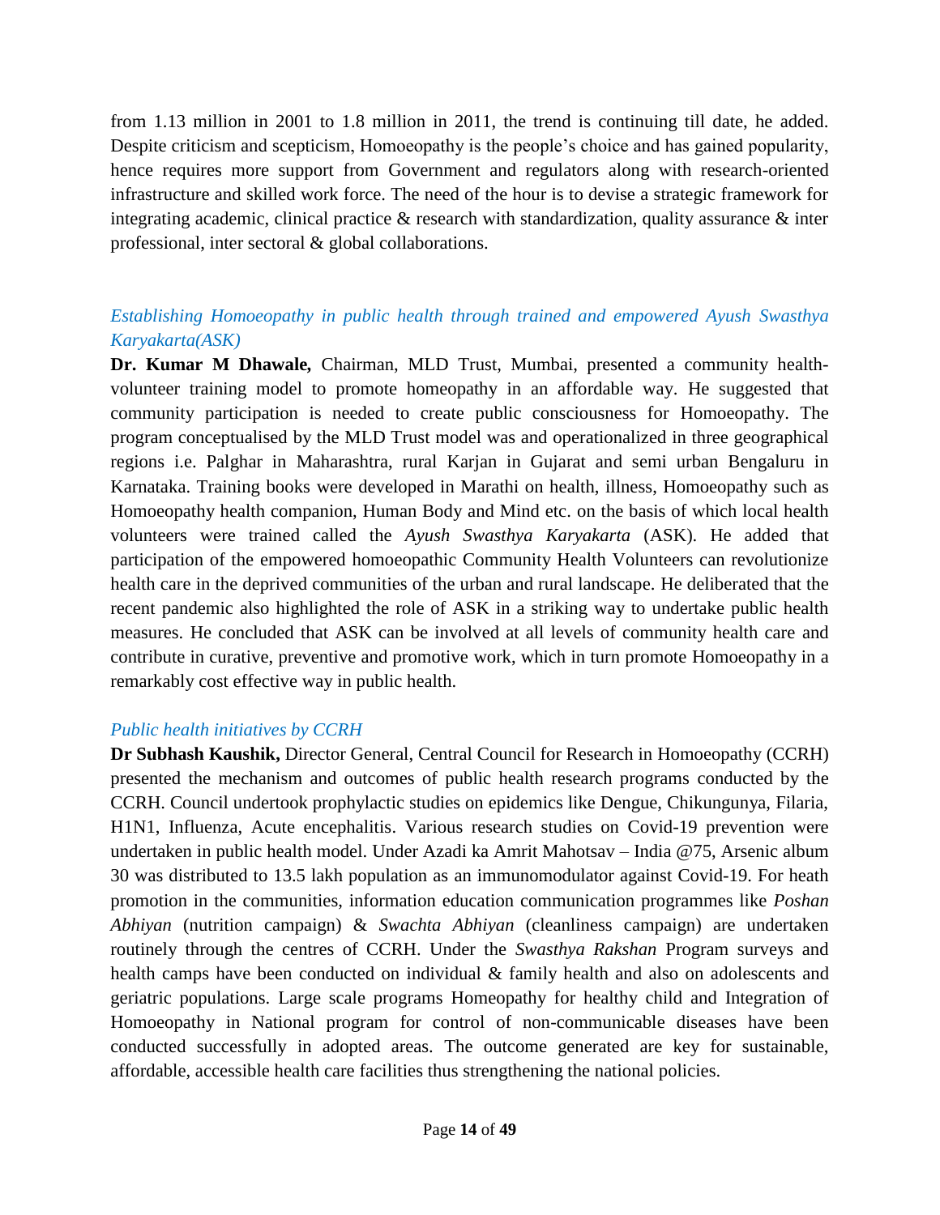from 1.13 million in 2001 to 1.8 million in 2011, the trend is continuing till date, he added. Despite criticism and scepticism, Homoeopathy is the people's choice and has gained popularity, hence requires more support from Government and regulators along with research-oriented infrastructure and skilled work force. The need of the hour is to devise a strategic framework for integrating academic, clinical practice & research with standardization, quality assurance & inter professional, inter sectoral & global collaborations.

### *Establishing Homoeopathy in public health through trained and empowered Ayush Swasthya Karyakarta(ASK)*

**Dr. Kumar M Dhawale,** Chairman, MLD Trust, Mumbai, presented a community health-volunteer training model to promote homeopathy in an affordable way. He suggested that community participation is needed to create public consciousness for Homoeopathy. The program conceptualised by the MLD Trust model was and operationalized in three geographical regions i.e. Palghar in Maharashtra, rural Karjan in Gujarat and semi urban Bengaluru in Karnataka. Training books were developed in Marathi on health, illness, Homoeopathy such as Homoeopathy health companion, Human Body and Mind etc. on the basis of which local health volunteers were trained called the *Ayush Swasthya Karyakarta* (ASK). He added that participation of the empowered homoeopathic Community Health Volunteers can revolutionize health care in the deprived communities of the urban and rural landscape. He deliberated that the recent pandemic also highlighted the role of ASK in a striking way to undertake public health measures. He concluded that ASK can be involved at all levels of community health care and contribute in curative, preventive and promotive work, which in turn promote Homoeopathy in a remarkably cost effective way in public health.

### *Public health initiatives by CCRH*

**Dr Subhash Kaushik,** Director General, Central Council for Research in Homoeopathy (CCRH) presented the mechanism and outcomes of public health research programs conducted by the CCRH. Council undertook prophylactic studies on epidemics like Dengue, Chikungunya, Filaria, H1N1, Influenza, Acute encephalitis. Various research studies on Covid-19 prevention were undertaken in public health model. Under Azadi ka Amrit Mahotsav – India @75, Arsenic album 30 was distributed to 13.5 lakh population as an immunomodulator against Covid-19. For heath promotion in the communities, information education communication programmes like *Poshan Abhiyan* (nutrition campaign) & *Swachta Abhiyan* (cleanliness campaign) are undertaken routinely through the centres of CCRH. Under the *Swasthya Rakshan* Program surveys and health camps have been conducted on individual & family health and also on adolescents and geriatric populations. Large scale programs Homeopathy for healthy child and Integration of Homoeopathy in National program for control of non-communicable diseases have been conducted successfully in adopted areas. The outcome generated are key for sustainable, affordable, accessible health care facilities thus strengthening the national policies.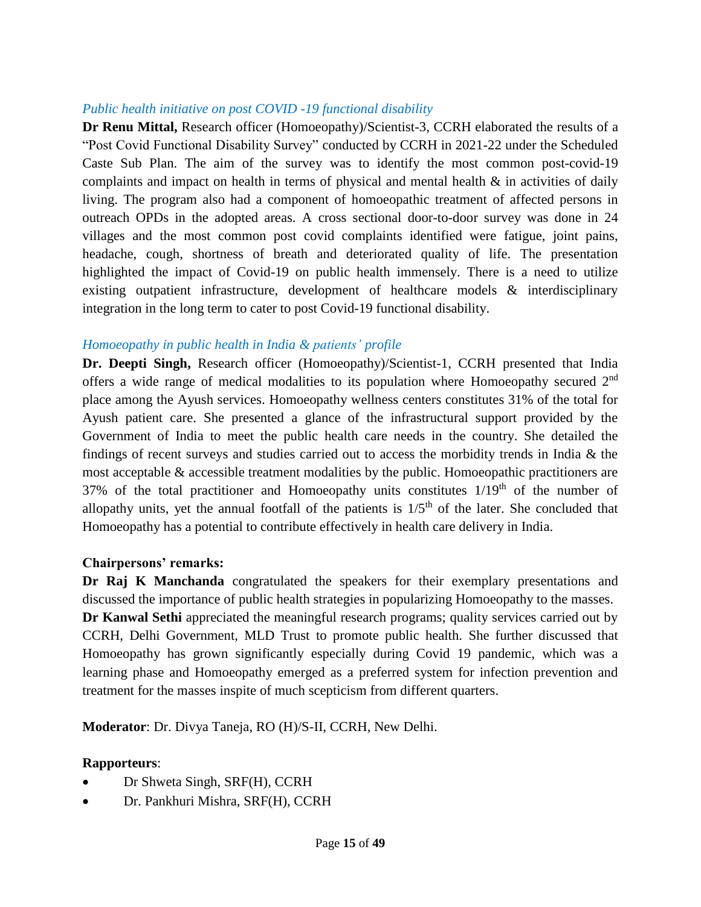*Public health initiative on post COVID -19 functional disability*

**Dr Renu Mittal,** Research officer (Homoeopathy)/Scientist-3, CCRH elaborated the results of a "Post Covid Functional Disability Survey" conducted by CCRH in 2021-22 under the Scheduled Caste Sub Plan. The aim of the survey was to identify the most common post-covid-19 complaints and impact on health in terms of physical and mental health & in activities of daily living. The program also had a component of homoeopathic treatment of affected persons in outreach OPDs in the adopted areas. A cross sectional door-to-door survey was done in 24 villages and the most common post covid complaints identified were fatigue, joint pains, headache, cough, shortness of breath and deteriorated quality of life. The presentation highlighted the impact of Covid-19 on public health immensely. There is a need to utilize existing outpatient infrastructure, development of healthcare models & interdisciplinary integration in the long term to cater to post Covid-19 functional disability.

*Homoeopathy in public health in India & patients' profile*

**Dr. Deepti Singh,** Research officer (Homoeopathy)/Scientist-1, CCRH presented that India offers a wide range of medical modalities to its population where Homoeopathy secured 2nd place among the Ayush services. Homoeopathy wellness centers constitutes 31% of the total for Ayush patient care. She presented a glance of the infrastructural support provided by the Government of India to meet the public health care needs in the country. She detailed the findings of recent surveys and studies carried out to access the morbidity trends in India & the most acceptable & accessible treatment modalities by the public. Homoeopathic practitioners are 37% of the total practitioner and Homoeopathy units constitutes 1/19th of the number of allopathy units, yet the annual footfall of the patients is 1/5th of the later. She concluded that Homoeopathy has a potential to contribute effectively in health care delivery in India.

**Chairpersons' remarks:**

**Dr Raj K Manchanda** congratulated the speakers for their exemplary presentations and discussed the importance of public health strategies in popularizing Homoeopathy to the masses.

**Dr Kanwal Sethi** appreciated the meaningful research programs; quality services carried out by CCRH, Delhi Government, MLD Trust to promote public health. She further discussed that Homoeopathy has grown significantly especially during Covid 19 pandemic, which was a learning phase and Homoeopathy emerged as a preferred system for infection prevention and treatment for the masses inspite of much scepticism from different quarters.

**Moderator**: Dr. Divya Taneja, RO (H)/S-II, CCRH, New Delhi.

**Rapporteurs**:

- Dr Shweta Singh, SRF(H), CCRH
- Dr. Pankhuri Mishra, SRF(H), CCRH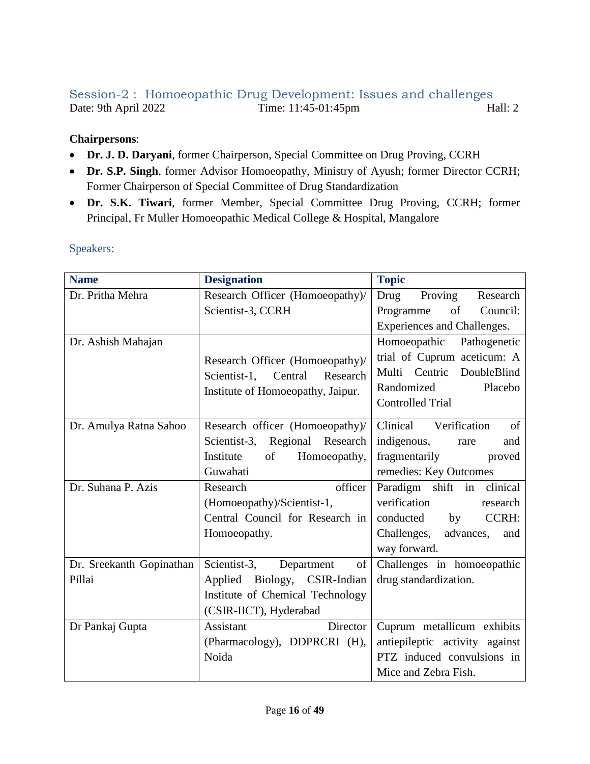## Session-2 : Homoeopathic Drug Development: Issues and challenges

Date: 9th April 2022 Time: 11:45-01:45pm Hall: 2

**Chairpersons**:

- **Dr. J. D. Daryani**, former Chairperson, Special Committee on Drug Proving, CCRH
- **Dr. S.P. Singh**, former Advisor Homoeopathy, Ministry of Ayush; former Director CCRH; Former Chairperson of Special Committee of Drug Standardization
- **Dr. S.K. Tiwari**, former Member, Special Committee Drug Proving, CCRH; former Principal, Fr Muller Homoeopathic Medical College & Hospital, Mangalore

### Speakers:

| Name | Designation | Topic |
|---|---|---|
| Dr. Pritha Mehra | Research Officer (Homoeopathy)/ Scientist-3, CCRH | Drug Proving Research Programme of Council: Experiences and Challenges. |
| Dr. Ashish Mahajan | Research Officer (Homoeopathy)/ Scientist-1, Central Research Institute of Homoeopathy, Jaipur. | Homoeopathic Pathogenetic trial of Cuprum aceticum: A Multi Centric DoubleBlind Randomized Placebo Controlled Trial |
| Dr. Amulya Ratna Sahoo | Research officer (Homoeopathy)/ Scientist-3, Regional Research Institute of Homoeopathy, Guwahati | Clinical Verification of indigenous, rare and fragmentarily proved remedies: Key Outcomes |
| Dr. Suhana P. Azis | Research officer (Homoeopathy)/Scientist-1, Central Council for Research in Homoeopathy. | Paradigm shift in clinical verification research conducted by CCRH: Challenges, advances, and way forward. |
| Dr. Sreekanth Gopinathan Pillai | Scientist-3, Department of Applied Biology, CSIR-Indian Institute of Chemical Technology (CSIR-IICT), Hyderabad | Challenges in homoeopathic drug standardization. |
| Dr Pankaj Gupta | Assistant Director (Pharmacology), DDPRCRI (H), Noida | Cuprum metallicum exhibits antiepileptic activity against PTZ induced convulsions in Mice and Zebra Fish. |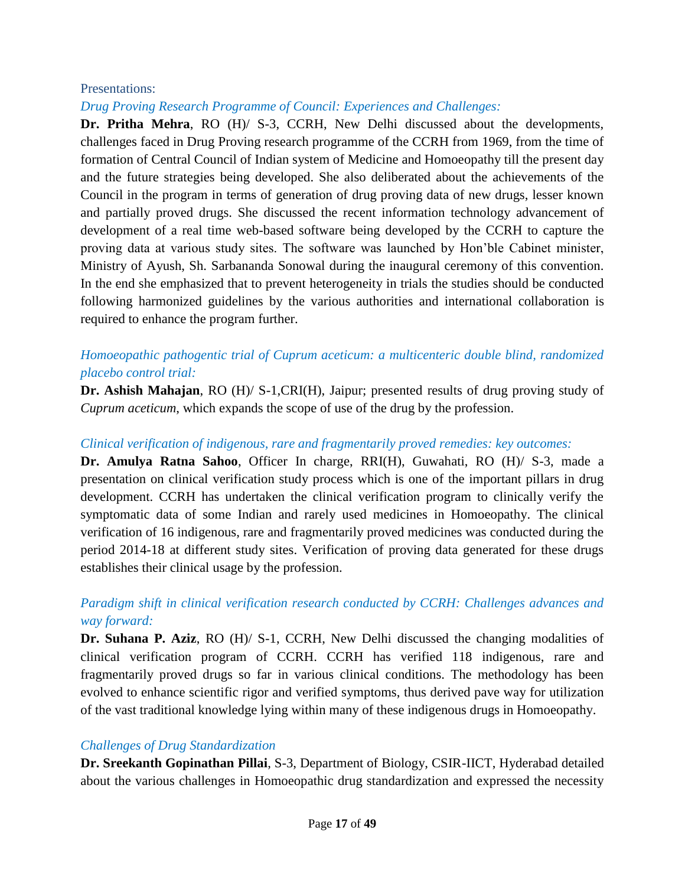Presentations:

*Drug Proving Research Programme of Council: Experiences and Challenges:*

**Dr. Pritha Mehra**, RO (H)/ S-3, CCRH, New Delhi discussed about the developments, challenges faced in Drug Proving research programme of the CCRH from 1969, from the time of formation of Central Council of Indian system of Medicine and Homoeopathy till the present day and the future strategies being developed. She also deliberated about the achievements of the Council in the program in terms of generation of drug proving data of new drugs, lesser known and partially proved drugs. She discussed the recent information technology advancement of development of a real time web-based software being developed by the CCRH to capture the proving data at various study sites. The software was launched by Hon'ble Cabinet minister, Ministry of Ayush, Sh. Sarbananda Sonowal during the inaugural ceremony of this convention. In the end she emphasized that to prevent heterogeneity in trials the studies should be conducted following harmonized guidelines by the various authorities and international collaboration is required to enhance the program further.

*Homoeopathic pathogentic trial of Cuprum aceticum: a multicenteric double blind, randomized placebo control trial:*

**Dr. Ashish Mahajan**, RO (H)/ S-1,CRI(H), Jaipur; presented results of drug proving study of *Cuprum aceticum*, which expands the scope of use of the drug by the profession.

*Clinical verification of indigenous, rare and fragmentarily proved remedies: key outcomes:*

**Dr. Amulya Ratna Sahoo**, Officer In charge, RRI(H), Guwahati, RO (H)/ S-3, made a presentation on clinical verification study process which is one of the important pillars in drug development. CCRH has undertaken the clinical verification program to clinically verify the symptomatic data of some Indian and rarely used medicines in Homoeopathy. The clinical verification of 16 indigenous, rare and fragmentarily proved medicines was conducted during the period 2014-18 at different study sites. Verification of proving data generated for these drugs establishes their clinical usage by the profession.

*Paradigm shift in clinical verification research conducted by CCRH: Challenges advances and way forward:*

**Dr. Suhana P. Aziz**, RO (H)/ S-1, CCRH, New Delhi discussed the changing modalities of clinical verification program of CCRH. CCRH has verified 118 indigenous, rare and fragmentarily proved drugs so far in various clinical conditions. The methodology has been evolved to enhance scientific rigor and verified symptoms, thus derived pave way for utilization of the vast traditional knowledge lying within many of these indigenous drugs in Homoeopathy.

*Challenges of Drug Standardization*

**Dr. Sreekanth Gopinathan Pillai**, S-3, Department of Biology, CSIR-IICT, Hyderabad detailed about the various challenges in Homoeopathic drug standardization and expressed the necessity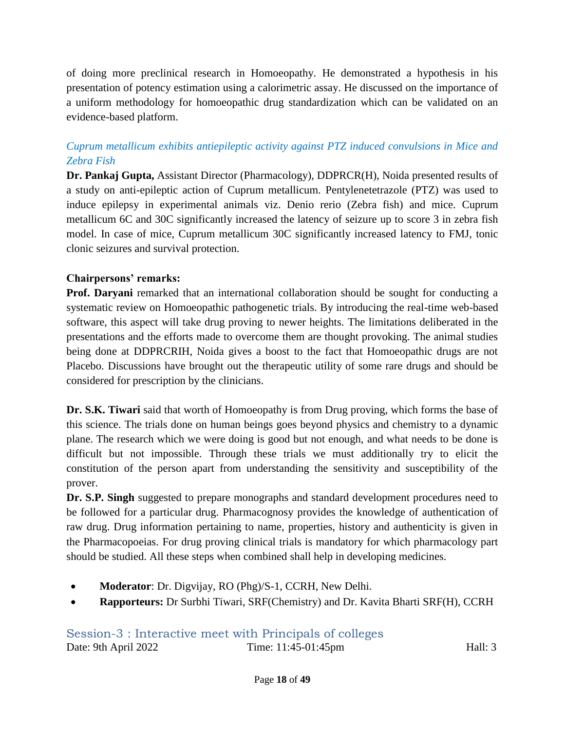of doing more preclinical research in Homoeopathy. He demonstrated a hypothesis in his presentation of potency estimation using a calorimetric assay. He discussed on the importance of a uniform methodology for homoeopathic drug standardization which can be validated on an evidence-based platform.

*Cuprum metallicum exhibits antiepileptic activity against PTZ induced convulsions in Mice and Zebra Fish*

**Dr. Pankaj Gupta,** Assistant Director (Pharmacology), DDPRCR(H), Noida presented results of a study on anti-epileptic action of Cuprum metallicum. Pentylenetetrazole (PTZ) was used to induce epilepsy in experimental animals viz. Denio rerio (Zebra fish) and mice. Cuprum metallicum 6C and 30C significantly increased the latency of seizure up to score 3 in zebra fish model. In case of mice, Cuprum metallicum 30C significantly increased latency to FMJ, tonic clonic seizures and survival protection.

**Chairpersons' remarks:**

**Prof. Daryani** remarked that an international collaboration should be sought for conducting a systematic review on Homoeopathic pathogenetic trials. By introducing the real-time web-based software, this aspect will take drug proving to newer heights. The limitations deliberated in the presentations and the efforts made to overcome them are thought provoking. The animal studies being done at DDPRCRIH, Noida gives a boost to the fact that Homoeopathic drugs are not Placebo. Discussions have brought out the therapeutic utility of some rare drugs and should be considered for prescription by the clinicians.

**Dr. S.K. Tiwari** said that worth of Homoeopathy is from Drug proving, which forms the base of this science. The trials done on human beings goes beyond physics and chemistry to a dynamic plane. The research which we were doing is good but not enough, and what needs to be done is difficult but not impossible. Through these trials we must additionally try to elicit the constitution of the person apart from understanding the sensitivity and susceptibility of the prover.

**Dr. S.P. Singh** suggested to prepare monographs and standard development procedures need to be followed for a particular drug. Pharmacognosy provides the knowledge of authentication of raw drug. Drug information pertaining to name, properties, history and authenticity is given in the Pharmacopoeias. For drug proving clinical trials is mandatory for which pharmacology part should be studied. All these steps when combined shall help in developing medicines.

- **Moderator**: Dr. Digvijay, RO (Phg)/S-1, CCRH, New Delhi.
- **Rapporteurs:** Dr Surbhi Tiwari, SRF(Chemistry) and Dr. Kavita Bharti SRF(H), CCRH

## Session-3 : Interactive meet with Principals of colleges

Date: 9th April 2022 Time: 11:45-01:45pm Hall: 3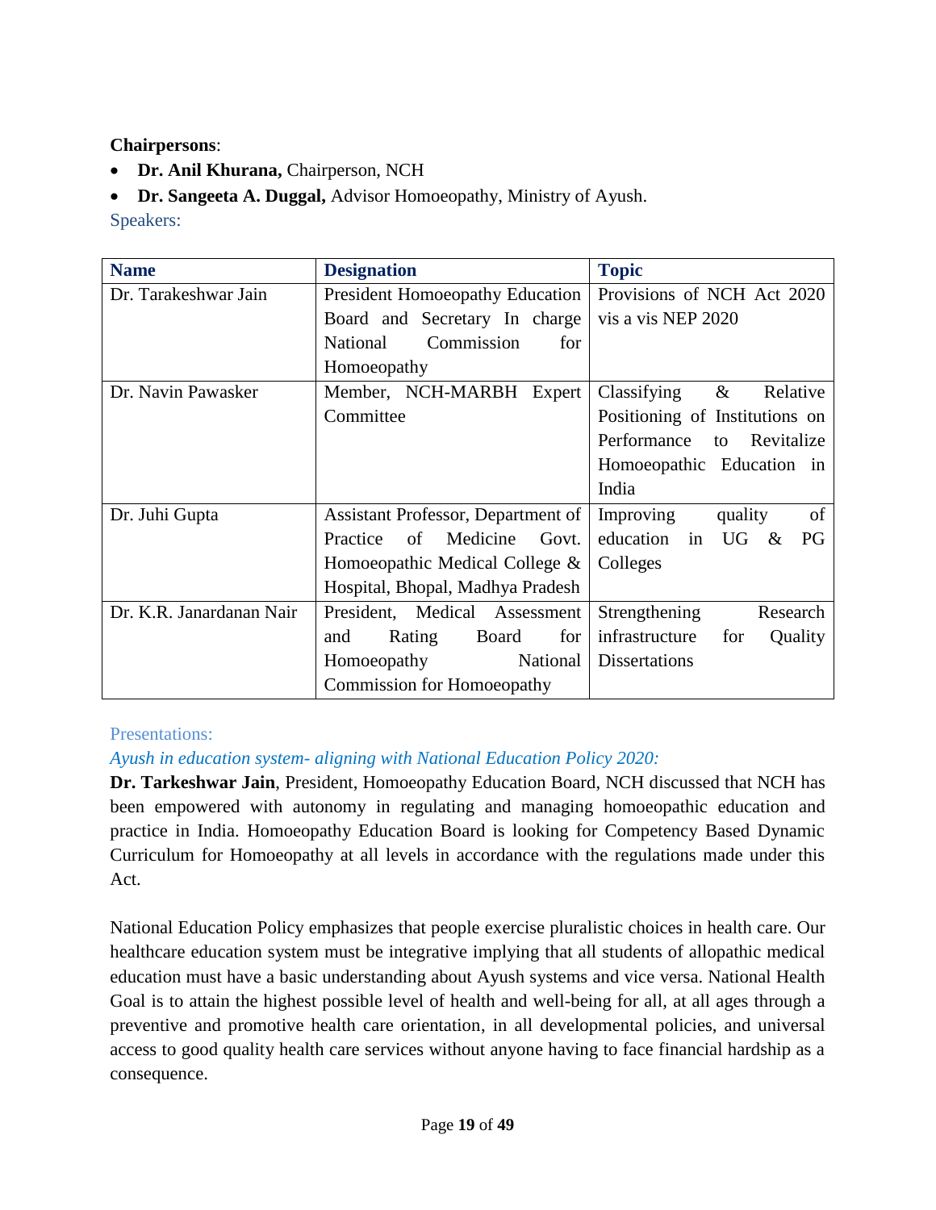**Chairpersons**:

- **Dr. Anil Khurana,** Chairperson, NCH
- **Dr. Sangeeta A. Duggal,** Advisor Homoeopathy, Ministry of Ayush.

Speakers:

| **Name** | **Designation** | **Topic** |
|---|---|---|
| Dr. Tarakeshwar Jain | President Homoeopathy Education Board and Secretary In charge National Commission for Homoeopathy | Provisions of NCH Act 2020 vis a vis NEP 2020 |
| Dr. Navin Pawasker | Member, NCH-MARBH Expert Committee | Classifying & Relative Positioning of Institutions on Performance to Revitalize Homoeopathic Education in India |
| Dr. Juhi Gupta | Assistant Professor, Department of Practice of Medicine Govt. Homoeopathic Medical College & Hospital, Bhopal, Madhya Pradesh | Improving quality of education in UG & PG Colleges |
| Dr. K.R. Janardanan Nair | President, Medical Assessment and Rating Board for Homoeopathy National Commission for Homoeopathy | Strengthening Research infrastructure for Quality Dissertations |

Presentations:

*Ayush in education system- aligning with National Education Policy 2020:*

**Dr. Tarkeshwar Jain**, President, Homoeopathy Education Board, NCH discussed that NCH has been empowered with autonomy in regulating and managing homoeopathic education and practice in India. Homoeopathy Education Board is looking for Competency Based Dynamic Curriculum for Homoeopathy at all levels in accordance with the regulations made under this Act.

National Education Policy emphasizes that people exercise pluralistic choices in health care. Our healthcare education system must be integrative implying that all students of allopathic medical education must have a basic understanding about Ayush systems and vice versa. National Health Goal is to attain the highest possible level of health and well-being for all, at all ages through a preventive and promotive health care orientation, in all developmental policies, and universal access to good quality health care services without anyone having to face financial hardship as a consequence.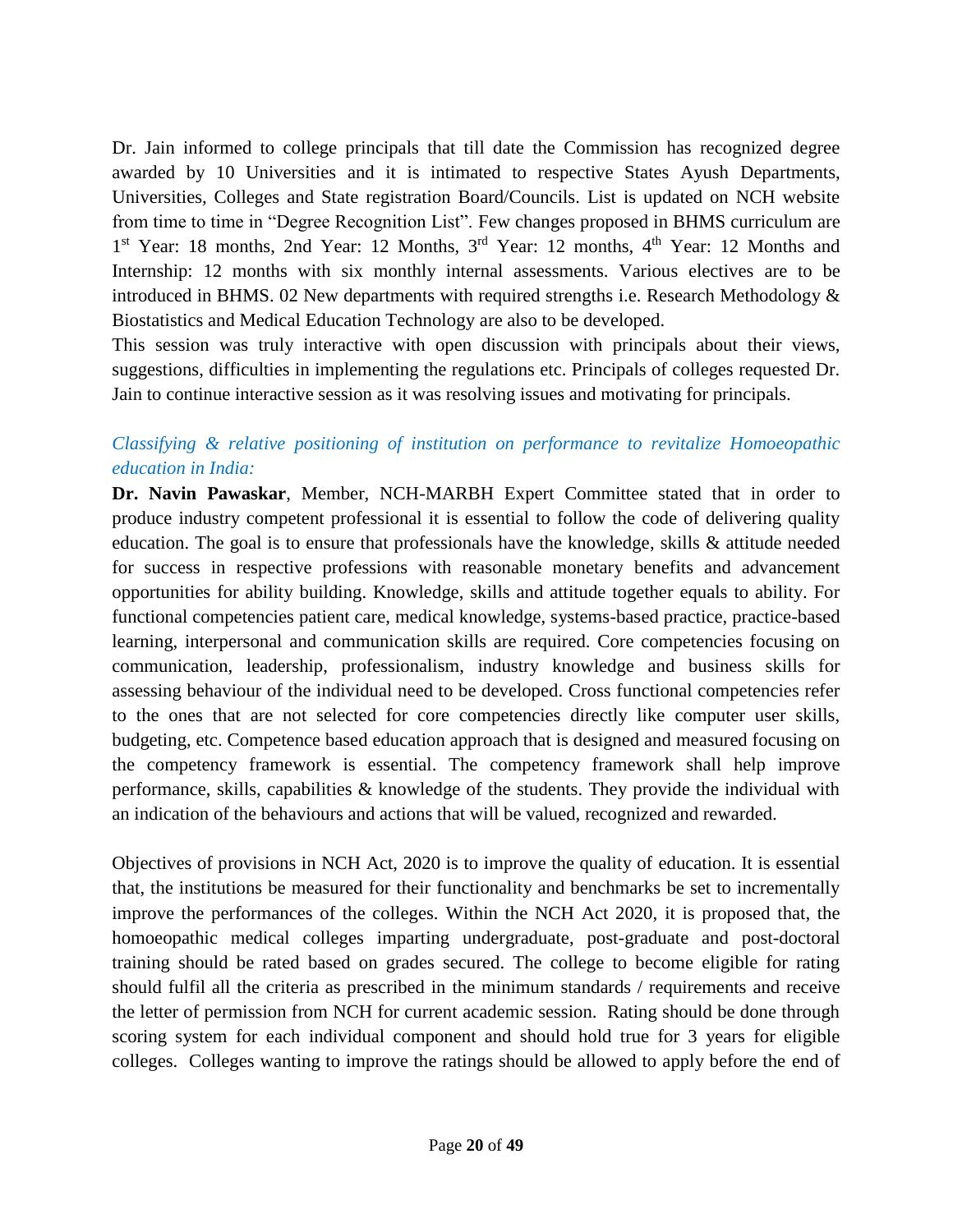Dr. Jain informed to college principals that till date the Commission has recognized degree awarded by 10 Universities and it is intimated to respective States Ayush Departments, Universities, Colleges and State registration Board/Councils. List is updated on NCH website from time to time in "Degree Recognition List". Few changes proposed in BHMS curriculum are 1st Year: 18 months, 2nd Year: 12 Months, 3rd Year: 12 months, 4th Year: 12 Months and Internship: 12 months with six monthly internal assessments. Various electives are to be introduced in BHMS. 02 New departments with required strengths i.e. Research Methodology & Biostatistics and Medical Education Technology are also to be developed.

This session was truly interactive with open discussion with principals about their views, suggestions, difficulties in implementing the regulations etc. Principals of colleges requested Dr. Jain to continue interactive session as it was resolving issues and motivating for principals.

*Classifying & relative positioning of institution on performance to revitalize Homoeopathic education in India:*

**Dr. Navin Pawaskar**, Member, NCH-MARBH Expert Committee stated that in order to produce industry competent professional it is essential to follow the code of delivering quality education. The goal is to ensure that professionals have the knowledge, skills & attitude needed for success in respective professions with reasonable monetary benefits and advancement opportunities for ability building. Knowledge, skills and attitude together equals to ability. For functional competencies patient care, medical knowledge, systems-based practice, practice-based learning, interpersonal and communication skills are required. Core competencies focusing on communication, leadership, professionalism, industry knowledge and business skills for assessing behaviour of the individual need to be developed. Cross functional competencies refer to the ones that are not selected for core competencies directly like computer user skills, budgeting, etc. Competence based education approach that is designed and measured focusing on the competency framework is essential. The competency framework shall help improve performance, skills, capabilities & knowledge of the students. They provide the individual with an indication of the behaviours and actions that will be valued, recognized and rewarded.

Objectives of provisions in NCH Act, 2020 is to improve the quality of education. It is essential that, the institutions be measured for their functionality and benchmarks be set to incrementally improve the performances of the colleges. Within the NCH Act 2020, it is proposed that, the homoeopathic medical colleges imparting undergraduate, post-graduate and post-doctoral training should be rated based on grades secured. The college to become eligible for rating should fulfil all the criteria as prescribed in the minimum standards / requirements and receive the letter of permission from NCH for current academic session. Rating should be done through scoring system for each individual component and should hold true for 3 years for eligible colleges. Colleges wanting to improve the ratings should be allowed to apply before the end of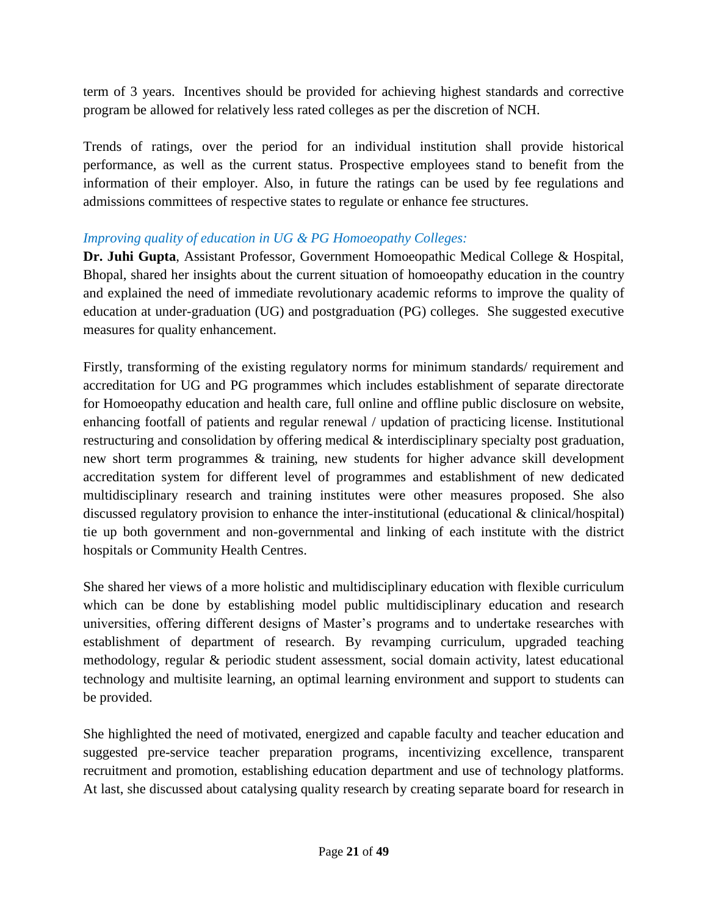term of 3 years. Incentives should be provided for achieving highest standards and corrective program be allowed for relatively less rated colleges as per the discretion of NCH.

Trends of ratings, over the period for an individual institution shall provide historical performance, as well as the current status. Prospective employees stand to benefit from the information of their employer. Also, in future the ratings can be used by fee regulations and admissions committees of respective states to regulate or enhance fee structures.

*Improving quality of education in UG & PG Homoeopathy Colleges:*

**Dr. Juhi Gupta**, Assistant Professor, Government Homoeopathic Medical College & Hospital, Bhopal, shared her insights about the current situation of homoeopathy education in the country and explained the need of immediate revolutionary academic reforms to improve the quality of education at under-graduation (UG) and postgraduation (PG) colleges. She suggested executive measures for quality enhancement.

Firstly, transforming of the existing regulatory norms for minimum standards/ requirement and accreditation for UG and PG programmes which includes establishment of separate directorate for Homoeopathy education and health care, full online and offline public disclosure on website, enhancing footfall of patients and regular renewal / updation of practicing license. Institutional restructuring and consolidation by offering medical & interdisciplinary specialty post graduation, new short term programmes & training, new students for higher advance skill development accreditation system for different level of programmes and establishment of new dedicated multidisciplinary research and training institutes were other measures proposed. She also discussed regulatory provision to enhance the inter-institutional (educational & clinical/hospital) tie up both government and non-governmental and linking of each institute with the district hospitals or Community Health Centres.

She shared her views of a more holistic and multidisciplinary education with flexible curriculum which can be done by establishing model public multidisciplinary education and research universities, offering different designs of Master's programs and to undertake researches with establishment of department of research. By revamping curriculum, upgraded teaching methodology, regular & periodic student assessment, social domain activity, latest educational technology and multisite learning, an optimal learning environment and support to students can be provided.

She highlighted the need of motivated, energized and capable faculty and teacher education and suggested pre-service teacher preparation programs, incentivizing excellence, transparent recruitment and promotion, establishing education department and use of technology platforms. At last, she discussed about catalysing quality research by creating separate board for research in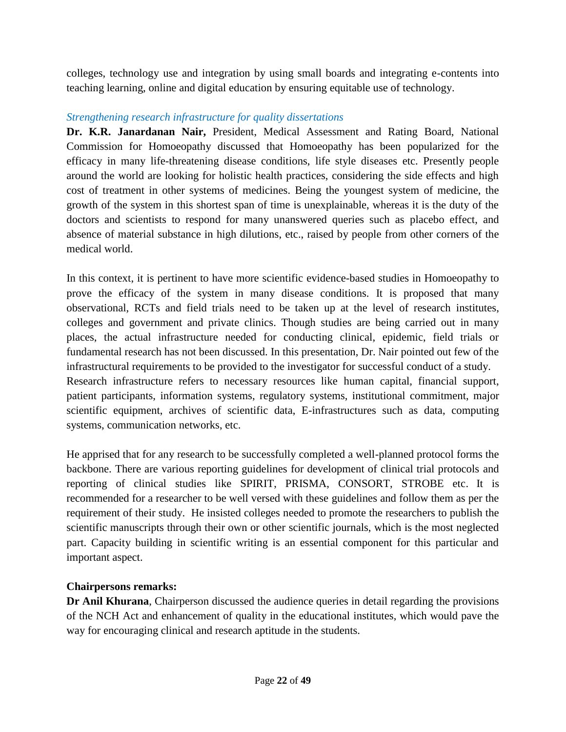colleges, technology use and integration by using small boards and integrating e-contents into teaching learning, online and digital education by ensuring equitable use of technology.

### *Strengthening research infrastructure for quality dissertations*

**Dr. K.R. Janardanan Nair,** President, Medical Assessment and Rating Board, National Commission for Homoeopathy discussed that Homoeopathy has been popularized for the efficacy in many life-threatening disease conditions, life style diseases etc. Presently people around the world are looking for holistic health practices, considering the side effects and high cost of treatment in other systems of medicines. Being the youngest system of medicine, the growth of the system in this shortest span of time is unexplainable, whereas it is the duty of the doctors and scientists to respond for many unanswered queries such as placebo effect, and absence of material substance in high dilutions, etc., raised by people from other corners of the medical world.

In this context, it is pertinent to have more scientific evidence-based studies in Homoeopathy to prove the efficacy of the system in many disease conditions. It is proposed that many observational, RCTs and field trials need to be taken up at the level of research institutes, colleges and government and private clinics. Though studies are being carried out in many places, the actual infrastructure needed for conducting clinical, epidemic, field trials or fundamental research has not been discussed. In this presentation, Dr. Nair pointed out few of the infrastructural requirements to be provided to the investigator for successful conduct of a study.
Research infrastructure refers to necessary resources like human capital, financial support, patient participants, information systems, regulatory systems, institutional commitment, major scientific equipment, archives of scientific data, E-infrastructures such as data, computing systems, communication networks, etc.

He apprised that for any research to be successfully completed a well-planned protocol forms the backbone. There are various reporting guidelines for development of clinical trial protocols and reporting of clinical studies like SPIRIT, PRISMA, CONSORT, STROBE etc. It is recommended for a researcher to be well versed with these guidelines and follow them as per the requirement of their study. He insisted colleges needed to promote the researchers to publish the scientific manuscripts through their own or other scientific journals, which is the most neglected part. Capacity building in scientific writing is an essential component for this particular and important aspect.

**Chairpersons remarks:**

**Dr Anil Khurana**, Chairperson discussed the audience queries in detail regarding the provisions of the NCH Act and enhancement of quality in the educational institutes, which would pave the way for encouraging clinical and research aptitude in the students.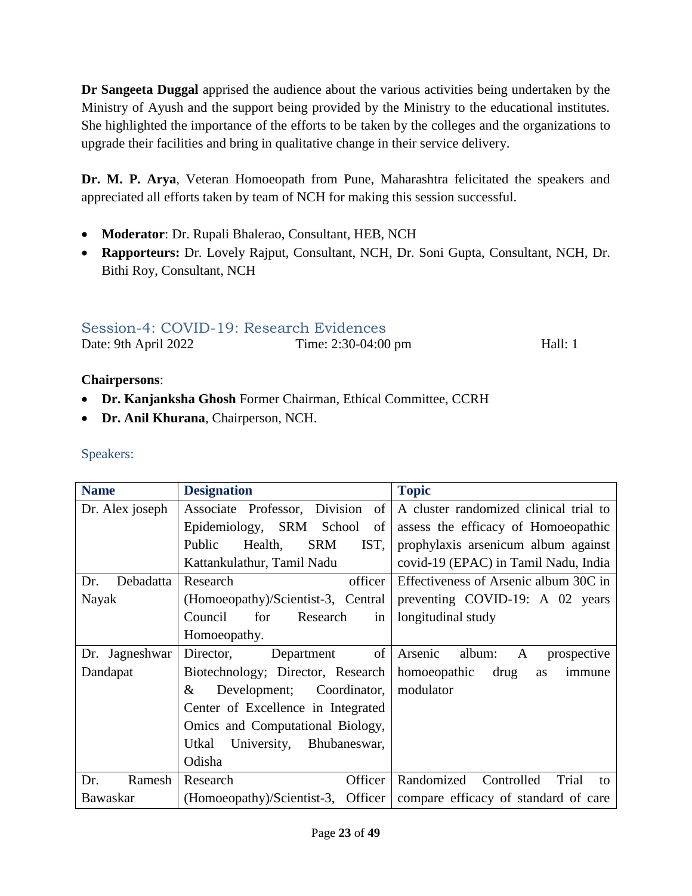**Dr Sangeeta Duggal** apprised the audience about the various activities being undertaken by the Ministry of Ayush and the support being provided by the Ministry to the educational institutes. She highlighted the importance of the efforts to be taken by the colleges and the organizations to upgrade their facilities and bring in qualitative change in their service delivery.

**Dr. M. P. Arya**, Veteran Homoeopath from Pune, Maharashtra felicitated the speakers and appreciated all efforts taken by team of NCH for making this session successful.

- **Moderator**: Dr. Rupali Bhalerao, Consultant, HEB, NCH
- **Rapporteurs:** Dr. Lovely Rajput, Consultant, NCH, Dr. Soni Gupta, Consultant, NCH, Dr. Bithi Roy, Consultant, NCH

## Session-4: COVID-19: Research Evidences

Date: 9th April 2022 Time: 2:30-04:00 pm Hall: 1

**Chairpersons**:

- **Dr. Kanjanksha Ghosh** Former Chairman, Ethical Committee, CCRH
- **Dr. Anil Khurana**, Chairperson, NCH.

### Speakers:

| **Name** | **Designation** | **Topic** |
|---|---|---|
| Dr. Alex joseph | Associate Professor, Division of Epidemiology, SRM School of Public Health, SRM IST, Kattankulathur, Tamil Nadu | A cluster randomized clinical trial to assess the efficacy of Homoeopathic prophylaxis arsenicum album against covid-19 (EPAC) in Tamil Nadu, India |
| Dr. Debadatta Nayak | Research officer (Homoeopathy)/Scientist-3, Central Council for Research in Homoeopathy. | Effectiveness of Arsenic album 30C in preventing COVID-19: A 02 years longitudinal study |
| Dr. Jagneshwar Dandapat | Director, Department of Biotechnology; Director, Research & Development; Coordinator, Center of Excellence in Integrated Omics and Computational Biology, Utkal University, Bhubaneswar, Odisha | Arsenic album: A prospective homoeopathic drug as immune modulator |
| Dr. Ramesh Bawaskar | Research Officer (Homoeopathy)/Scientist-3, Officer | Randomized Controlled Trial to compare efficacy of standard of care |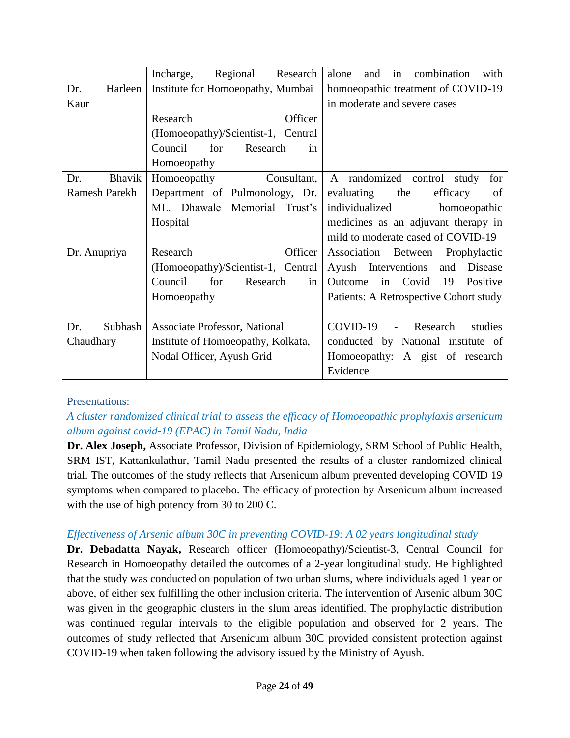| | | |
|---|---|---|
| Dr. Harleen Kaur | Incharge, Regional Research Institute for Homoeopathy, Mumbai<br><br>Research Officer (Homoeopathy)/Scientist-1, Central Council for Research in Homoeopathy | alone and in combination with homoeopathic treatment of COVID-19 in moderate and severe cases |
| Dr. Bhavik Ramesh Parekh | Homoeopathy Consultant, Department of Pulmonology, Dr. ML. Dhawale Memorial Trust's Hospital | A randomized control study for evaluating the efficacy of individualized homoeopathic medicines as an adjuvant therapy in mild to moderate cased of COVID-19 |
| Dr. Anupriya | Research Officer (Homoeopathy)/Scientist-1, Central Council for Research in Homoeopathy | Association Between Prophylactic Ayush Interventions and Disease Outcome in Covid 19 Positive Patients: A Retrospective Cohort study |
| Dr. Subhash Chaudhary | Associate Professor, National Institute of Homoeopathy, Kolkata, Nodal Officer, Ayush Grid | COVID-19 - Research studies conducted by National institute of Homoeopathy: A gist of research Evidence |

Presentations:

*A cluster randomized clinical trial to assess the efficacy of Homoeopathic prophylaxis arsenicum album against covid-19 (EPAC) in Tamil Nadu, India*

**Dr. Alex Joseph,** Associate Professor, Division of Epidemiology, SRM School of Public Health, SRM IST, Kattankulathur, Tamil Nadu presented the results of a cluster randomized clinical trial. The outcomes of the study reflects that Arsenicum album prevented developing COVID 19 symptoms when compared to placebo. The efficacy of protection by Arsenicum album increased with the use of high potency from 30 to 200 C.

*Effectiveness of Arsenic album 30C in preventing COVID-19: A 02 years longitudinal study*

**Dr. Debadatta Nayak,** Research officer (Homoeopathy)/Scientist-3, Central Council for Research in Homoeopathy detailed the outcomes of a 2-year longitudinal study. He highlighted that the study was conducted on population of two urban slums, where individuals aged 1 year or above, of either sex fulfilling the other inclusion criteria. The intervention of Arsenic album 30C was given in the geographic clusters in the slum areas identified. The prophylactic distribution was continued regular intervals to the eligible population and observed for 2 years. The outcomes of study reflected that Arsenicum album 30C provided consistent protection against COVID-19 when taken following the advisory issued by the Ministry of Ayush.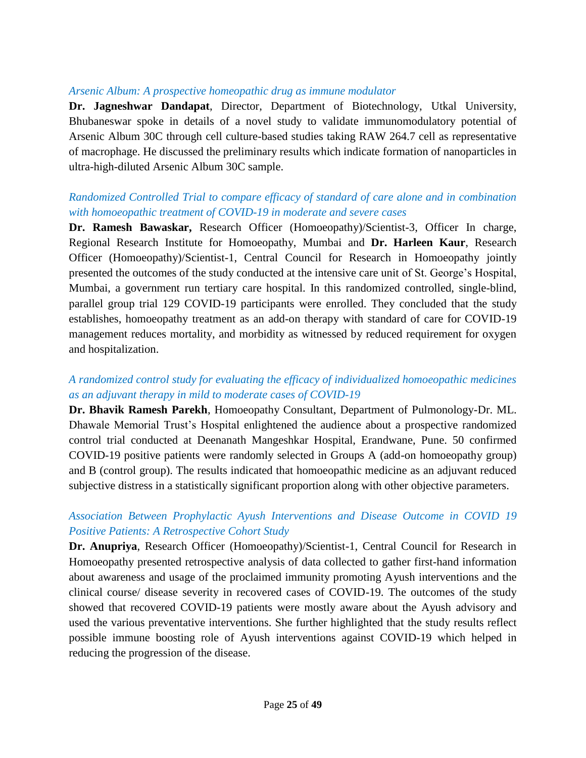*Arsenic Album: A prospective homeopathic drug as immune modulator*

**Dr. Jagneshwar Dandapat**, Director, Department of Biotechnology, Utkal University, Bhubaneswar spoke in details of a novel study to validate immunomodulatory potential of Arsenic Album 30C through cell culture-based studies taking RAW 264.7 cell as representative of macrophage. He discussed the preliminary results which indicate formation of nanoparticles in ultra-high-diluted Arsenic Album 30C sample.

*Randomized Controlled Trial to compare efficacy of standard of care alone and in combination with homoeopathic treatment of COVID-19 in moderate and severe cases*

**Dr. Ramesh Bawaskar,** Research Officer (Homoeopathy)/Scientist-3, Officer In charge, Regional Research Institute for Homoeopathy, Mumbai and **Dr. Harleen Kaur**, Research Officer (Homoeopathy)/Scientist-1, Central Council for Research in Homoeopathy jointly presented the outcomes of the study conducted at the intensive care unit of St. George's Hospital, Mumbai, a government run tertiary care hospital. In this randomized controlled, single-blind, parallel group trial 129 COVID-19 participants were enrolled. They concluded that the study establishes, homoeopathy treatment as an add-on therapy with standard of care for COVID-19 management reduces mortality, and morbidity as witnessed by reduced requirement for oxygen and hospitalization.

*A randomized control study for evaluating the efficacy of individualized homoeopathic medicines as an adjuvant therapy in mild to moderate cases of COVID-19*

**Dr. Bhavik Ramesh Parekh**, Homoeopathy Consultant, Department of Pulmonology-Dr. ML. Dhawale Memorial Trust's Hospital enlightened the audience about a prospective randomized control trial conducted at Deenanath Mangeshkar Hospital, Erandwane, Pune. 50 confirmed COVID-19 positive patients were randomly selected in Groups A (add-on homoeopathy group) and B (control group). The results indicated that homoeopathic medicine as an adjuvant reduced subjective distress in a statistically significant proportion along with other objective parameters.

*Association Between Prophylactic Ayush Interventions and Disease Outcome in COVID 19 Positive Patients: A Retrospective Cohort Study*

**Dr. Anupriya**, Research Officer (Homoeopathy)/Scientist-1, Central Council for Research in Homoeopathy presented retrospective analysis of data collected to gather first-hand information about awareness and usage of the proclaimed immunity promoting Ayush interventions and the clinical course/ disease severity in recovered cases of COVID-19. The outcomes of the study showed that recovered COVID-19 patients were mostly aware about the Ayush advisory and used the various preventative interventions. She further highlighted that the study results reflect possible immune boosting role of Ayush interventions against COVID-19 which helped in reducing the progression of the disease.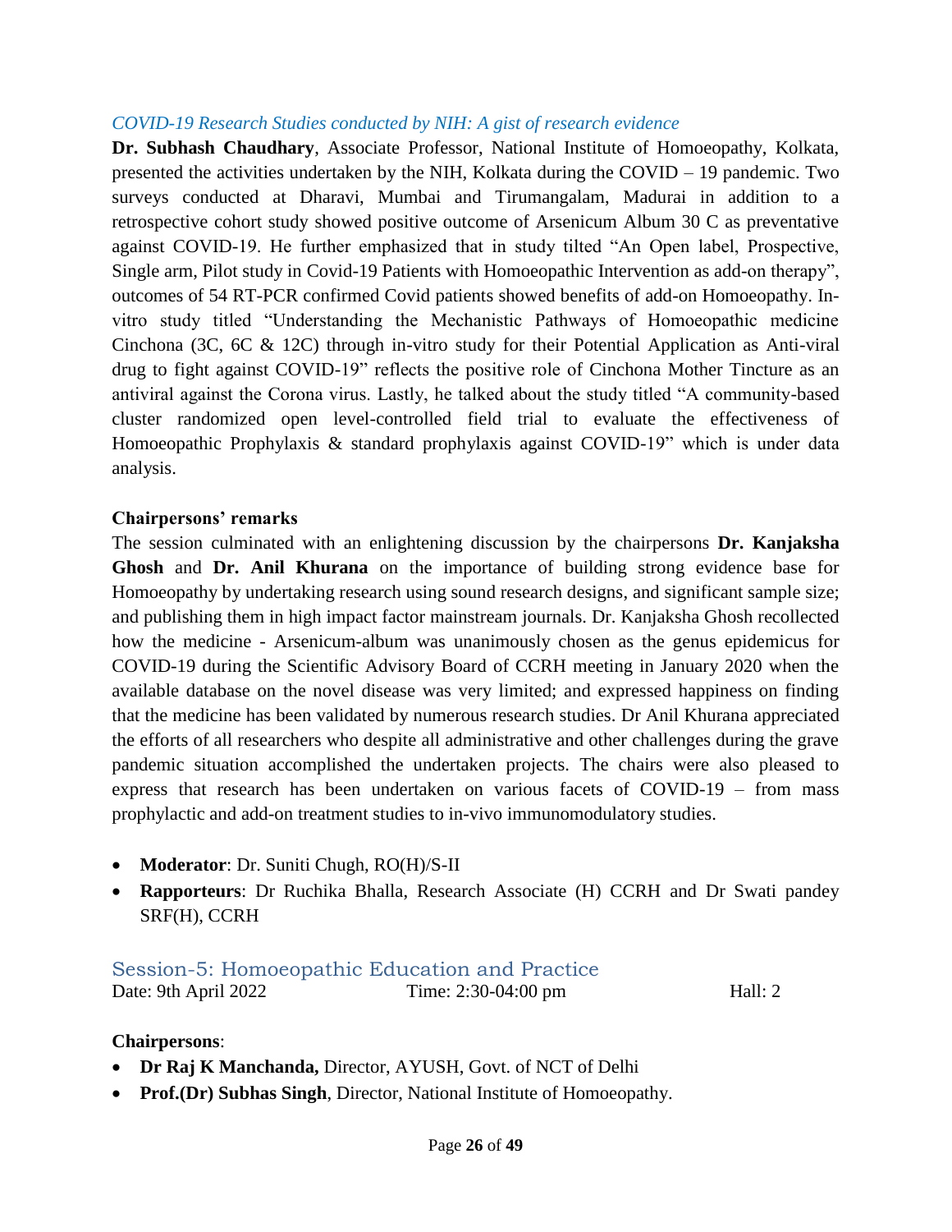*COVID-19 Research Studies conducted by NIH: A gist of research evidence*

**Dr. Subhash Chaudhary**, Associate Professor, National Institute of Homoeopathy, Kolkata, presented the activities undertaken by the NIH, Kolkata during the COVID – 19 pandemic. Two surveys conducted at Dharavi, Mumbai and Tirumangalam, Madurai in addition to a retrospective cohort study showed positive outcome of Arsenicum Album 30 C as preventative against COVID-19. He further emphasized that in study tilted "An Open label, Prospective, Single arm, Pilot study in Covid-19 Patients with Homoeopathic Intervention as add-on therapy", outcomes of 54 RT-PCR confirmed Covid patients showed benefits of add-on Homoeopathy. In-vitro study titled "Understanding the Mechanistic Pathways of Homoeopathic medicine Cinchona (3C, 6C & 12C) through in-vitro study for their Potential Application as Anti-viral drug to fight against COVID-19" reflects the positive role of Cinchona Mother Tincture as an antiviral against the Corona virus. Lastly, he talked about the study titled "A community-based cluster randomized open level-controlled field trial to evaluate the effectiveness of Homoeopathic Prophylaxis & standard prophylaxis against COVID-19" which is under data analysis.

**Chairpersons' remarks**

The session culminated with an enlightening discussion by the chairpersons **Dr. Kanjaksha Ghosh** and **Dr. Anil Khurana** on the importance of building strong evidence base for Homoeopathy by undertaking research using sound research designs, and significant sample size; and publishing them in high impact factor mainstream journals. Dr. Kanjaksha Ghosh recollected how the medicine - Arsenicum-album was unanimously chosen as the genus epidemicus for COVID-19 during the Scientific Advisory Board of CCRH meeting in January 2020 when the available database on the novel disease was very limited; and expressed happiness on finding that the medicine has been validated by numerous research studies. Dr Anil Khurana appreciated the efforts of all researchers who despite all administrative and other challenges during the grave pandemic situation accomplished the undertaken projects. The chairs were also pleased to express that research has been undertaken on various facets of COVID-19 – from mass prophylactic and add-on treatment studies to in-vivo immunomodulatory studies.

- **Moderator**: Dr. Suniti Chugh, RO(H)/S-II
- **Rapporteurs**: Dr Ruchika Bhalla, Research Associate (H) CCRH and Dr Swati pandey SRF(H), CCRH

## Session-5: Homoeopathic Education and Practice

Date: 9th April 2022 Time: 2:30-04:00 pm Hall: 2

**Chairpersons**:

- **Dr Raj K Manchanda,** Director, AYUSH, Govt. of NCT of Delhi
- **Prof.(Dr) Subhas Singh**, Director, National Institute of Homoeopathy.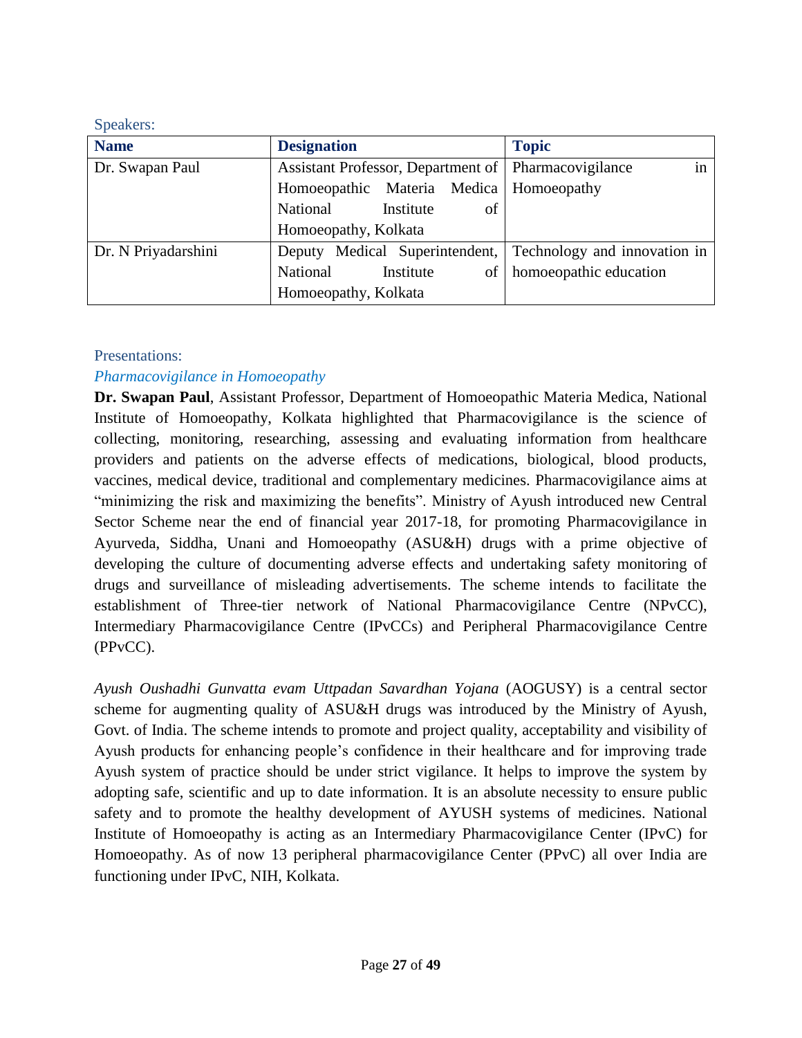Speakers:

| Name | Designation | Topic |
| --- | --- | --- |
| Dr. Swapan Paul | Assistant Professor, Department of Homoeopathic Materia Medica National Institute of Homoeopathy, Kolkata | Pharmacovigilance in Homoeopathy |
| Dr. N Priyadarshini | Deputy Medical Superintendent, National Institute of Homoeopathy, Kolkata | Technology and innovation in homoeopathic education |

Presentations:

*Pharmacovigilance in Homoeopathy*

**Dr. Swapan Paul**, Assistant Professor, Department of Homoeopathic Materia Medica, National Institute of Homoeopathy, Kolkata highlighted that Pharmacovigilance is the science of collecting, monitoring, researching, assessing and evaluating information from healthcare providers and patients on the adverse effects of medications, biological, blood products, vaccines, medical device, traditional and complementary medicines. Pharmacovigilance aims at "minimizing the risk and maximizing the benefits". Ministry of Ayush introduced new Central Sector Scheme near the end of financial year 2017-18, for promoting Pharmacovigilance in Ayurveda, Siddha, Unani and Homoeopathy (ASU&H) drugs with a prime objective of developing the culture of documenting adverse effects and undertaking safety monitoring of drugs and surveillance of misleading advertisements. The scheme intends to facilitate the establishment of Three-tier network of National Pharmacovigilance Centre (NPvCC), Intermediary Pharmacovigilance Centre (IPvCCs) and Peripheral Pharmacovigilance Centre (PPvCC).

*Ayush Oushadhi Gunvatta evam Uttpadan Savardhan Yojana* (AOGUSY) is a central sector scheme for augmenting quality of ASU&H drugs was introduced by the Ministry of Ayush, Govt. of India. The scheme intends to promote and project quality, acceptability and visibility of Ayush products for enhancing people's confidence in their healthcare and for improving trade Ayush system of practice should be under strict vigilance. It helps to improve the system by adopting safe, scientific and up to date information. It is an absolute necessity to ensure public safety and to promote the healthy development of AYUSH systems of medicines. National Institute of Homoeopathy is acting as an Intermediary Pharmacovigilance Center (IPvC) for Homoeopathy. As of now 13 peripheral pharmacovigilance Center (PPvC) all over India are functioning under IPvC, NIH, Kolkata.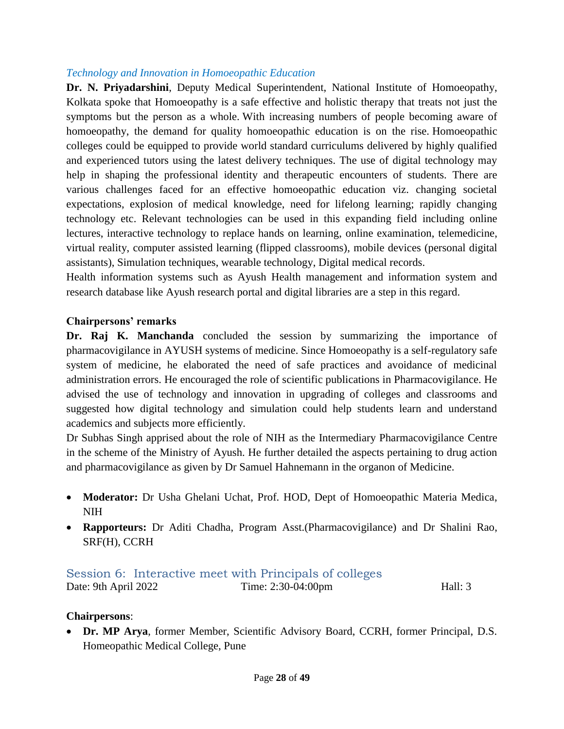*Technology and Innovation in Homoeopathic Education*

**Dr. N. Priyadarshini**, Deputy Medical Superintendent, National Institute of Homoeopathy, Kolkata spoke that Homoeopathy is a safe effective and holistic therapy that treats not just the symptoms but the person as a whole. With increasing numbers of people becoming aware of homoeopathy, the demand for quality homoeopathic education is on the rise. Homoeopathic colleges could be equipped to provide world standard curriculums delivered by highly qualified and experienced tutors using the latest delivery techniques. The use of digital technology may help in shaping the professional identity and therapeutic encounters of students. There are various challenges faced for an effective homoeopathic education viz. changing societal expectations, explosion of medical knowledge, need for lifelong learning; rapidly changing technology etc. Relevant technologies can be used in this expanding field including online lectures, interactive technology to replace hands on learning, online examination, telemedicine, virtual reality, computer assisted learning (flipped classrooms), mobile devices (personal digital assistants), Simulation techniques, wearable technology, Digital medical records.

Health information systems such as Ayush Health management and information system and research database like Ayush research portal and digital libraries are a step in this regard.

**Chairpersons' remarks**

**Dr. Raj K. Manchanda** concluded the session by summarizing the importance of pharmacovigilance in AYUSH systems of medicine. Since Homoeopathy is a self-regulatory safe system of medicine, he elaborated the need of safe practices and avoidance of medicinal administration errors. He encouraged the role of scientific publications in Pharmacovigilance. He advised the use of technology and innovation in upgrading of colleges and classrooms and suggested how digital technology and simulation could help students learn and understand academics and subjects more efficiently.

Dr Subhas Singh apprised about the role of NIH as the Intermediary Pharmacovigilance Centre in the scheme of the Ministry of Ayush. He further detailed the aspects pertaining to drug action and pharmacovigilance as given by Dr Samuel Hahnemann in the organon of Medicine.

- **Moderator:** Dr Usha Ghelani Uchat, Prof. HOD, Dept of Homoeopathic Materia Medica, NIH
- **Rapporteurs:** Dr Aditi Chadha, Program Asst.(Pharmacovigilance) and Dr Shalini Rao, SRF(H), CCRH

## Session 6: Interactive meet with Principals of colleges

Date: 9th April 2022 Time: 2:30-04:00pm Hall: 3

**Chairpersons**:

- **Dr. MP Arya**, former Member, Scientific Advisory Board, CCRH, former Principal, D.S. Homeopathic Medical College, Pune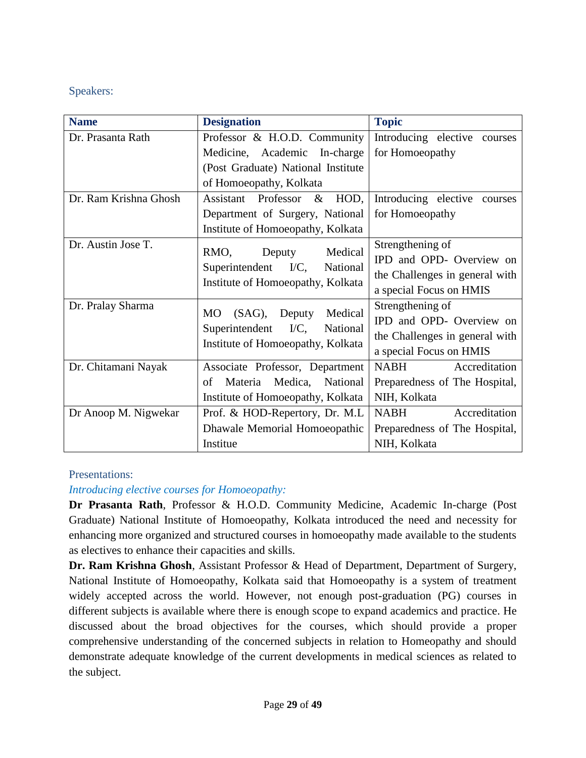Speakers:

| Name | Designation | Topic |
| --- | --- | --- |
| Dr. Prasanta Rath | Professor & H.O.D. Community Medicine, Academic In-charge (Post Graduate) National Institute of Homoeopathy, Kolkata | Introducing elective courses for Homoeopathy |
| Dr. Ram Krishna Ghosh | Assistant Professor & HOD, Department of Surgery, National Institute of Homoeopathy, Kolkata | Introducing elective courses for Homoeopathy |
| Dr. Austin Jose T. | RMO, Deputy Medical Superintendent I/C, National Institute of Homoeopathy, Kolkata | Strengthening of IPD and OPD- Overview on the Challenges in general with a special Focus on HMIS |
| Dr. Pralay Sharma | MO (SAG), Deputy Medical Superintendent I/C, National Institute of Homoeopathy, Kolkata | Strengthening of IPD and OPD- Overview on the Challenges in general with a special Focus on HMIS |
| Dr. Chitamani Nayak | Associate Professor, Department of Materia Medica, National Institute of Homoeopathy, Kolkata | NABH Accreditation Preparedness of The Hospital, NIH, Kolkata |
| Dr Anoop M. Nigwekar | Prof. & HOD-Repertory, Dr. M.L Dhawale Memorial Homoeopathic Institue | NABH Accreditation Preparedness of The Hospital, NIH, Kolkata |

Presentations:

*Introducing elective courses for Homoeopathy:*

**Dr Prasanta Rath**, Professor & H.O.D. Community Medicine, Academic In-charge (Post Graduate) National Institute of Homoeopathy, Kolkata introduced the need and necessity for enhancing more organized and structured courses in homoeopathy made available to the students as electives to enhance their capacities and skills.

**Dr. Ram Krishna Ghosh**, Assistant Professor & Head of Department, Department of Surgery, National Institute of Homoeopathy, Kolkata said that Homoeopathy is a system of treatment widely accepted across the world. However, not enough post-graduation (PG) courses in different subjects is available where there is enough scope to expand academics and practice. He discussed about the broad objectives for the courses, which should provide a proper comprehensive understanding of the concerned subjects in relation to Homeopathy and should demonstrate adequate knowledge of the current developments in medical sciences as related to the subject.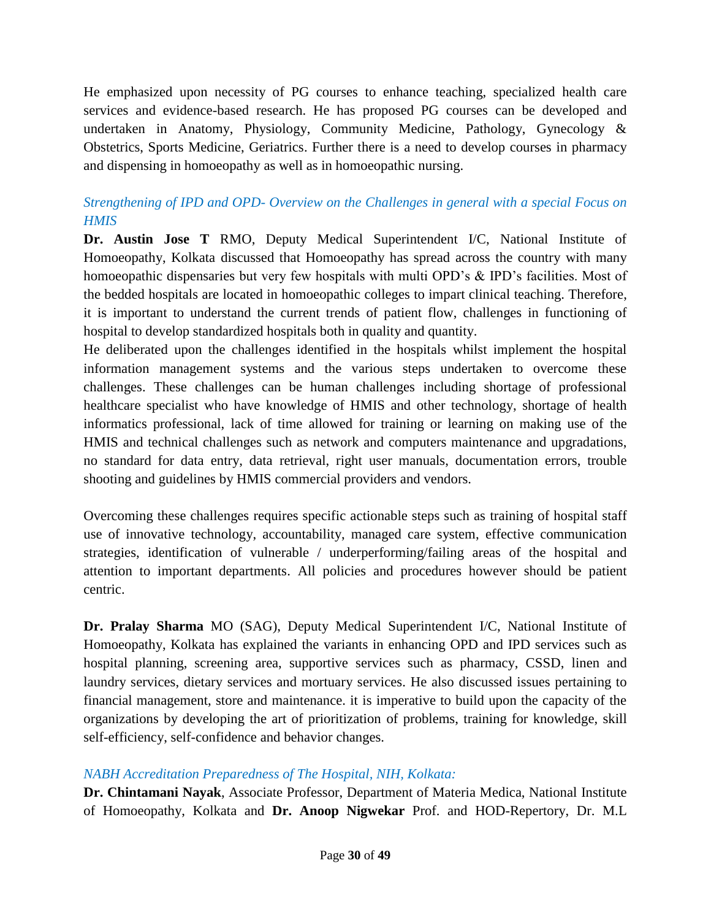He emphasized upon necessity of PG courses to enhance teaching, specialized health care services and evidence-based research. He has proposed PG courses can be developed and undertaken in Anatomy, Physiology, Community Medicine, Pathology, Gynecology & Obstetrics, Sports Medicine, Geriatrics. Further there is a need to develop courses in pharmacy and dispensing in homoeopathy as well as in homoeopathic nursing.

*Strengthening of IPD and OPD- Overview on the Challenges in general with a special Focus on HMIS*

**Dr. Austin Jose T** RMO, Deputy Medical Superintendent I/C, National Institute of Homoeopathy, Kolkata discussed that Homoeopathy has spread across the country with many homoeopathic dispensaries but very few hospitals with multi OPD's & IPD's facilities. Most of the bedded hospitals are located in homoeopathic colleges to impart clinical teaching. Therefore, it is important to understand the current trends of patient flow, challenges in functioning of hospital to develop standardized hospitals both in quality and quantity.

He deliberated upon the challenges identified in the hospitals whilst implement the hospital information management systems and the various steps undertaken to overcome these challenges. These challenges can be human challenges including shortage of professional healthcare specialist who have knowledge of HMIS and other technology, shortage of health informatics professional, lack of time allowed for training or learning on making use of the HMIS and technical challenges such as network and computers maintenance and upgradations, no standard for data entry, data retrieval, right user manuals, documentation errors, trouble shooting and guidelines by HMIS commercial providers and vendors.

Overcoming these challenges requires specific actionable steps such as training of hospital staff use of innovative technology, accountability, managed care system, effective communication strategies, identification of vulnerable / underperforming/failing areas of the hospital and attention to important departments. All policies and procedures however should be patient centric.

**Dr. Pralay Sharma** MO (SAG), Deputy Medical Superintendent I/C, National Institute of Homoeopathy, Kolkata has explained the variants in enhancing OPD and IPD services such as hospital planning, screening area, supportive services such as pharmacy, CSSD, linen and laundry services, dietary services and mortuary services. He also discussed issues pertaining to financial management, store and maintenance. it is imperative to build upon the capacity of the organizations by developing the art of prioritization of problems, training for knowledge, skill self-efficiency, self-confidence and behavior changes.

*NABH Accreditation Preparedness of The Hospital, NIH, Kolkata:*

**Dr. Chintamani Nayak**, Associate Professor, Department of Materia Medica, National Institute of Homoeopathy, Kolkata and **Dr. Anoop Nigwekar** Prof. and HOD-Repertory, Dr. M.L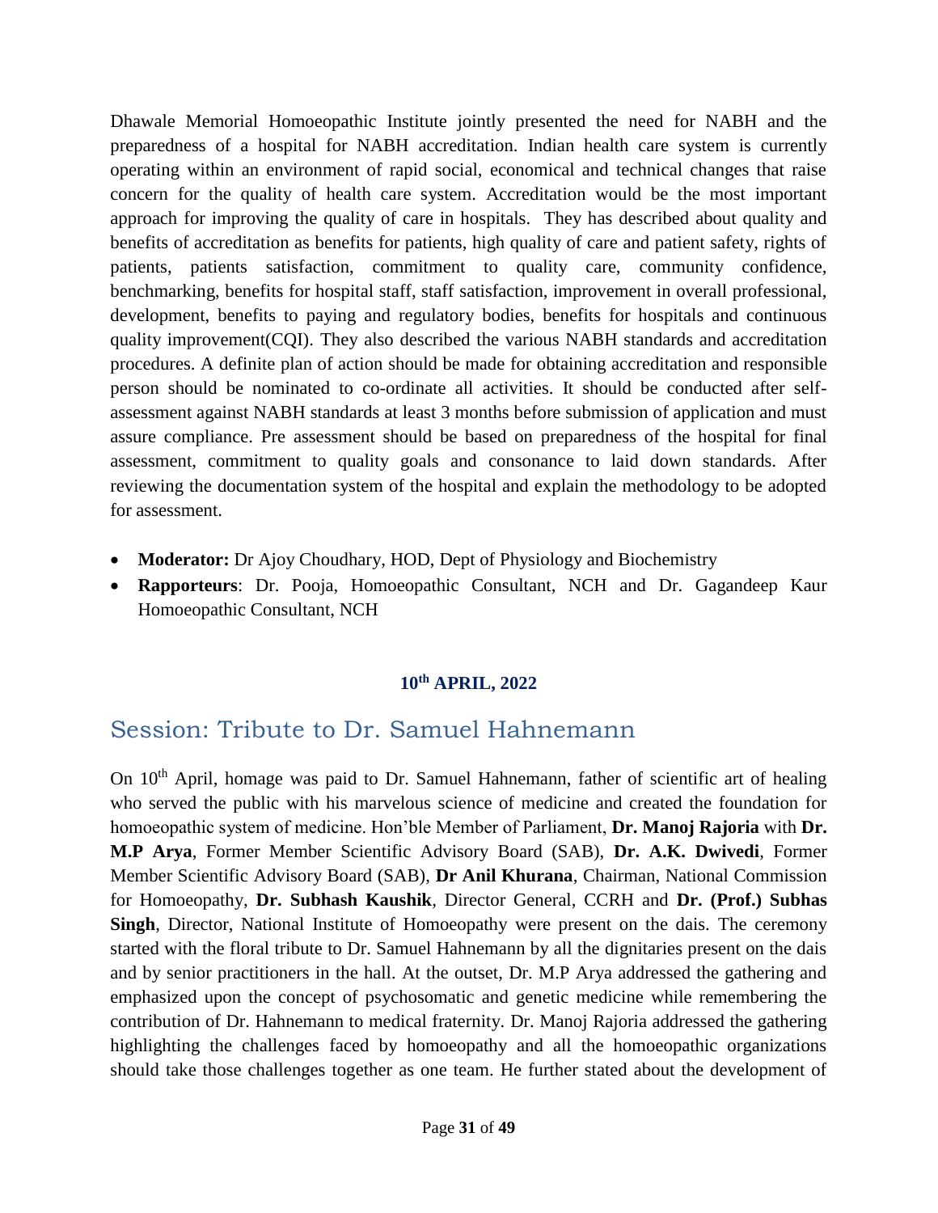Dhawale Memorial Homoeopathic Institute jointly presented the need for NABH and the preparedness of a hospital for NABH accreditation. Indian health care system is currently operating within an environment of rapid social, economical and technical changes that raise concern for the quality of health care system. Accreditation would be the most important approach for improving the quality of care in hospitals. They has described about quality and benefits of accreditation as benefits for patients, high quality of care and patient safety, rights of patients, patients satisfaction, commitment to quality care, community confidence, benchmarking, benefits for hospital staff, staff satisfaction, improvement in overall professional, development, benefits to paying and regulatory bodies, benefits for hospitals and continuous quality improvement(CQI). They also described the various NABH standards and accreditation procedures. A definite plan of action should be made for obtaining accreditation and responsible person should be nominated to co-ordinate all activities. It should be conducted after self-assessment against NABH standards at least 3 months before submission of application and must assure compliance. Pre assessment should be based on preparedness of the hospital for final assessment, commitment to quality goals and consonance to laid down standards. After reviewing the documentation system of the hospital and explain the methodology to be adopted for assessment.

- **Moderator:** Dr Ajoy Choudhary, HOD, Dept of Physiology and Biochemistry
- **Rapporteurs**: Dr. Pooja, Homoeopathic Consultant, NCH and Dr. Gagandeep Kaur Homoeopathic Consultant, NCH

**10th APRIL, 2022**

## Session: Tribute to Dr. Samuel Hahnemann

On 10th April, homage was paid to Dr. Samuel Hahnemann, father of scientific art of healing who served the public with his marvelous science of medicine and created the foundation for homoeopathic system of medicine. Hon'ble Member of Parliament, **Dr. Manoj Rajoria** with **Dr. M.P Arya**, Former Member Scientific Advisory Board (SAB), **Dr. A.K. Dwivedi**, Former Member Scientific Advisory Board (SAB), **Dr Anil Khurana**, Chairman, National Commission for Homoeopathy, **Dr. Subhash Kaushik**, Director General, CCRH and **Dr. (Prof.) Subhas Singh**, Director, National Institute of Homoeopathy were present on the dais. The ceremony started with the floral tribute to Dr. Samuel Hahnemann by all the dignitaries present on the dais and by senior practitioners in the hall. At the outset, Dr. M.P Arya addressed the gathering and emphasized upon the concept of psychosomatic and genetic medicine while remembering the contribution of Dr. Hahnemann to medical fraternity. Dr. Manoj Rajoria addressed the gathering highlighting the challenges faced by homoeopathy and all the homoeopathic organizations should take those challenges together as one team. He further stated about the development of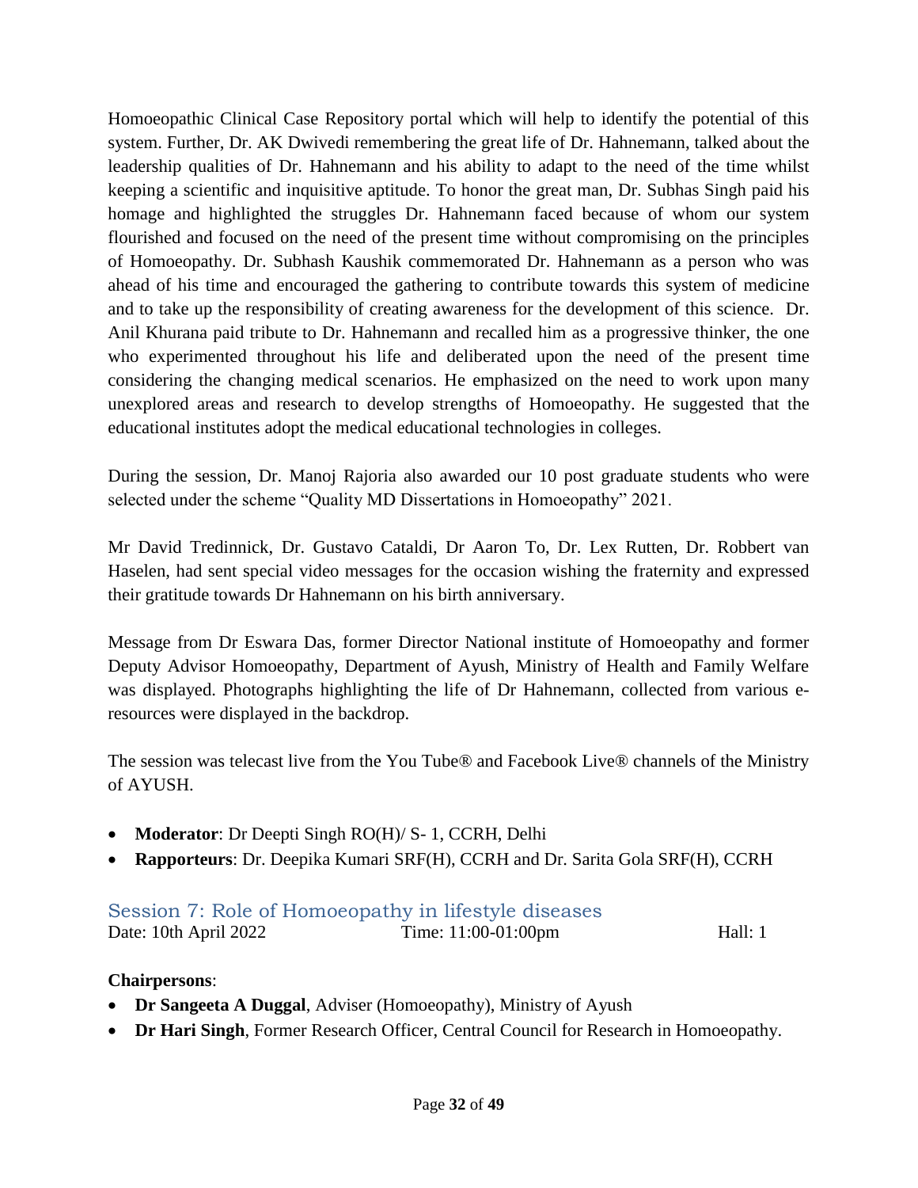Homoeopathic Clinical Case Repository portal which will help to identify the potential of this system. Further, Dr. AK Dwivedi remembering the great life of Dr. Hahnemann, talked about the leadership qualities of Dr. Hahnemann and his ability to adapt to the need of the time whilst keeping a scientific and inquisitive aptitude. To honor the great man, Dr. Subhas Singh paid his homage and highlighted the struggles Dr. Hahnemann faced because of whom our system flourished and focused on the need of the present time without compromising on the principles of Homoeopathy. Dr. Subhash Kaushik commemorated Dr. Hahnemann as a person who was ahead of his time and encouraged the gathering to contribute towards this system of medicine and to take up the responsibility of creating awareness for the development of this science. Dr. Anil Khurana paid tribute to Dr. Hahnemann and recalled him as a progressive thinker, the one who experimented throughout his life and deliberated upon the need of the present time considering the changing medical scenarios. He emphasized on the need to work upon many unexplored areas and research to develop strengths of Homoeopathy. He suggested that the educational institutes adopt the medical educational technologies in colleges.

During the session, Dr. Manoj Rajoria also awarded our 10 post graduate students who were selected under the scheme "Quality MD Dissertations in Homoeopathy" 2021.

Mr David Tredinnick, Dr. Gustavo Cataldi, Dr Aaron To, Dr. Lex Rutten, Dr. Robbert van Haselen, had sent special video messages for the occasion wishing the fraternity and expressed their gratitude towards Dr Hahnemann on his birth anniversary.

Message from Dr Eswara Das, former Director National institute of Homoeopathy and former Deputy Advisor Homoeopathy, Department of Ayush, Ministry of Health and Family Welfare was displayed. Photographs highlighting the life of Dr Hahnemann, collected from various e-resources were displayed in the backdrop.

The session was telecast live from the You Tube® and Facebook Live® channels of the Ministry of AYUSH.

- **Moderator**: Dr Deepti Singh RO(H)/ S- 1, CCRH, Delhi
- **Rapporteurs**: Dr. Deepika Kumari SRF(H), CCRH and Dr. Sarita Gola SRF(H), CCRH

## Session 7: Role of Homoeopathy in lifestyle diseases

Date: 10th April 2022 Time: 11:00-01:00pm Hall: 1

**Chairpersons**:

- **Dr Sangeeta A Duggal**, Adviser (Homoeopathy), Ministry of Ayush
- **Dr Hari Singh**, Former Research Officer, Central Council for Research in Homoeopathy.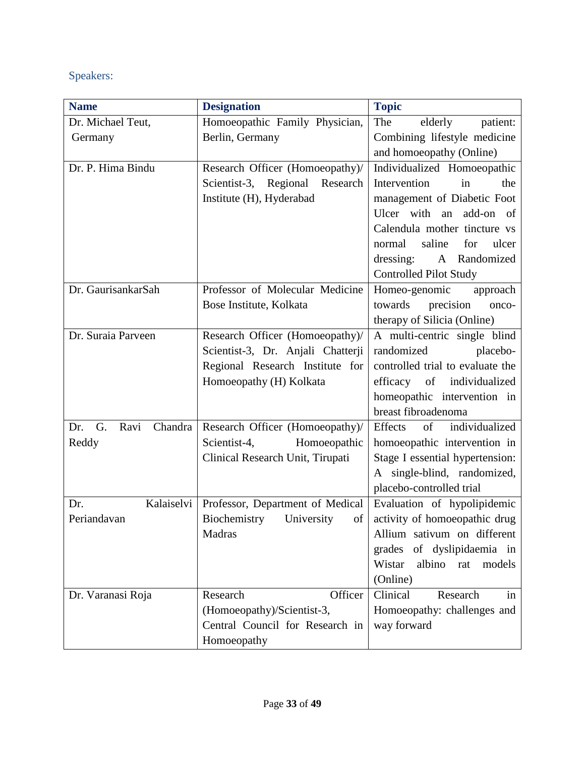Speakers:

| Name | Designation | Topic |
|---|---|---|
| Dr. Michael Teut, Germany | Homoeopathic Family Physician, Berlin, Germany | The elderly patient: Combining lifestyle medicine and homoeopathy (Online) |
| Dr. P. Hima Bindu | Research Officer (Homoeopathy)/ Scientist-3, Regional Research Institute (H), Hyderabad | Individualized Homoeopathic Intervention in the management of Diabetic Foot Ulcer with an add-on of Calendula mother tincture vs normal saline for ulcer dressing: A Randomized Controlled Pilot Study |
| Dr. GaurisankarSah | Professor of Molecular Medicine Bose Institute, Kolkata | Homeo-genomic approach towards precision onco-therapy of Silicia (Online) |
| Dr. Suraia Parveen | Research Officer (Homoeopathy)/ Scientist-3, Dr. Anjali Chatterji Regional Research Institute for Homoeopathy (H) Kolkata | A multi-centric single blind randomized placebo-controlled trial to evaluate the efficacy of individualized homeopathic intervention in breast fibroadenoma |
| Dr. G. Ravi Chandra Reddy | Research Officer (Homoeopathy)/ Scientist-4, Homoeopathic Clinical Research Unit, Tirupati | Effects of individualized homoeopathic intervention in Stage I essential hypertension: A single-blind, randomized, placebo-controlled trial |
| Dr. Kalaiselvi Periandavan | Professor, Department of Medical Biochemistry University of Madras | Evaluation of hypolipidemic activity of homoeopathic drug Allium sativum on different grades of dyslipidaemia in Wistar albino rat models (Online) |
| Dr. Varanasi Roja | Research Officer (Homoeopathy)/Scientist-3, Central Council for Research in Homoeopathy | Clinical Research in Homoeopathy: challenges and way forward |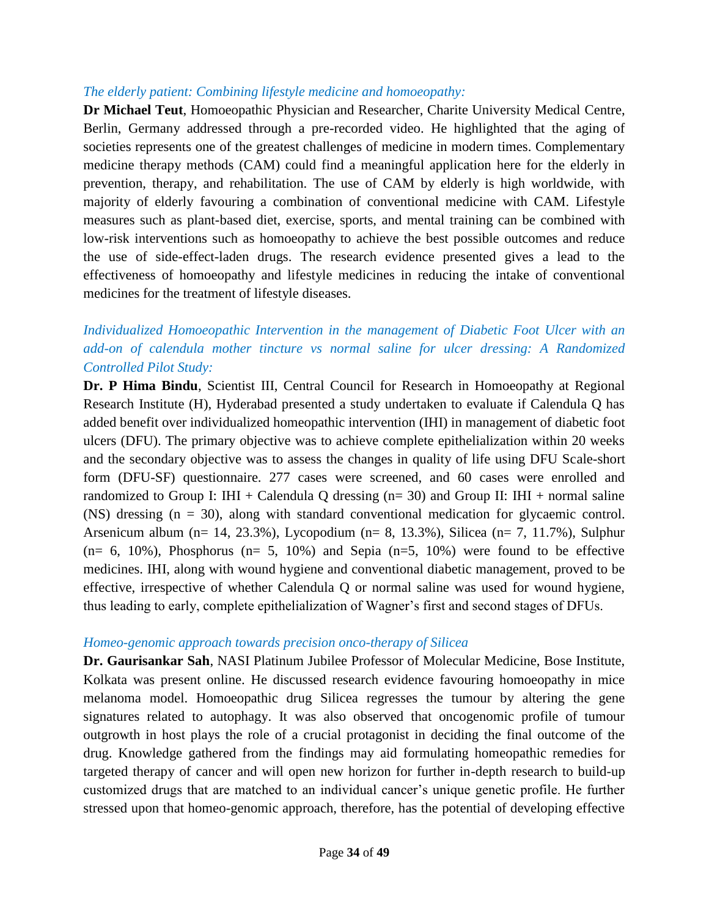*The elderly patient: Combining lifestyle medicine and homoeopathy:*

**Dr Michael Teut**, Homoeopathic Physician and Researcher, Charite University Medical Centre, Berlin, Germany addressed through a pre-recorded video. He highlighted that the aging of societies represents one of the greatest challenges of medicine in modern times. Complementary medicine therapy methods (CAM) could find a meaningful application here for the elderly in prevention, therapy, and rehabilitation. The use of CAM by elderly is high worldwide, with majority of elderly favouring a combination of conventional medicine with CAM. Lifestyle measures such as plant-based diet, exercise, sports, and mental training can be combined with low-risk interventions such as homoeopathy to achieve the best possible outcomes and reduce the use of side-effect-laden drugs. The research evidence presented gives a lead to the effectiveness of homoeopathy and lifestyle medicines in reducing the intake of conventional medicines for the treatment of lifestyle diseases.

*Individualized Homoeopathic Intervention in the management of Diabetic Foot Ulcer with an add-on of calendula mother tincture vs normal saline for ulcer dressing: A Randomized Controlled Pilot Study:*

**Dr. P Hima Bindu**, Scientist III, Central Council for Research in Homoeopathy at Regional Research Institute (H), Hyderabad presented a study undertaken to evaluate if Calendula Q has added benefit over individualized homeopathic intervention (IHI) in management of diabetic foot ulcers (DFU). The primary objective was to achieve complete epithelialization within 20 weeks and the secondary objective was to assess the changes in quality of life using DFU Scale-short form (DFU-SF) questionnaire. 277 cases were screened, and 60 cases were enrolled and randomized to Group I: IHI + Calendula Q dressing (n= 30) and Group II: IHI + normal saline (NS) dressing (n = 30), along with standard conventional medication for glycaemic control. Arsenicum album (n= 14, 23.3%), Lycopodium (n= 8, 13.3%), Silicea (n= 7, 11.7%), Sulphur (n= 6, 10%), Phosphorus (n= 5, 10%) and Sepia (n=5, 10%) were found to be effective medicines. IHI, along with wound hygiene and conventional diabetic management, proved to be effective, irrespective of whether Calendula Q or normal saline was used for wound hygiene, thus leading to early, complete epithelialization of Wagner's first and second stages of DFUs.

*Homeo-genomic approach towards precision onco-therapy of Silicea*

**Dr. Gaurisankar Sah**, NASI Platinum Jubilee Professor of Molecular Medicine, Bose Institute, Kolkata was present online. He discussed research evidence favouring homoeopathy in mice melanoma model. Homoeopathic drug Silicea regresses the tumour by altering the gene signatures related to autophagy. It was also observed that oncogenomic profile of tumour outgrowth in host plays the role of a crucial protagonist in deciding the final outcome of the drug. Knowledge gathered from the findings may aid formulating homeopathic remedies for targeted therapy of cancer and will open new horizon for further in-depth research to build-up customized drugs that are matched to an individual cancer's unique genetic profile. He further stressed upon that homeo-genomic approach, therefore, has the potential of developing effective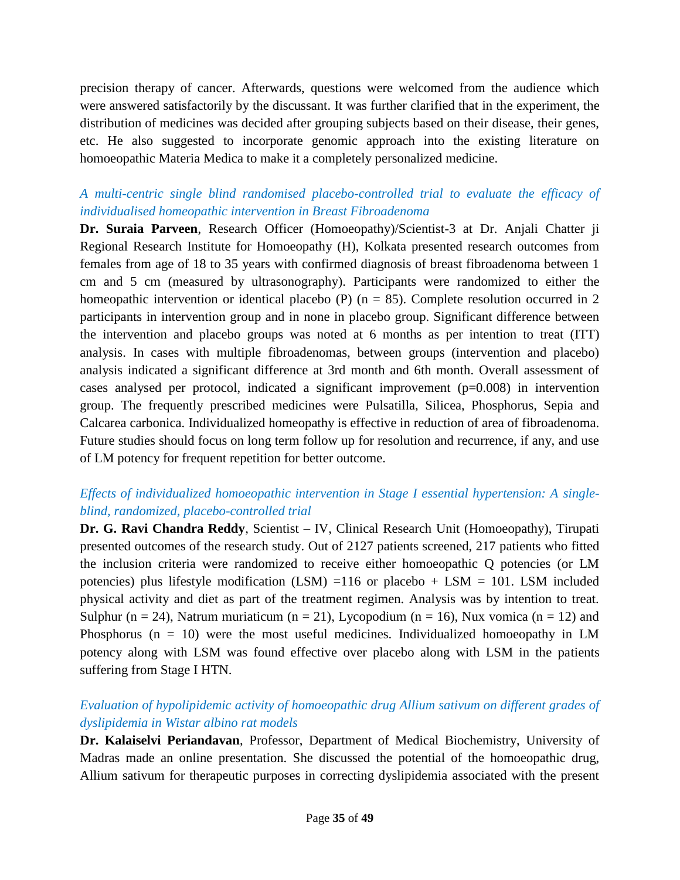precision therapy of cancer. Afterwards, questions were welcomed from the audience which were answered satisfactorily by the discussant. It was further clarified that in the experiment, the distribution of medicines was decided after grouping subjects based on their disease, their genes, etc. He also suggested to incorporate genomic approach into the existing literature on homoeopathic Materia Medica to make it a completely personalized medicine.

*A multi-centric single blind randomised placebo-controlled trial to evaluate the efficacy of individualised homeopathic intervention in Breast Fibroadenoma*

**Dr. Suraia Parveen**, Research Officer (Homoeopathy)/Scientist-3 at Dr. Anjali Chatter ji Regional Research Institute for Homoeopathy (H), Kolkata presented research outcomes from females from age of 18 to 35 years with confirmed diagnosis of breast fibroadenoma between 1 cm and 5 cm (measured by ultrasonography). Participants were randomized to either the homeopathic intervention or identical placebo (P) (n = 85). Complete resolution occurred in 2 participants in intervention group and in none in placebo group. Significant difference between the intervention and placebo groups was noted at 6 months as per intention to treat (ITT) analysis. In cases with multiple fibroadenomas, between groups (intervention and placebo) analysis indicated a significant difference at 3rd month and 6th month. Overall assessment of cases analysed per protocol, indicated a significant improvement (p=0.008) in intervention group. The frequently prescribed medicines were Pulsatilla, Silicea, Phosphorus, Sepia and Calcarea carbonica. Individualized homeopathy is effective in reduction of area of fibroadenoma. Future studies should focus on long term follow up for resolution and recurrence, if any, and use of LM potency for frequent repetition for better outcome.

*Effects of individualized homoeopathic intervention in Stage I essential hypertension: A single-blind, randomized, placebo-controlled trial*

**Dr. G. Ravi Chandra Reddy**, Scientist – IV, Clinical Research Unit (Homoeopathy), Tirupati presented outcomes of the research study. Out of 2127 patients screened, 217 patients who fitted the inclusion criteria were randomized to receive either homoeopathic Q potencies (or LM potencies) plus lifestyle modification (LSM) =116 or placebo + LSM = 101. LSM included physical activity and diet as part of the treatment regimen. Analysis was by intention to treat. Sulphur (n = 24), Natrum muriaticum (n = 21), Lycopodium (n = 16), Nux vomica (n = 12) and Phosphorus (n = 10) were the most useful medicines. Individualized homoeopathy in LM potency along with LSM was found effective over placebo along with LSM in the patients suffering from Stage I HTN.

*Evaluation of hypolipidemic activity of homoeopathic drug Allium sativum on different grades of dyslipidemia in Wistar albino rat models*

**Dr. Kalaiselvi Periandavan**, Professor, Department of Medical Biochemistry, University of Madras made an online presentation. She discussed the potential of the homoeopathic drug, Allium sativum for therapeutic purposes in correcting dyslipidemia associated with the present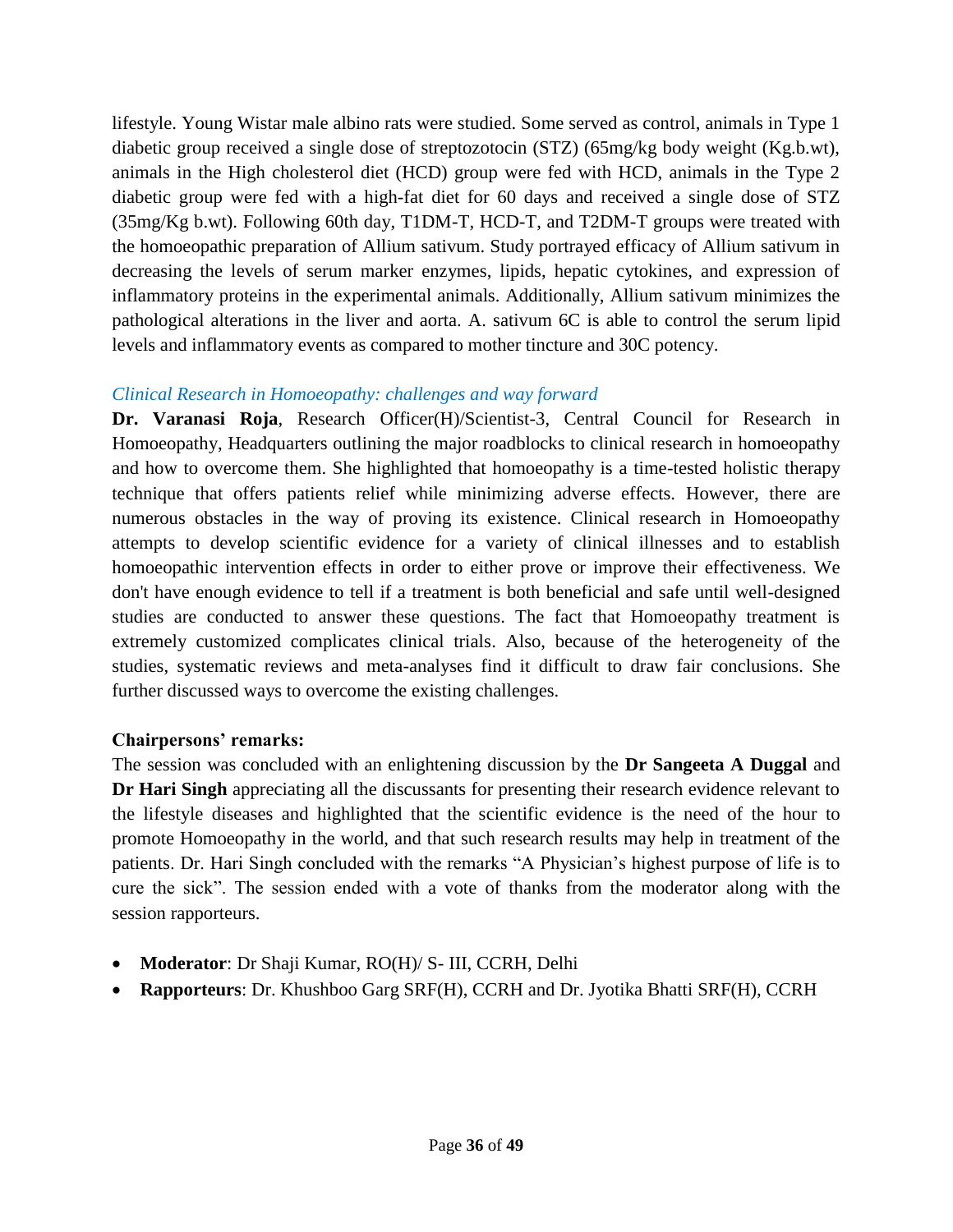lifestyle. Young Wistar male albino rats were studied. Some served as control, animals in Type 1 diabetic group received a single dose of streptozotocin (STZ) (65mg/kg body weight (Kg.b.wt), animals in the High cholesterol diet (HCD) group were fed with HCD, animals in the Type 2 diabetic group were fed with a high-fat diet for 60 days and received a single dose of STZ (35mg/Kg b.wt). Following 60th day, T1DM-T, HCD-T, and T2DM-T groups were treated with the homoeopathic preparation of Allium sativum. Study portrayed efficacy of Allium sativum in decreasing the levels of serum marker enzymes, lipids, hepatic cytokines, and expression of inflammatory proteins in the experimental animals. Additionally, Allium sativum minimizes the pathological alterations in the liver and aorta. A. sativum 6C is able to control the serum lipid levels and inflammatory events as compared to mother tincture and 30C potency.

*Clinical Research in Homoeopathy: challenges and way forward*

**Dr. Varanasi Roja**, Research Officer(H)/Scientist-3, Central Council for Research in Homoeopathy, Headquarters outlining the major roadblocks to clinical research in homoeopathy and how to overcome them. She highlighted that homoeopathy is a time-tested holistic therapy technique that offers patients relief while minimizing adverse effects. However, there are numerous obstacles in the way of proving its existence. Clinical research in Homoeopathy attempts to develop scientific evidence for a variety of clinical illnesses and to establish homoeopathic intervention effects in order to either prove or improve their effectiveness. We don't have enough evidence to tell if a treatment is both beneficial and safe until well-designed studies are conducted to answer these questions. The fact that Homoeopathy treatment is extremely customized complicates clinical trials. Also, because of the heterogeneity of the studies, systematic reviews and meta-analyses find it difficult to draw fair conclusions. She further discussed ways to overcome the existing challenges.

**Chairpersons' remarks:**

The session was concluded with an enlightening discussion by the **Dr Sangeeta A Duggal** and **Dr Hari Singh** appreciating all the discussants for presenting their research evidence relevant to the lifestyle diseases and highlighted that the scientific evidence is the need of the hour to promote Homoeopathy in the world, and that such research results may help in treatment of the patients. Dr. Hari Singh concluded with the remarks "A Physician's highest purpose of life is to cure the sick". The session ended with a vote of thanks from the moderator along with the session rapporteurs.

- **Moderator**: Dr Shaji Kumar, RO(H)/ S- III, CCRH, Delhi
- **Rapporteurs**: Dr. Khushboo Garg SRF(H), CCRH and Dr. Jyotika Bhatti SRF(H), CCRH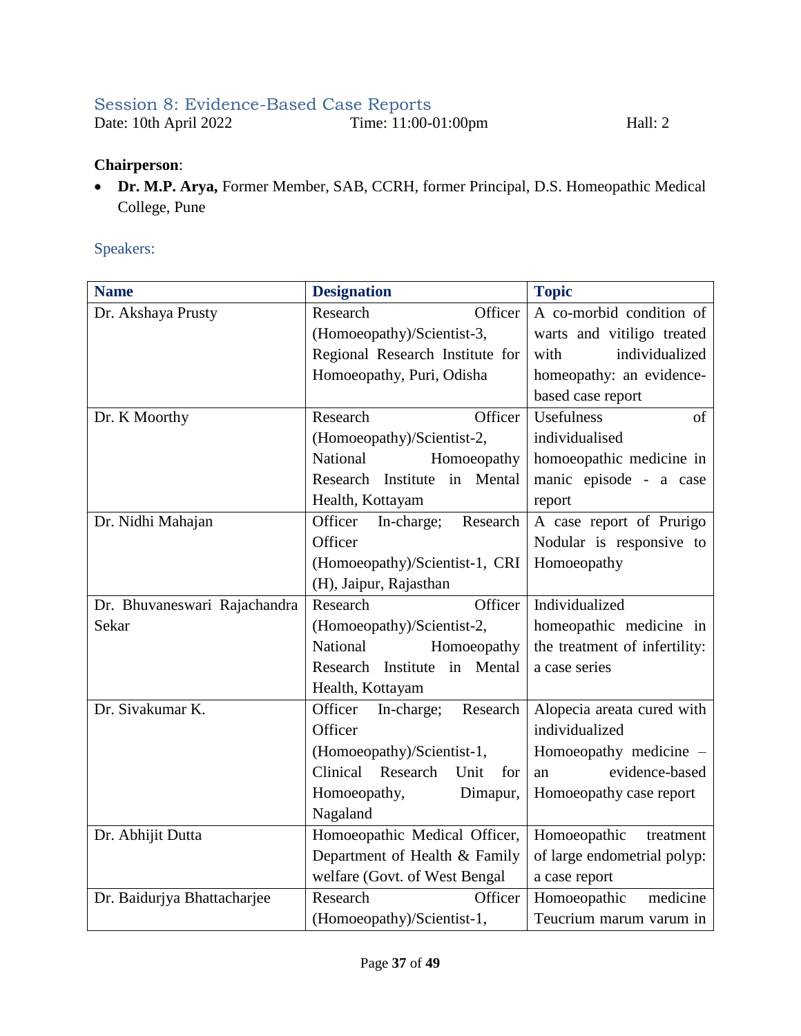## Session 8: Evidence-Based Case Reports

Date: 10th April 2022 Time: 11:00-01:00pm Hall: 2

**Chairperson**:

- **Dr. M.P. Arya,** Former Member, SAB, CCRH, former Principal, D.S. Homeopathic Medical College, Pune

### Speakers:

| Name | Designation | Topic |
|---|---|---|
| Dr. Akshaya Prusty | Research Officer (Homoeopathy)/Scientist-3, Regional Research Institute for Homoeopathy, Puri, Odisha | A co-morbid condition of warts and vitiligo treated with individualized homeopathy: an evidence-based case report |
| Dr. K Moorthy | Research Officer (Homoeopathy)/Scientist-2, National Homoeopathy Research Institute in Mental Health, Kottayam | Usefulness of individualised homoeopathic medicine in manic episode - a case report |
| Dr. Nidhi Mahajan | Officer In-charge; Research Officer (Homoeopathy)/Scientist-1, CRI (H), Jaipur, Rajasthan | A case report of Prurigo Nodular is responsive to Homoeopathy |
| Dr. Bhuvaneswari Rajachandra Sekar | Research Officer (Homoeopathy)/Scientist-2, National Homoeopathy Research Institute in Mental Health, Kottayam | Individualized homeopathic medicine in the treatment of infertility: a case series |
| Dr. Sivakumar K. | Officer In-charge; Research Officer (Homoeopathy)/Scientist-1, Clinical Research Unit for Homoeopathy, Dimapur, Nagaland | Alopecia areata cured with individualized Homoeopathy medicine – an evidence-based Homoeopathy case report |
| Dr. Abhijit Dutta | Homoeopathic Medical Officer, Department of Health & Family welfare (Govt. of West Bengal | Homoeopathic treatment of large endometrial polyp: a case report |
| Dr. Baidurjya Bhattacharjee | Research Officer (Homoeopathy)/Scientist-1, | Homoeopathic medicine Teucrium marum varum in |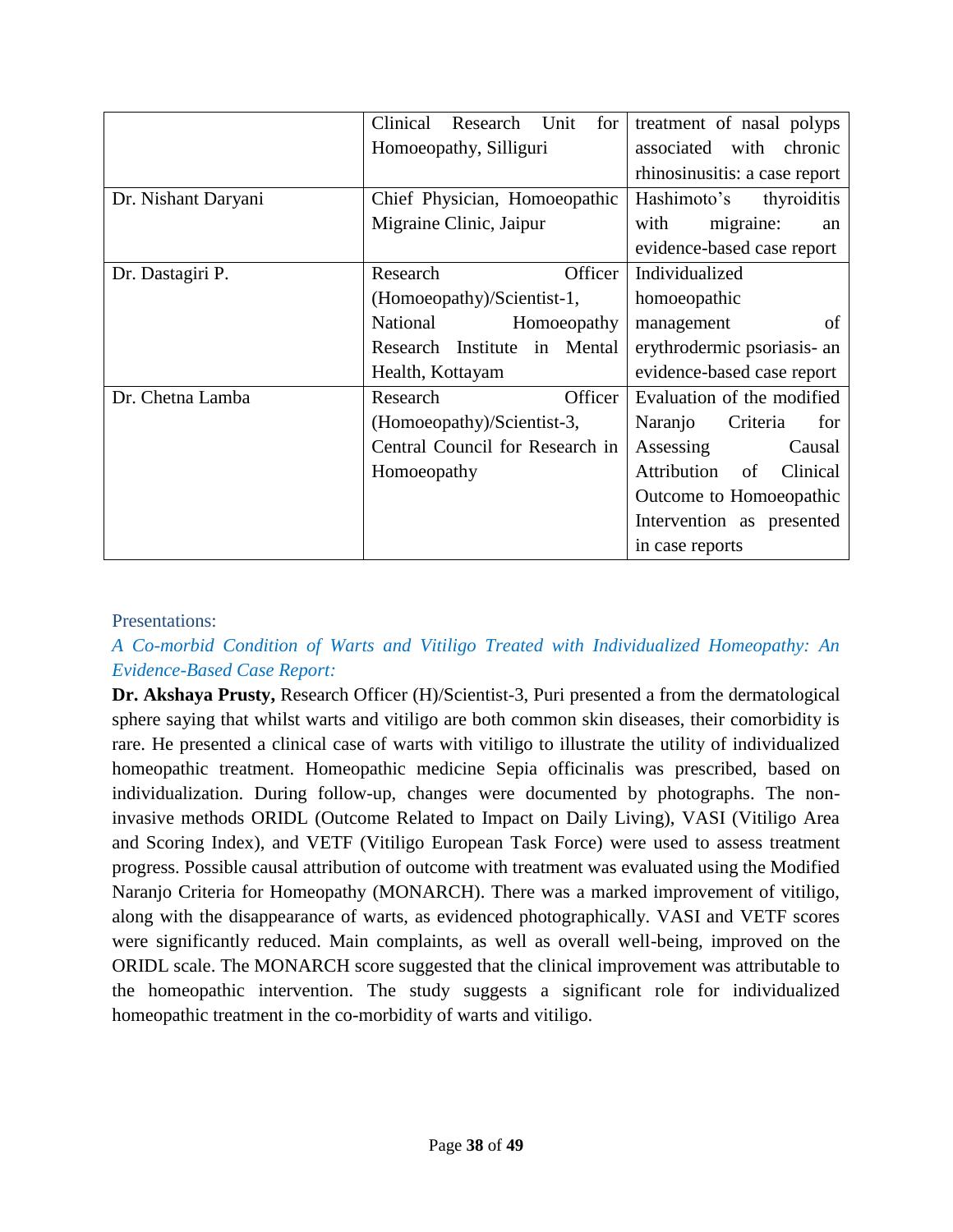| | | |
|---|---|---|
| | Clinical Research Unit for Homoeopathy, Silliguri | treatment of nasal polyps associated with chronic rhinosinusitis: a case report |
| Dr. Nishant Daryani | Chief Physician, Homoeopathic Migraine Clinic, Jaipur | Hashimoto's thyroiditis with migraine: an evidence-based case report |
| Dr. Dastagiri P. | Research Officer (Homoeopathy)/Scientist-1, National Homoeopathy Research Institute in Mental Health, Kottayam | Individualized homoeopathic management of erythrodermic psoriasis- an evidence-based case report |
| Dr. Chetna Lamba | Research Officer (Homoeopathy)/Scientist-3, Central Council for Research in Homoeopathy | Evaluation of the modified Naranjo Criteria for Assessing Causal Attribution of Clinical Outcome to Homoeopathic Intervention as presented in case reports |

Presentations:

*A Co-morbid Condition of Warts and Vitiligo Treated with Individualized Homeopathy: An Evidence-Based Case Report:*

**Dr. Akshaya Prusty,** Research Officer (H)/Scientist-3, Puri presented a from the dermatological sphere saying that whilst warts and vitiligo are both common skin diseases, their comorbidity is rare. He presented a clinical case of warts with vitiligo to illustrate the utility of individualized homeopathic treatment. Homeopathic medicine Sepia officinalis was prescribed, based on individualization. During follow-up, changes were documented by photographs. The non-invasive methods ORIDL (Outcome Related to Impact on Daily Living), VASI (Vitiligo Area and Scoring Index), and VETF (Vitiligo European Task Force) were used to assess treatment progress. Possible causal attribution of outcome with treatment was evaluated using the Modified Naranjo Criteria for Homeopathy (MONARCH). There was a marked improvement of vitiligo, along with the disappearance of warts, as evidenced photographically. VASI and VETF scores were significantly reduced. Main complaints, as well as overall well-being, improved on the ORIDL scale. The MONARCH score suggested that the clinical improvement was attributable to the homeopathic intervention. The study suggests a significant role for individualized homeopathic treatment in the co-morbidity of warts and vitiligo.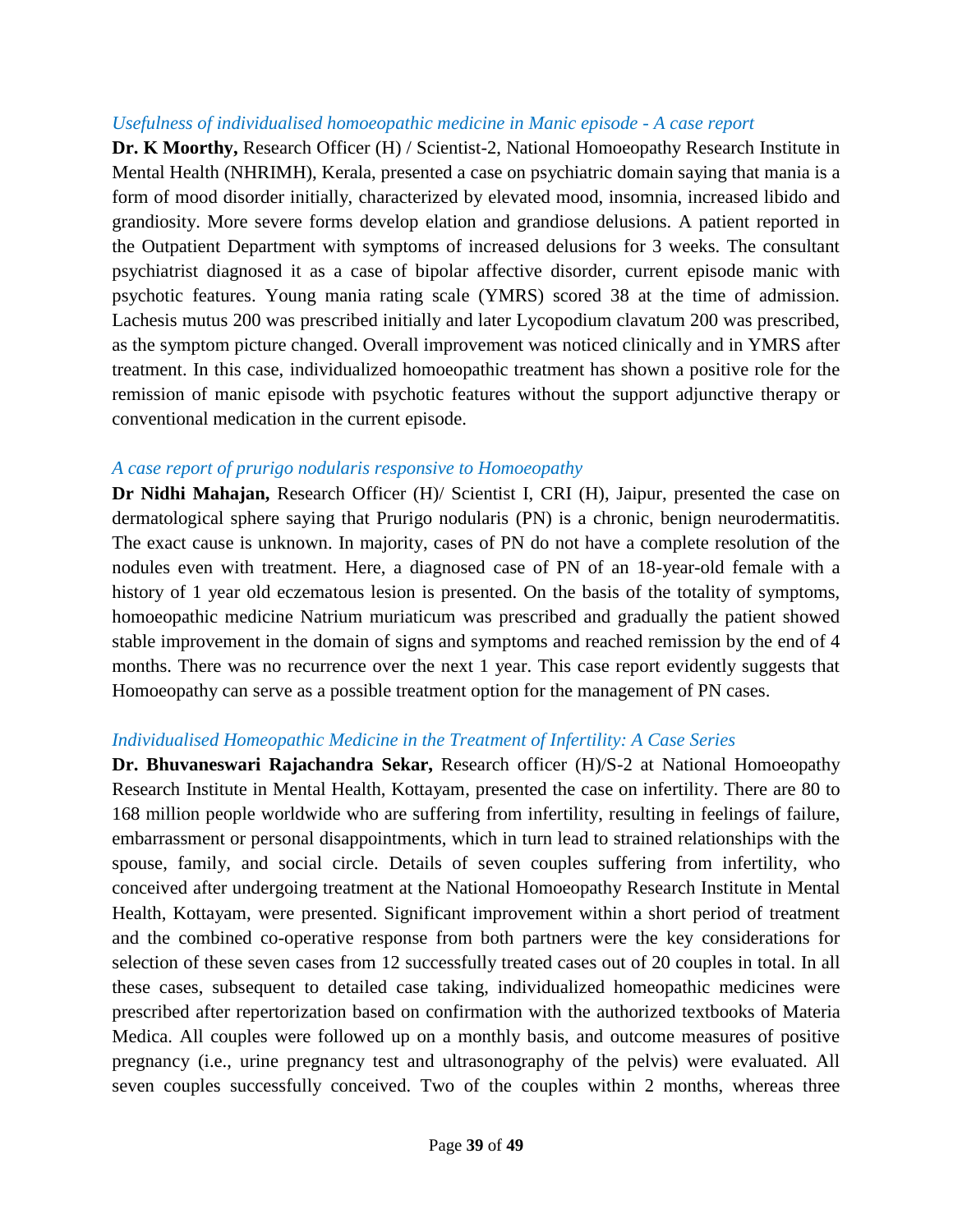*Usefulness of individualised homoeopathic medicine in Manic episode - A case report*

**Dr. K Moorthy,** Research Officer (H) / Scientist-2, National Homoeopathy Research Institute in Mental Health (NHRIMH), Kerala, presented a case on psychiatric domain saying that mania is a form of mood disorder initially, characterized by elevated mood, insomnia, increased libido and grandiosity. More severe forms develop elation and grandiose delusions. A patient reported in the Outpatient Department with symptoms of increased delusions for 3 weeks. The consultant psychiatrist diagnosed it as a case of bipolar affective disorder, current episode manic with psychotic features. Young mania rating scale (YMRS) scored 38 at the time of admission. Lachesis mutus 200 was prescribed initially and later Lycopodium clavatum 200 was prescribed, as the symptom picture changed. Overall improvement was noticed clinically and in YMRS after treatment. In this case, individualized homoeopathic treatment has shown a positive role for the remission of manic episode with psychotic features without the support adjunctive therapy or conventional medication in the current episode.

*A case report of prurigo nodularis responsive to Homoeopathy*

**Dr Nidhi Mahajan,** Research Officer (H)/ Scientist I, CRI (H), Jaipur, presented the case on dermatological sphere saying that Prurigo nodularis (PN) is a chronic, benign neurodermatitis. The exact cause is unknown. In majority, cases of PN do not have a complete resolution of the nodules even with treatment. Here, a diagnosed case of PN of an 18-year-old female with a history of 1 year old eczematous lesion is presented. On the basis of the totality of symptoms, homoeopathic medicine Natrium muriaticum was prescribed and gradually the patient showed stable improvement in the domain of signs and symptoms and reached remission by the end of 4 months. There was no recurrence over the next 1 year. This case report evidently suggests that Homoeopathy can serve as a possible treatment option for the management of PN cases.

*Individualised Homeopathic Medicine in the Treatment of Infertility: A Case Series*

**Dr. Bhuvaneswari Rajachandra Sekar,** Research officer (H)/S-2 at National Homoeopathy Research Institute in Mental Health, Kottayam, presented the case on infertility. There are 80 to 168 million people worldwide who are suffering from infertility, resulting in feelings of failure, embarrassment or personal disappointments, which in turn lead to strained relationships with the spouse, family, and social circle. Details of seven couples suffering from infertility, who conceived after undergoing treatment at the National Homoeopathy Research Institute in Mental Health, Kottayam, were presented. Significant improvement within a short period of treatment and the combined co-operative response from both partners were the key considerations for selection of these seven cases from 12 successfully treated cases out of 20 couples in total. In all these cases, subsequent to detailed case taking, individualized homeopathic medicines were prescribed after repertorization based on confirmation with the authorized textbooks of Materia Medica. All couples were followed up on a monthly basis, and outcome measures of positive pregnancy (i.e., urine pregnancy test and ultrasonography of the pelvis) were evaluated. All seven couples successfully conceived. Two of the couples within 2 months, whereas three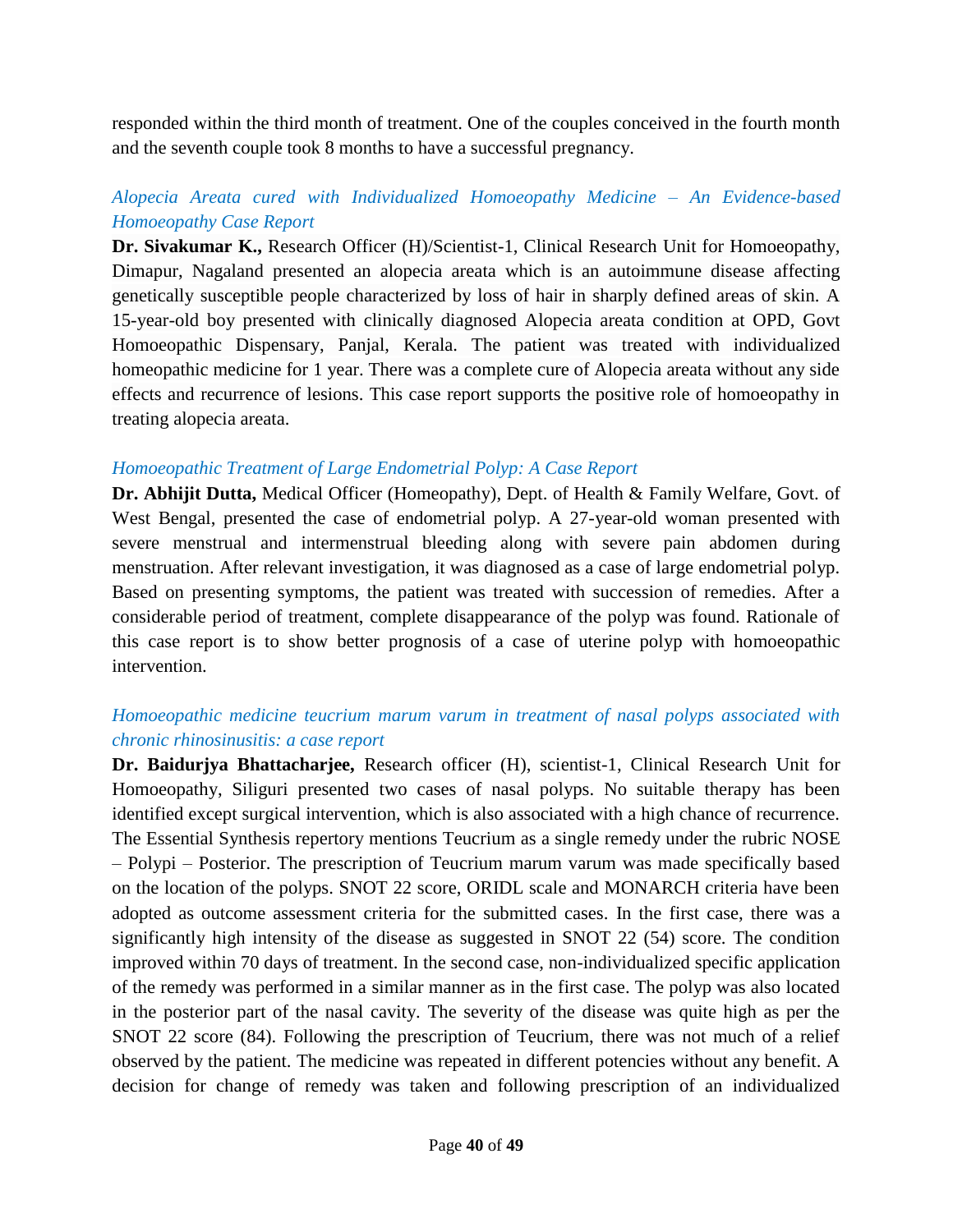responded within the third month of treatment. One of the couples conceived in the fourth month and the seventh couple took 8 months to have a successful pregnancy.

*Alopecia Areata cured with Individualized Homoeopathy Medicine – An Evidence-based Homoeopathy Case Report*

**Dr. Sivakumar K.,** Research Officer (H)/Scientist-1, Clinical Research Unit for Homoeopathy, Dimapur, Nagaland presented an alopecia areata which is an autoimmune disease affecting genetically susceptible people characterized by loss of hair in sharply defined areas of skin. A 15-year-old boy presented with clinically diagnosed Alopecia areata condition at OPD, Govt Homoeopathic Dispensary, Panjal, Kerala. The patient was treated with individualized homeopathic medicine for 1 year. There was a complete cure of Alopecia areata without any side effects and recurrence of lesions. This case report supports the positive role of homoeopathy in treating alopecia areata.

*Homoeopathic Treatment of Large Endometrial Polyp: A Case Report*

**Dr. Abhijit Dutta,** Medical Officer (Homeopathy), Dept. of Health & Family Welfare, Govt. of West Bengal, presented the case of endometrial polyp. A 27-year-old woman presented with severe menstrual and intermenstrual bleeding along with severe pain abdomen during menstruation. After relevant investigation, it was diagnosed as a case of large endometrial polyp. Based on presenting symptoms, the patient was treated with succession of remedies. After a considerable period of treatment, complete disappearance of the polyp was found. Rationale of this case report is to show better prognosis of a case of uterine polyp with homoeopathic intervention.

*Homoeopathic medicine teucrium marum varum in treatment of nasal polyps associated with chronic rhinosinusitis: a case report*

**Dr. Baidurjya Bhattacharjee,** Research officer (H), scientist-1, Clinical Research Unit for Homoeopathy, Siliguri presented two cases of nasal polyps. No suitable therapy has been identified except surgical intervention, which is also associated with a high chance of recurrence. The Essential Synthesis repertory mentions Teucrium as a single remedy under the rubric NOSE – Polypi – Posterior. The prescription of Teucrium marum varum was made specifically based on the location of the polyps. SNOT 22 score, ORIDL scale and MONARCH criteria have been adopted as outcome assessment criteria for the submitted cases. In the first case, there was a significantly high intensity of the disease as suggested in SNOT 22 (54) score. The condition improved within 70 days of treatment. In the second case, non-individualized specific application of the remedy was performed in a similar manner as in the first case. The polyp was also located in the posterior part of the nasal cavity. The severity of the disease was quite high as per the SNOT 22 score (84). Following the prescription of Teucrium, there was not much of a relief observed by the patient. The medicine was repeated in different potencies without any benefit. A decision for change of remedy was taken and following prescription of an individualized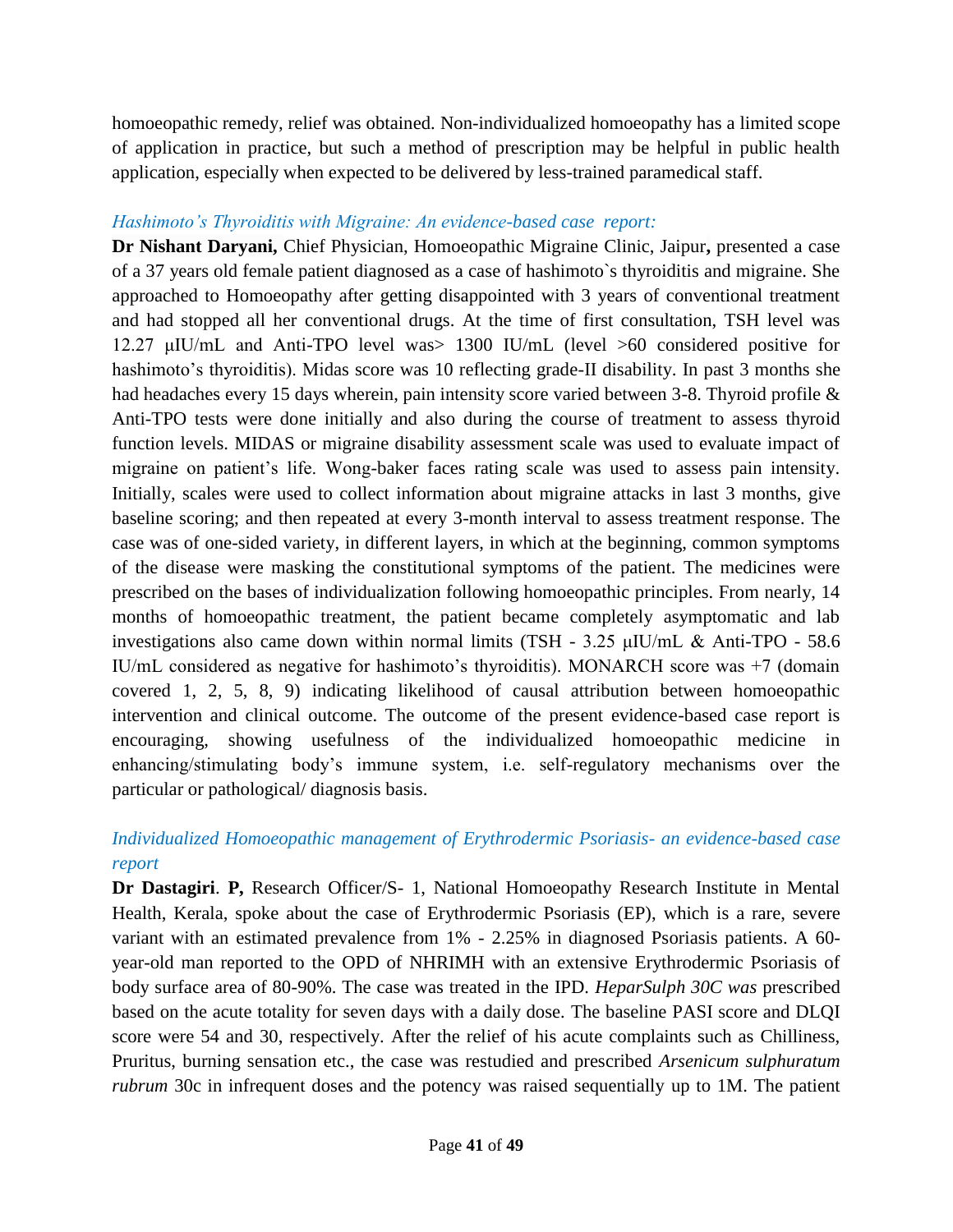homoeopathic remedy, relief was obtained. Non-individualized homoeopathy has a limited scope of application in practice, but such a method of prescription may be helpful in public health application, especially when expected to be delivered by less-trained paramedical staff.

### *Hashimoto's Thyroiditis with Migraine: An evidence-based case report:*

**Dr Nishant Daryani,** Chief Physician, Homoeopathic Migraine Clinic, Jaipur**,** presented a case of a 37 years old female patient diagnosed as a case of hashimoto`s thyroiditis and migraine. She approached to Homoeopathy after getting disappointed with 3 years of conventional treatment and had stopped all her conventional drugs. At the time of first consultation, TSH level was 12.27 μIU/mL and Anti-TPO level was> 1300 IU/mL (level >60 considered positive for hashimoto's thyroiditis). Midas score was 10 reflecting grade-II disability. In past 3 months she had headaches every 15 days wherein, pain intensity score varied between 3-8. Thyroid profile & Anti-TPO tests were done initially and also during the course of treatment to assess thyroid function levels. MIDAS or migraine disability assessment scale was used to evaluate impact of migraine on patient's life. Wong-baker faces rating scale was used to assess pain intensity. Initially, scales were used to collect information about migraine attacks in last 3 months, give baseline scoring; and then repeated at every 3-month interval to assess treatment response. The case was of one-sided variety, in different layers, in which at the beginning, common symptoms of the disease were masking the constitutional symptoms of the patient. The medicines were prescribed on the bases of individualization following homoeopathic principles. From nearly, 14 months of homoeopathic treatment, the patient became completely asymptomatic and lab investigations also came down within normal limits (TSH - 3.25 μIU/mL & Anti-TPO - 58.6 IU/mL considered as negative for hashimoto's thyroiditis). MONARCH score was +7 (domain covered 1, 2, 5, 8, 9) indicating likelihood of causal attribution between homoeopathic intervention and clinical outcome. The outcome of the present evidence-based case report is encouraging, showing usefulness of the individualized homoeopathic medicine in enhancing/stimulating body's immune system, i.e. self-regulatory mechanisms over the particular or pathological/ diagnosis basis.

### *Individualized Homoeopathic management of Erythrodermic Psoriasis- an evidence-based case report*

**Dr Dastagiri**. **P,** Research Officer/S- 1, National Homoeopathy Research Institute in Mental Health, Kerala, spoke about the case of Erythrodermic Psoriasis (EP), which is a rare, severe variant with an estimated prevalence from 1% - 2.25% in diagnosed Psoriasis patients. A 60-year-old man reported to the OPD of NHRIMH with an extensive Erythrodermic Psoriasis of body surface area of 80-90%. The case was treated in the IPD. *HeparSulph 30C was* prescribed based on the acute totality for seven days with a daily dose. The baseline PASI score and DLQI score were 54 and 30, respectively. After the relief of his acute complaints such as Chilliness, Pruritus, burning sensation etc., the case was restudied and prescribed *Arsenicum sulphuratum rubrum* 30c in infrequent doses and the potency was raised sequentially up to 1M. The patient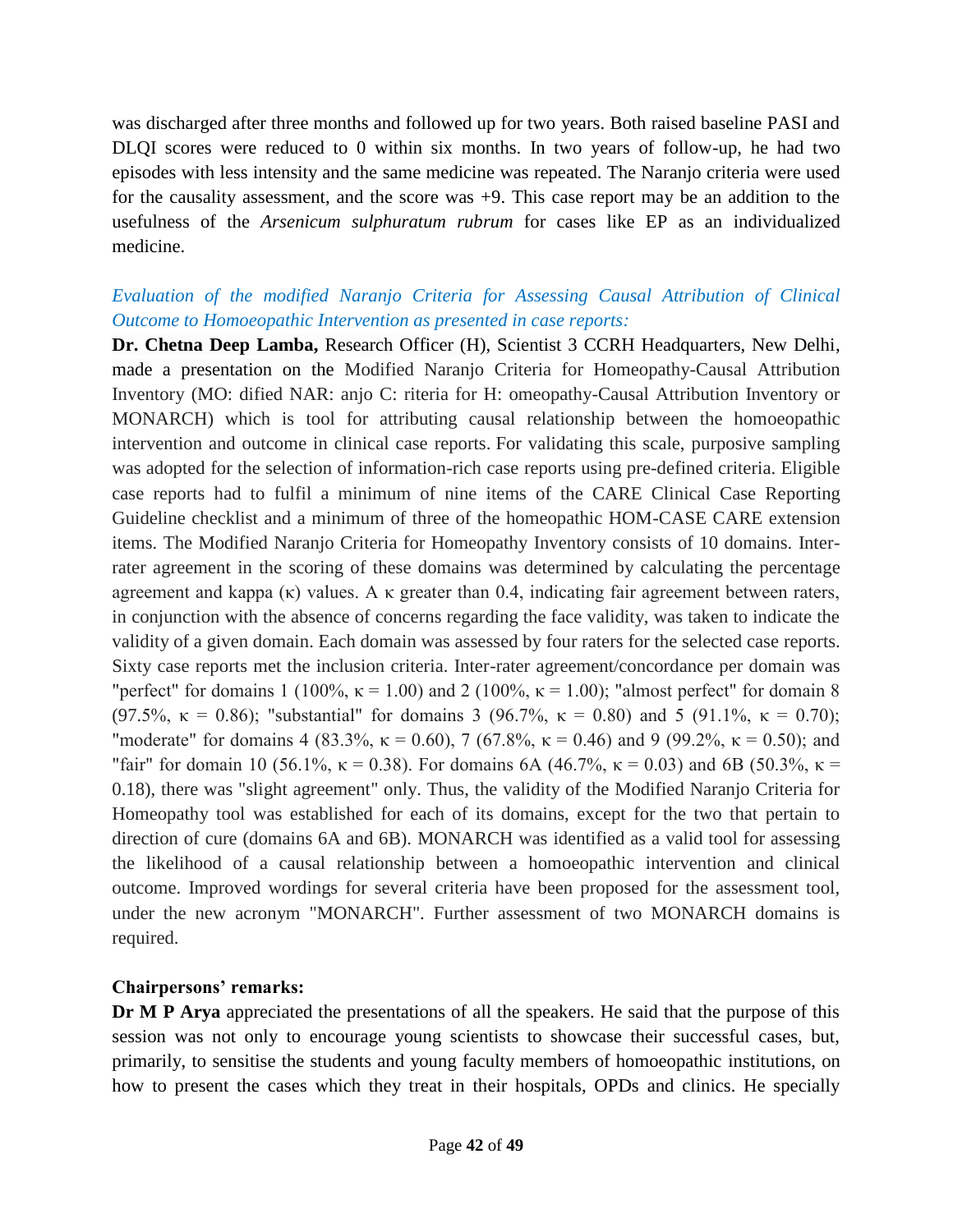was discharged after three months and followed up for two years. Both raised baseline PASI and DLQI scores were reduced to 0 within six months. In two years of follow-up, he had two episodes with less intensity and the same medicine was repeated. The Naranjo criteria were used for the causality assessment, and the score was +9. This case report may be an addition to the usefulness of the *Arsenicum sulphuratum rubrum* for cases like EP as an individualized medicine.

*Evaluation of the modified Naranjo Criteria for Assessing Causal Attribution of Clinical Outcome to Homoeopathic Intervention as presented in case reports:*

**Dr. Chetna Deep Lamba,** Research Officer (H), Scientist 3 CCRH Headquarters, New Delhi, made a presentation on the Modified Naranjo Criteria for Homeopathy-Causal Attribution Inventory (MO: dified NAR: anjo C: riteria for H: omeopathy-Causal Attribution Inventory or MONARCH) which is tool for attributing causal relationship between the homoeopathic intervention and outcome in clinical case reports. For validating this scale, purposive sampling was adopted for the selection of information-rich case reports using pre-defined criteria. Eligible case reports had to fulfil a minimum of nine items of the CARE Clinical Case Reporting Guideline checklist and a minimum of three of the homeopathic HOM-CASE CARE extension items. The Modified Naranjo Criteria for Homeopathy Inventory consists of 10 domains. Inter-rater agreement in the scoring of these domains was determined by calculating the percentage agreement and kappa ($\kappa$) values. A $\kappa$ greater than 0.4, indicating fair agreement between raters, in conjunction with the absence of concerns regarding the face validity, was taken to indicate the validity of a given domain. Each domain was assessed by four raters for the selected case reports. Sixty case reports met the inclusion criteria. Inter-rater agreement/concordance per domain was "perfect" for domains 1 (100%, $\kappa = 1.00$) and 2 (100%, $\kappa = 1.00$); "almost perfect" for domain 8 (97.5%, $\kappa = 0.86$); "substantial" for domains 3 (96.7%, $\kappa = 0.80$) and 5 (91.1%, $\kappa = 0.70$); "moderate" for domains 4 (83.3%, $\kappa = 0.60$), 7 (67.8%, $\kappa = 0.46$) and 9 (99.2%, $\kappa = 0.50$); and "fair" for domain 10 (56.1%, $\kappa = 0.38$). For domains 6A (46.7%, $\kappa = 0.03$) and 6B (50.3%, $\kappa = 0.18$), there was "slight agreement" only. Thus, the validity of the Modified Naranjo Criteria for Homeopathy tool was established for each of its domains, except for the two that pertain to direction of cure (domains 6A and 6B). MONARCH was identified as a valid tool for assessing the likelihood of a causal relationship between a homoeopathic intervention and clinical outcome. Improved wordings for several criteria have been proposed for the assessment tool, under the new acronym "MONARCH". Further assessment of two MONARCH domains is required.

**Chairpersons' remarks:**

**Dr M P Arya** appreciated the presentations of all the speakers. He said that the purpose of this session was not only to encourage young scientists to showcase their successful cases, but, primarily, to sensitise the students and young faculty members of homoeopathic institutions, on how to present the cases which they treat in their hospitals, OPDs and clinics. He specially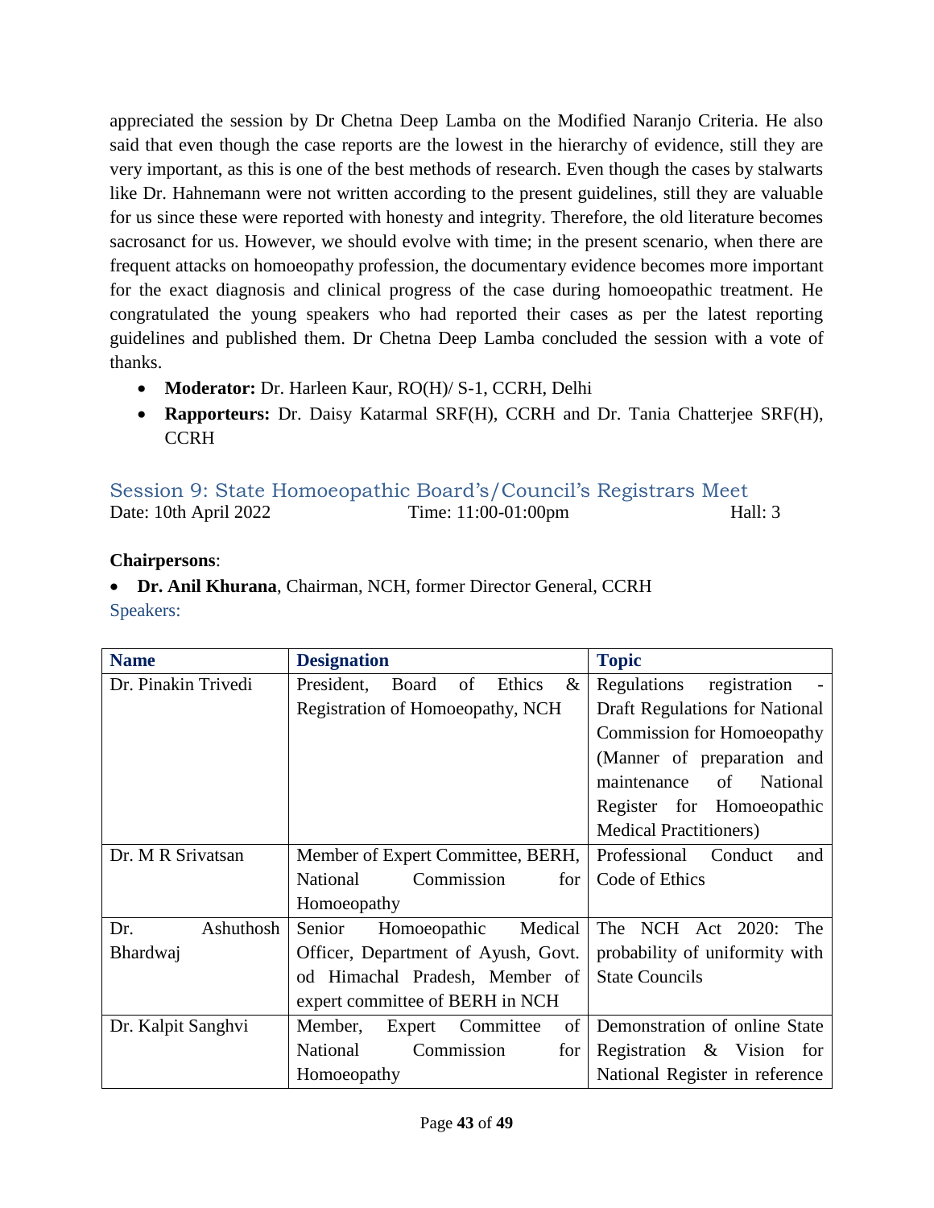appreciated the session by Dr Chetna Deep Lamba on the Modified Naranjo Criteria. He also said that even though the case reports are the lowest in the hierarchy of evidence, still they are very important, as this is one of the best methods of research. Even though the cases by stalwarts like Dr. Hahnemann were not written according to the present guidelines, still they are valuable for us since these were reported with honesty and integrity. Therefore, the old literature becomes sacrosanct for us. However, we should evolve with time; in the present scenario, when there are frequent attacks on homoeopathy profession, the documentary evidence becomes more important for the exact diagnosis and clinical progress of the case during homoeopathic treatment. He congratulated the young speakers who had reported their cases as per the latest reporting guidelines and published them. Dr Chetna Deep Lamba concluded the session with a vote of thanks.

- **Moderator:** Dr. Harleen Kaur, RO(H)/ S-1, CCRH, Delhi
- **Rapporteurs:** Dr. Daisy Katarmal SRF(H), CCRH and Dr. Tania Chatterjee SRF(H), CCRH

## Session 9: State Homoeopathic Board's/Council's Registrars Meet

Date: 10th April 2022 Time: 11:00-01:00pm Hall: 3

**Chairpersons**:

- **Dr. Anil Khurana**, Chairman, NCH, former Director General, CCRH

Speakers:

| Name | Designation | Topic |
|---|---|---|
| Dr. Pinakin Trivedi | President, Board of Ethics & Registration of Homoeopathy, NCH | Regulations registration - Draft Regulations for National Commission for Homoeopathy (Manner of preparation and maintenance of National Register for Homoeopathic Medical Practitioners) |
| Dr. M R Srivatsan | Member of Expert Committee, BERH, National Commission for Homoeopathy | Professional Conduct and Code of Ethics |
| Dr. Ashuthosh Bhardwaj | Senior Homoeopathic Medical Officer, Department of Ayush, Govt. od Himachal Pradesh, Member of expert committee of BERH in NCH | The NCH Act 2020: The probability of uniformity with State Councils |
| Dr. Kalpit Sanghvi | Member, Expert Committee of National Commission for Homoeopathy | Demonstration of online State Registration & Vision for National Register in reference |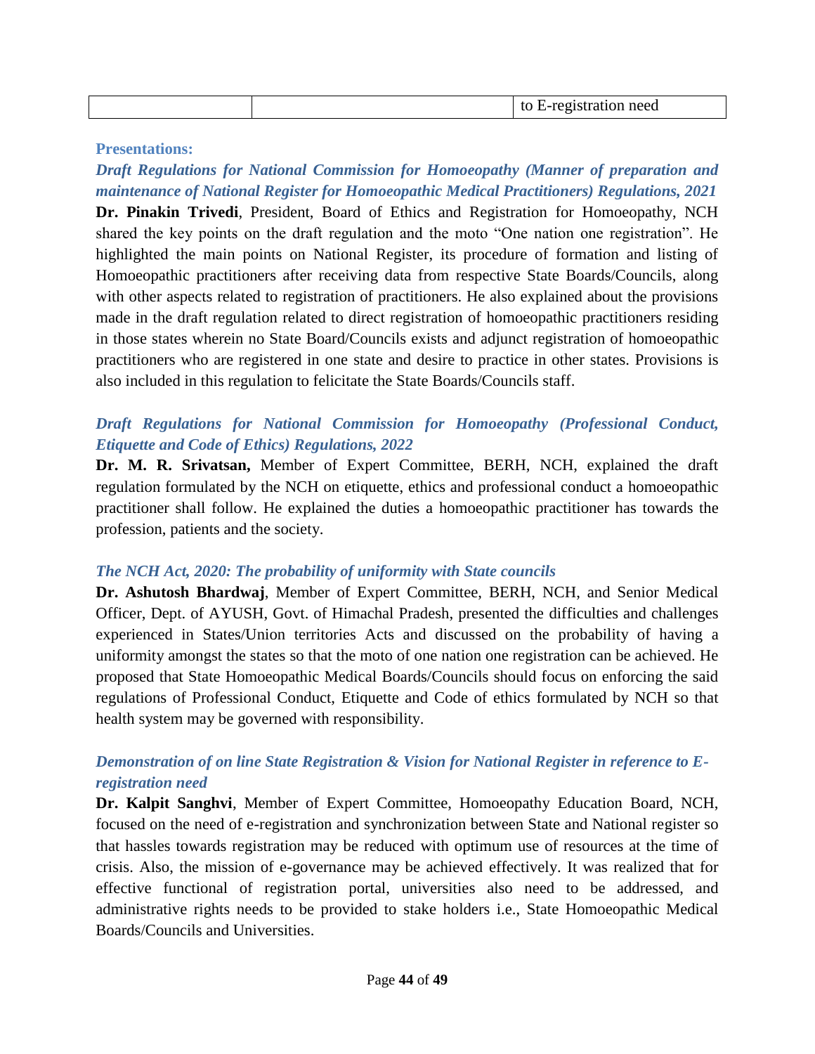| | | to E-registration need |
|---|---|---|

**Presentations:**

***Draft Regulations for National Commission for Homoeopathy (Manner of preparation and maintenance of National Register for Homoeopathic Medical Practitioners) Regulations, 2021***

**Dr. Pinakin Trivedi**, President, Board of Ethics and Registration for Homoeopathy, NCH shared the key points on the draft regulation and the moto "One nation one registration". He highlighted the main points on National Register, its procedure of formation and listing of Homoeopathic practitioners after receiving data from respective State Boards/Councils, along with other aspects related to registration of practitioners. He also explained about the provisions made in the draft regulation related to direct registration of homoeopathic practitioners residing in those states wherein no State Board/Councils exists and adjunct registration of homoeopathic practitioners who are registered in one state and desire to practice in other states. Provisions is also included in this regulation to felicitate the State Boards/Councils staff.

***Draft Regulations for National Commission for Homoeopathy (Professional Conduct, Etiquette and Code of Ethics) Regulations, 2022***

**Dr. M. R. Srivatsan,** Member of Expert Committee, BERH, NCH, explained the draft regulation formulated by the NCH on etiquette, ethics and professional conduct a homoeopathic practitioner shall follow. He explained the duties a homoeopathic practitioner has towards the profession, patients and the society.

***The NCH Act, 2020: The probability of uniformity with State councils***

**Dr. Ashutosh Bhardwaj**, Member of Expert Committee, BERH, NCH, and Senior Medical Officer, Dept. of AYUSH, Govt. of Himachal Pradesh, presented the difficulties and challenges experienced in States/Union territories Acts and discussed on the probability of having a uniformity amongst the states so that the moto of one nation one registration can be achieved. He proposed that State Homoeopathic Medical Boards/Councils should focus on enforcing the said regulations of Professional Conduct, Etiquette and Code of ethics formulated by NCH so that health system may be governed with responsibility.

***Demonstration of on line State Registration & Vision for National Register in reference to E-registration need***

**Dr. Kalpit Sanghvi**, Member of Expert Committee, Homoeopathy Education Board, NCH, focused on the need of e-registration and synchronization between State and National register so that hassles towards registration may be reduced with optimum use of resources at the time of crisis. Also, the mission of e-governance may be achieved effectively. It was realized that for effective functional of registration portal, universities also need to be addressed, and administrative rights needs to be provided to stake holders i.e., State Homoeopathic Medical Boards/Councils and Universities.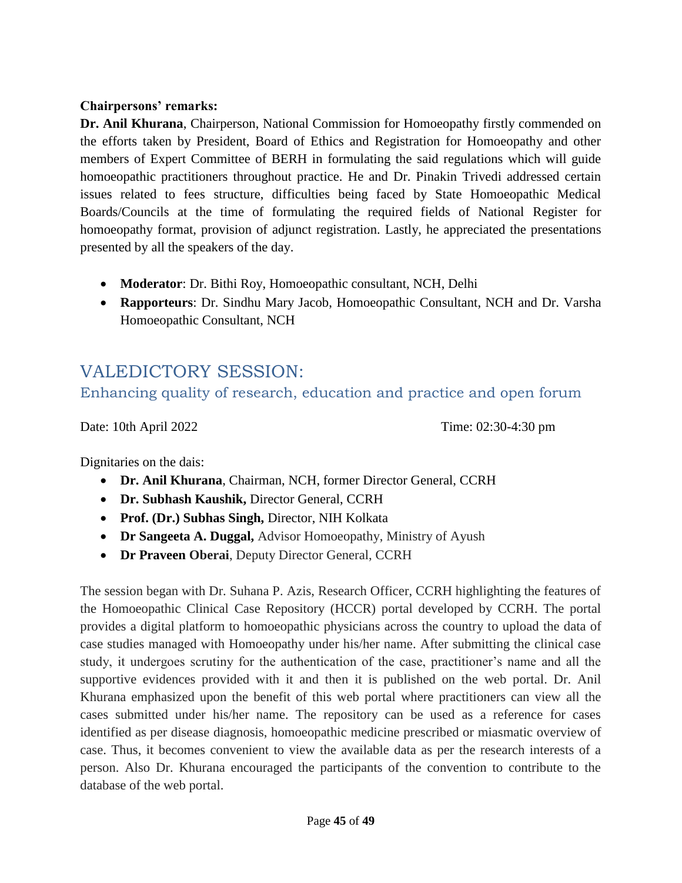**Chairpersons' remarks:**

**Dr. Anil Khurana**, Chairperson, National Commission for Homoeopathy firstly commended on the efforts taken by President, Board of Ethics and Registration for Homoeopathy and other members of Expert Committee of BERH in formulating the said regulations which will guide homoeopathic practitioners throughout practice. He and Dr. Pinakin Trivedi addressed certain issues related to fees structure, difficulties being faced by State Homoeopathic Medical Boards/Councils at the time of formulating the required fields of National Register for homoeopathy format, provision of adjunct registration. Lastly, he appreciated the presentations presented by all the speakers of the day.

- **Moderator**: Dr. Bithi Roy, Homoeopathic consultant, NCH, Delhi
- **Rapporteurs**: Dr. Sindhu Mary Jacob, Homoeopathic Consultant, NCH and Dr. Varsha Homoeopathic Consultant, NCH

# VALEDICTORY SESSION:

## Enhancing quality of research, education and practice and open forum

Date: 10th April 2022 Time: 02:30-4:30 pm

Dignitaries on the dais:

- **Dr. Anil Khurana**, Chairman, NCH, former Director General, CCRH
- **Dr. Subhash Kaushik,** Director General, CCRH
- **Prof. (Dr.) Subhas Singh,** Director, NIH Kolkata
- **Dr Sangeeta A. Duggal,** Advisor Homoeopathy, Ministry of Ayush
- **Dr Praveen Oberai**, Deputy Director General, CCRH

The session began with Dr. Suhana P. Azis, Research Officer, CCRH highlighting the features of the Homoeopathic Clinical Case Repository (HCCR) portal developed by CCRH. The portal provides a digital platform to homoeopathic physicians across the country to upload the data of case studies managed with Homoeopathy under his/her name. After submitting the clinical case study, it undergoes scrutiny for the authentication of the case, practitioner's name and all the supportive evidences provided with it and then it is published on the web portal. Dr. Anil Khurana emphasized upon the benefit of this web portal where practitioners can view all the cases submitted under his/her name. The repository can be used as a reference for cases identified as per disease diagnosis, homoeopathic medicine prescribed or miasmatic overview of case. Thus, it becomes convenient to view the available data as per the research interests of a person. Also Dr. Khurana encouraged the participants of the convention to contribute to the database of the web portal.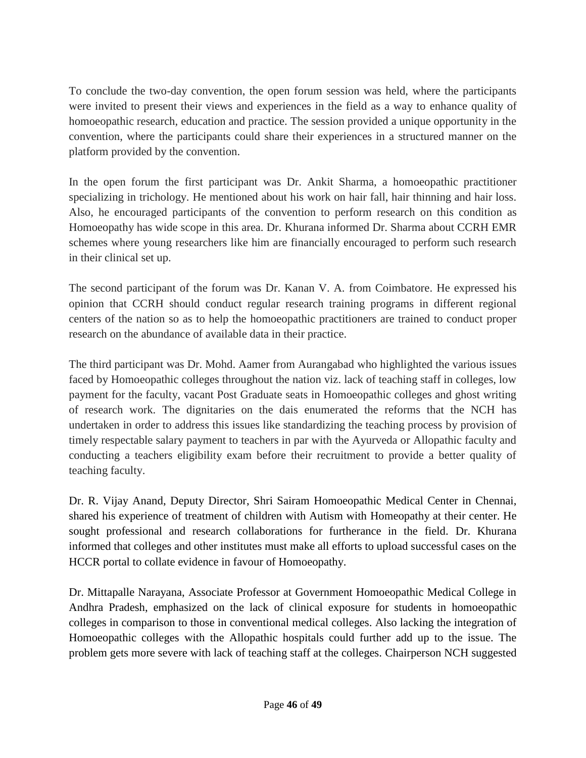To conclude the two-day convention, the open forum session was held, where the participants were invited to present their views and experiences in the field as a way to enhance quality of homoeopathic research, education and practice. The session provided a unique opportunity in the convention, where the participants could share their experiences in a structured manner on the platform provided by the convention.

In the open forum the first participant was Dr. Ankit Sharma, a homoeopathic practitioner specializing in trichology. He mentioned about his work on hair fall, hair thinning and hair loss. Also, he encouraged participants of the convention to perform research on this condition as Homoeopathy has wide scope in this area. Dr. Khurana informed Dr. Sharma about CCRH EMR schemes where young researchers like him are financially encouraged to perform such research in their clinical set up.

The second participant of the forum was Dr. Kanan V. A. from Coimbatore. He expressed his opinion that CCRH should conduct regular research training programs in different regional centers of the nation so as to help the homoeopathic practitioners are trained to conduct proper research on the abundance of available data in their practice.

The third participant was Dr. Mohd. Aamer from Aurangabad who highlighted the various issues faced by Homoeopathic colleges throughout the nation viz. lack of teaching staff in colleges, low payment for the faculty, vacant Post Graduate seats in Homoeopathic colleges and ghost writing of research work. The dignitaries on the dais enumerated the reforms that the NCH has undertaken in order to address this issues like standardizing the teaching process by provision of timely respectable salary payment to teachers in par with the Ayurveda or Allopathic faculty and conducting a teachers eligibility exam before their recruitment to provide a better quality of teaching faculty.

Dr. R. Vijay Anand, Deputy Director, Shri Sairam Homoeopathic Medical Center in Chennai, shared his experience of treatment of children with Autism with Homeopathy at their center. He sought professional and research collaborations for furtherance in the field. Dr. Khurana informed that colleges and other institutes must make all efforts to upload successful cases on the HCCR portal to collate evidence in favour of Homoeopathy.

Dr. Mittapalle Narayana, Associate Professor at Government Homoeopathic Medical College in Andhra Pradesh, emphasized on the lack of clinical exposure for students in homoeopathic colleges in comparison to those in conventional medical colleges. Also lacking the integration of Homoeopathic colleges with the Allopathic hospitals could further add up to the issue. The problem gets more severe with lack of teaching staff at the colleges. Chairperson NCH suggested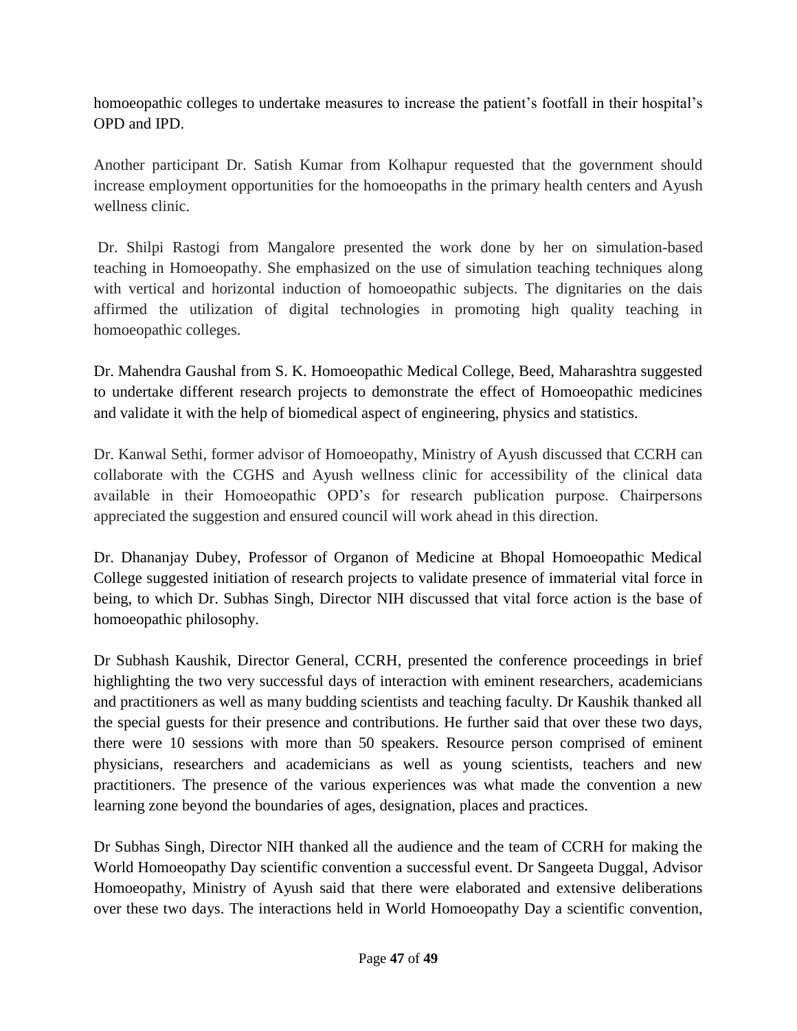homoeopathic colleges to undertake measures to increase the patient's footfall in their hospital's OPD and IPD.

Another participant Dr. Satish Kumar from Kolhapur requested that the government should increase employment opportunities for the homoeopaths in the primary health centers and Ayush wellness clinic.

Dr. Shilpi Rastogi from Mangalore presented the work done by her on simulation-based teaching in Homoeopathy. She emphasized on the use of simulation teaching techniques along with vertical and horizontal induction of homoeopathic subjects. The dignitaries on the dais affirmed the utilization of digital technologies in promoting high quality teaching in homoeopathic colleges.

Dr. Mahendra Gaushal from S. K. Homoeopathic Medical College, Beed, Maharashtra suggested to undertake different research projects to demonstrate the effect of Homoeopathic medicines and validate it with the help of biomedical aspect of engineering, physics and statistics.

Dr. Kanwal Sethi, former advisor of Homoeopathy, Ministry of Ayush discussed that CCRH can collaborate with the CGHS and Ayush wellness clinic for accessibility of the clinical data available in their Homoeopathic OPD's for research publication purpose. Chairpersons appreciated the suggestion and ensured council will work ahead in this direction.

Dr. Dhananjay Dubey, Professor of Organon of Medicine at Bhopal Homoeopathic Medical College suggested initiation of research projects to validate presence of immaterial vital force in being, to which Dr. Subhas Singh, Director NIH discussed that vital force action is the base of homoeopathic philosophy.

Dr Subhash Kaushik, Director General, CCRH, presented the conference proceedings in brief highlighting the two very successful days of interaction with eminent researchers, academicians and practitioners as well as many budding scientists and teaching faculty. Dr Kaushik thanked all the special guests for their presence and contributions. He further said that over these two days, there were 10 sessions with more than 50 speakers. Resource person comprised of eminent physicians, researchers and academicians as well as young scientists, teachers and new practitioners. The presence of the various experiences was what made the convention a new learning zone beyond the boundaries of ages, designation, places and practices.

Dr Subhas Singh, Director NIH thanked all the audience and the team of CCRH for making the World Homoeopathy Day scientific convention a successful event. Dr Sangeeta Duggal, Advisor Homoeopathy, Ministry of Ayush said that there were elaborated and extensive deliberations over these two days. The interactions held in World Homoeopathy Day a scientific convention,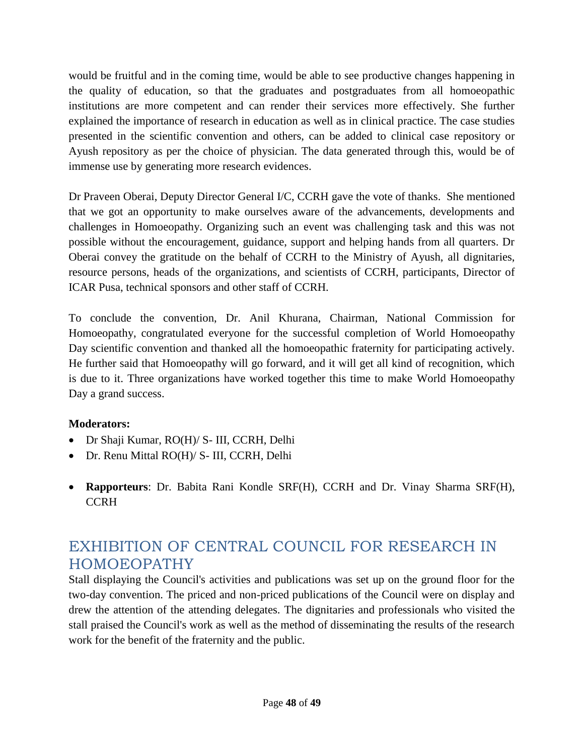would be fruitful and in the coming time, would be able to see productive changes happening in the quality of education, so that the graduates and postgraduates from all homoeopathic institutions are more competent and can render their services more effectively. She further explained the importance of research in education as well as in clinical practice. The case studies presented in the scientific convention and others, can be added to clinical case repository or Ayush repository as per the choice of physician. The data generated through this, would be of immense use by generating more research evidences.

Dr Praveen Oberai, Deputy Director General I/C, CCRH gave the vote of thanks. She mentioned that we got an opportunity to make ourselves aware of the advancements, developments and challenges in Homoeopathy. Organizing such an event was challenging task and this was not possible without the encouragement, guidance, support and helping hands from all quarters. Dr Oberai convey the gratitude on the behalf of CCRH to the Ministry of Ayush, all dignitaries, resource persons, heads of the organizations, and scientists of CCRH, participants, Director of ICAR Pusa, technical sponsors and other staff of CCRH.

To conclude the convention, Dr. Anil Khurana, Chairman, National Commission for Homoeopathy, congratulated everyone for the successful completion of World Homoeopathy Day scientific convention and thanked all the homoeopathic fraternity for participating actively. He further said that Homoeopathy will go forward, and it will get all kind of recognition, which is due to it. Three organizations have worked together this time to make World Homoeopathy Day a grand success.

**Moderators:**

- Dr Shaji Kumar, RO(H)/ S- III, CCRH, Delhi
- Dr. Renu Mittal RO(H)/ S- III, CCRH, Delhi

- **Rapporteurs**: Dr. Babita Rani Kondle SRF(H), CCRH and Dr. Vinay Sharma SRF(H), CCRH

## EXHIBITION OF CENTRAL COUNCIL FOR RESEARCH IN HOMOEOPATHY

Stall displaying the Council's activities and publications was set up on the ground floor for the two-day convention. The priced and non-priced publications of the Council were on display and drew the attention of the attending delegates. The dignitaries and professionals who visited the stall praised the Council's work as well as the method of disseminating the results of the research work for the benefit of the fraternity and the public.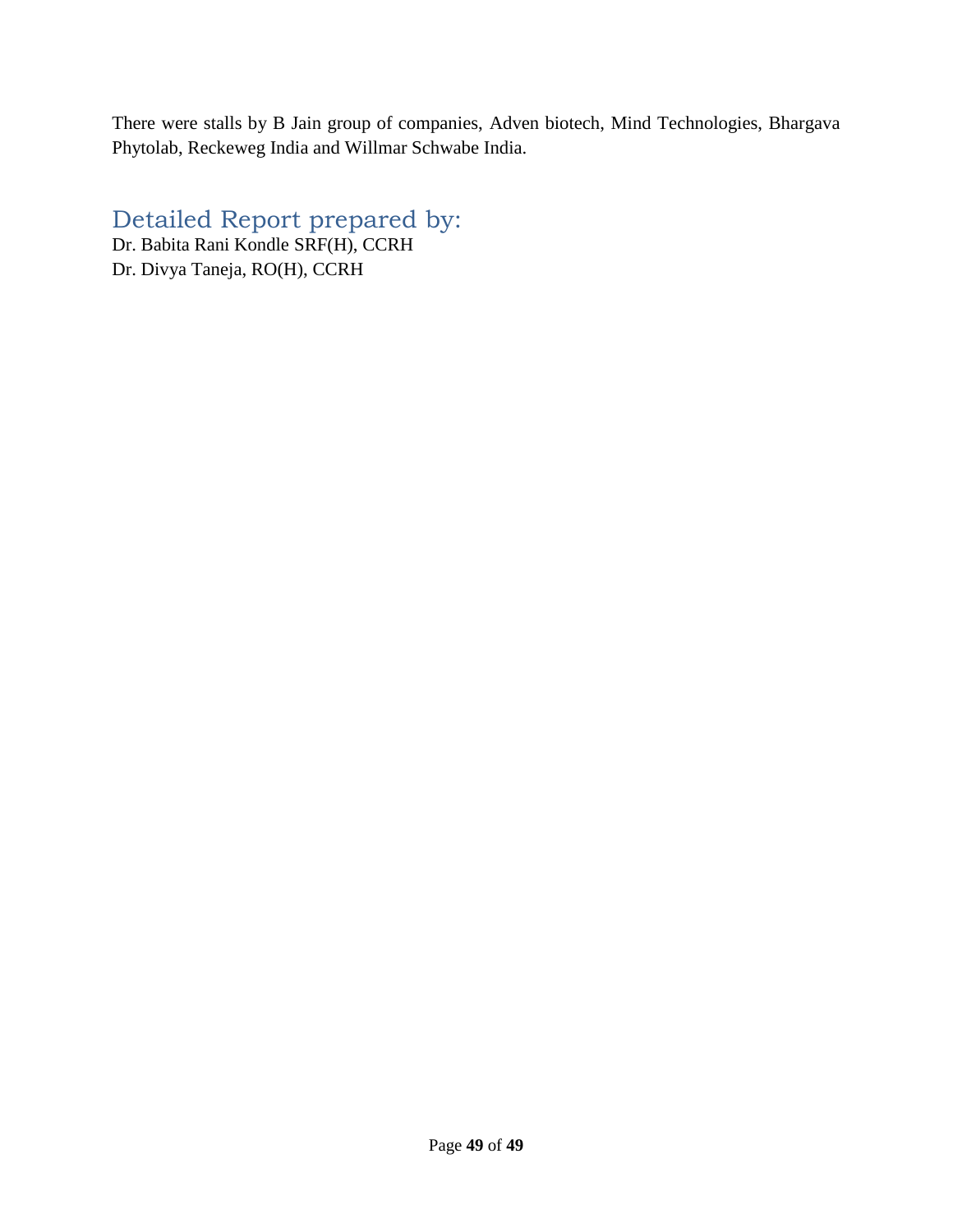There were stalls by B Jain group of companies, Adven biotech, Mind Technologies, Bhargava Phytolab, Reckeweg India and Willmar Schwabe India.

## Detailed Report prepared by:

Dr. Babita Rani Kondle SRF(H), CCRH
Dr. Divya Taneja, RO(H), CCRH